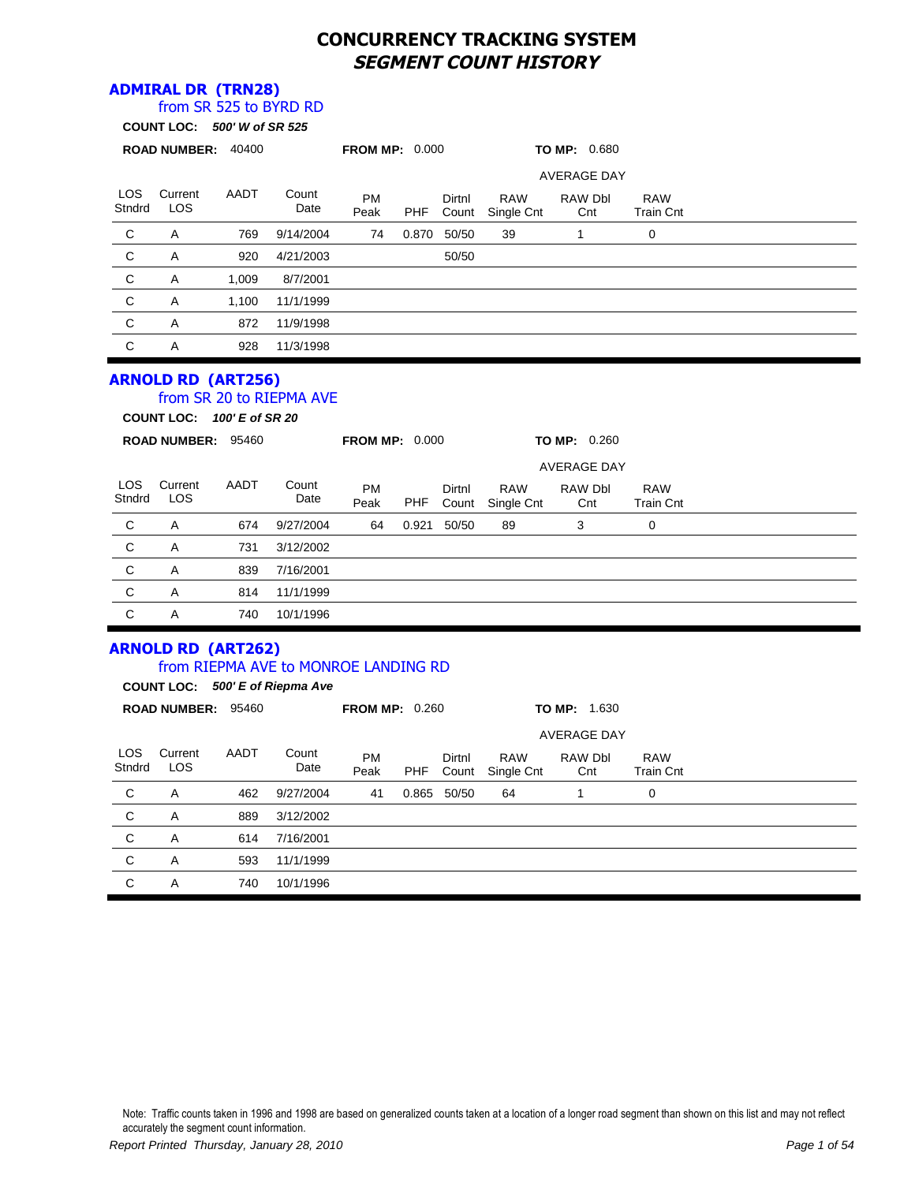# CONCURRENCY TRACKING SYSTEM
## *SEGMENT COUNT HISTORY*

### ADMIRAL DR (TRN28)
from SR 525 to BYRD RD

**COUNT LOC:** *500' W of SR 525*

**ROAD NUMBER:** 40400 **FROM MP:** 0.000 **TO MP:** 0.680

| LOS Stndrd | Current LOS | AADT | Count Date | PM Peak | PHF | Dirtnl Count | RAW Single Cnt (AVERAGE DAY) | RAW Dbl Cnt (AVERAGE DAY) | RAW Train Cnt (AVERAGE DAY) |
|---|---|---|---|---|---|---|---|---|---|
| C | A | 769 | 9/14/2004 | 74 | 0.870 | 50/50 | 39 | 1 | 0 |
| C | A | 920 | 4/21/2003 | | | 50/50 | | | |
| C | A | 1,009 | 8/7/2001 | | | | | | |
| C | A | 1,100 | 11/1/1999 | | | | | | |
| C | A | 872 | 11/9/1998 | | | | | | |
| C | A | 928 | 11/3/1998 | | | | | | |

### ARNOLD RD (ART256)
from SR 20 to RIEPMA AVE

**COUNT LOC:** *100' E of SR 20*

**ROAD NUMBER:** 95460 **FROM MP:** 0.000 **TO MP:** 0.260

| LOS Stndrd | Current LOS | AADT | Count Date | PM Peak | PHF | Dirtnl Count | RAW Single Cnt (AVERAGE DAY) | RAW Dbl Cnt (AVERAGE DAY) | RAW Train Cnt (AVERAGE DAY) |
|---|---|---|---|---|---|---|---|---|---|
| C | A | 674 | 9/27/2004 | 64 | 0.921 | 50/50 | 89 | 3 | 0 |
| C | A | 731 | 3/12/2002 | | | | | | |
| C | A | 839 | 7/16/2001 | | | | | | |
| C | A | 814 | 11/1/1999 | | | | | | |
| C | A | 740 | 10/1/1996 | | | | | | |

### ARNOLD RD (ART262)
from RIEPMA AVE to MONROE LANDING RD

**COUNT LOC:** *500' E of Riepma Ave*

**ROAD NUMBER:** 95460 **FROM MP:** 0.260 **TO MP:** 1.630

| LOS Stndrd | Current LOS | AADT | Count Date | PM Peak | PHF | Dirtnl Count | RAW Single Cnt (AVERAGE DAY) | RAW Dbl Cnt (AVERAGE DAY) | RAW Train Cnt (AVERAGE DAY) |
|---|---|---|---|---|---|---|---|---|---|
| C | A | 462 | 9/27/2004 | 41 | 0.865 | 50/50 | 64 | 1 | 0 |
| C | A | 889 | 3/12/2002 | | | | | | |
| C | A | 614 | 7/16/2001 | | | | | | |
| C | A | 593 | 11/1/1999 | | | | | | |
| C | A | 740 | 10/1/1996 | | | | | | |

Note: Traffic counts taken in 1996 and 1998 are based on generalized counts taken at a location of a longer road segment than shown on this list and may not reflect accurately the segment count information.

*Report Printed Thursday, January 28, 2010*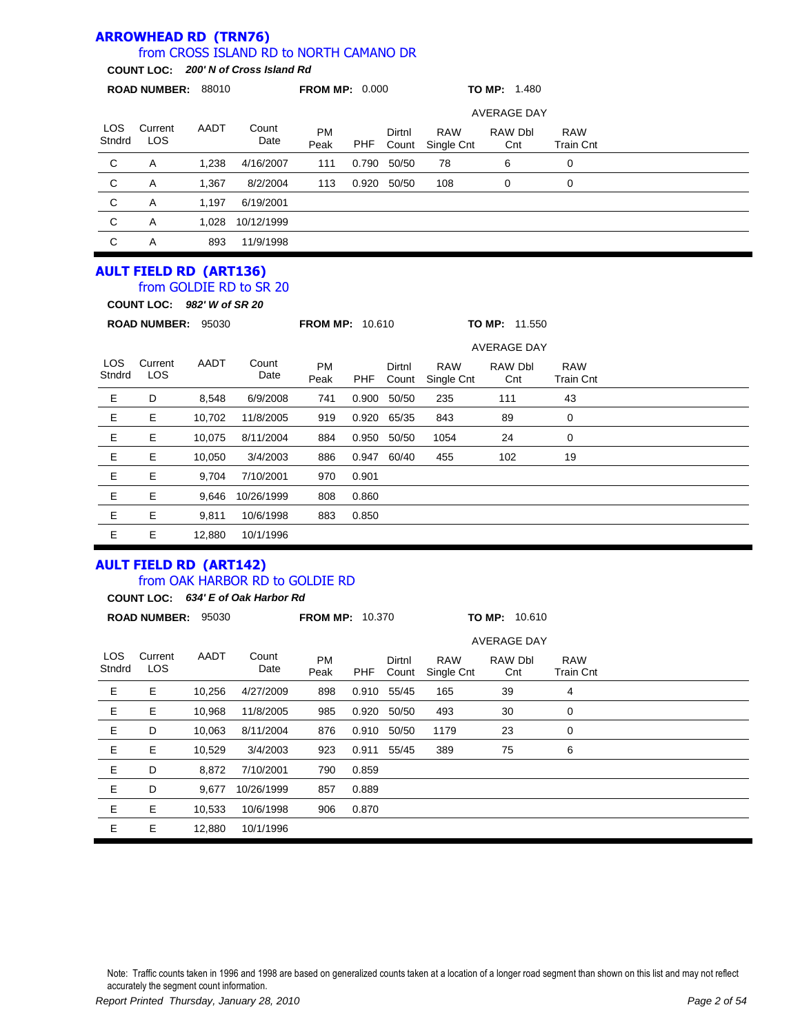## ARROWHEAD RD (TRN76)

### from CROSS ISLAND RD to NORTH CAMANO DR

**COUNT LOC:** ***200' N of Cross Island Rd***

**ROAD NUMBER:** 88010 **FROM MP:** 0.000 **TO MP:** 1.480

| | | | | | | | AVERAGE DAY | | |
|---|---|---|---|---|---|---|---|---|---|
| LOS Stndrd | Current LOS | AADT | Count Date | PM Peak | PHF | Dirtnl Count | RAW Single Cnt | RAW Dbl Cnt | RAW Train Cnt |
| C | A | 1,238 | 4/16/2007 | 111 | 0.790 | 50/50 | 78 | 6 | 0 |
| C | A | 1,367 | 8/2/2004 | 113 | 0.920 | 50/50 | 108 | 0 | 0 |
| C | A | 1,197 | 6/19/2001 | | | | | | |
| C | A | 1,028 | 10/12/1999 | | | | | | |
| C | A | 893 | 11/9/1998 | | | | | | |

## AULT FIELD RD (ART136)

### from GOLDIE RD to SR 20

**COUNT LOC:** ***982' W of SR 20***

**ROAD NUMBER:** 95030 **FROM MP:** 10.610 **TO MP:** 11.550

| | | | | | | | AVERAGE DAY | | |
|---|---|---|---|---|---|---|---|---|---|
| LOS Stndrd | Current LOS | AADT | Count Date | PM Peak | PHF | Dirtnl Count | RAW Single Cnt | RAW Dbl Cnt | RAW Train Cnt |
| E | D | 8,548 | 6/9/2008 | 741 | 0.900 | 50/50 | 235 | 111 | 43 |
| E | E | 10,702 | 11/8/2005 | 919 | 0.920 | 65/35 | 843 | 89 | 0 |
| E | E | 10,075 | 8/11/2004 | 884 | 0.950 | 50/50 | 1054 | 24 | 0 |
| E | E | 10,050 | 3/4/2003 | 886 | 0.947 | 60/40 | 455 | 102 | 19 |
| E | E | 9,704 | 7/10/2001 | 970 | 0.901 | | | | |
| E | E | 9,646 | 10/26/1999 | 808 | 0.860 | | | | |
| E | E | 9,811 | 10/6/1998 | 883 | 0.850 | | | | |
| E | E | 12,880 | 10/1/1996 | | | | | | |

## AULT FIELD RD (ART142)

### from OAK HARBOR RD to GOLDIE RD

**COUNT LOC:** ***634' E of Oak Harbor Rd***

**ROAD NUMBER:** 95030 **FROM MP:** 10.370 **TO MP:** 10.610

| | | | | | | | AVERAGE DAY | | |
|---|---|---|---|---|---|---|---|---|---|
| LOS Stndrd | Current LOS | AADT | Count Date | PM Peak | PHF | Dirtnl Count | RAW Single Cnt | RAW Dbl Cnt | RAW Train Cnt |
| E | E | 10,256 | 4/27/2009 | 898 | 0.910 | 55/45 | 165 | 39 | 4 |
| E | E | 10,968 | 11/8/2005 | 985 | 0.920 | 50/50 | 493 | 30 | 0 |
| E | D | 10,063 | 8/11/2004 | 876 | 0.910 | 50/50 | 1179 | 23 | 0 |
| E | E | 10,529 | 3/4/2003 | 923 | 0.911 | 55/45 | 389 | 75 | 6 |
| E | D | 8,872 | 7/10/2001 | 790 | 0.859 | | | | |
| E | D | 9,677 | 10/26/1999 | 857 | 0.889 | | | | |
| E | E | 10,533 | 10/6/1998 | 906 | 0.870 | | | | |
| E | E | 12,880 | 10/1/1996 | | | | | | |

Note: Traffic counts taken in 1996 and 1998 are based on generalized counts taken at a location of a longer road segment than shown on this list and may not reflect accurately the segment count information.

*Report Printed Thursday, January 28, 2010*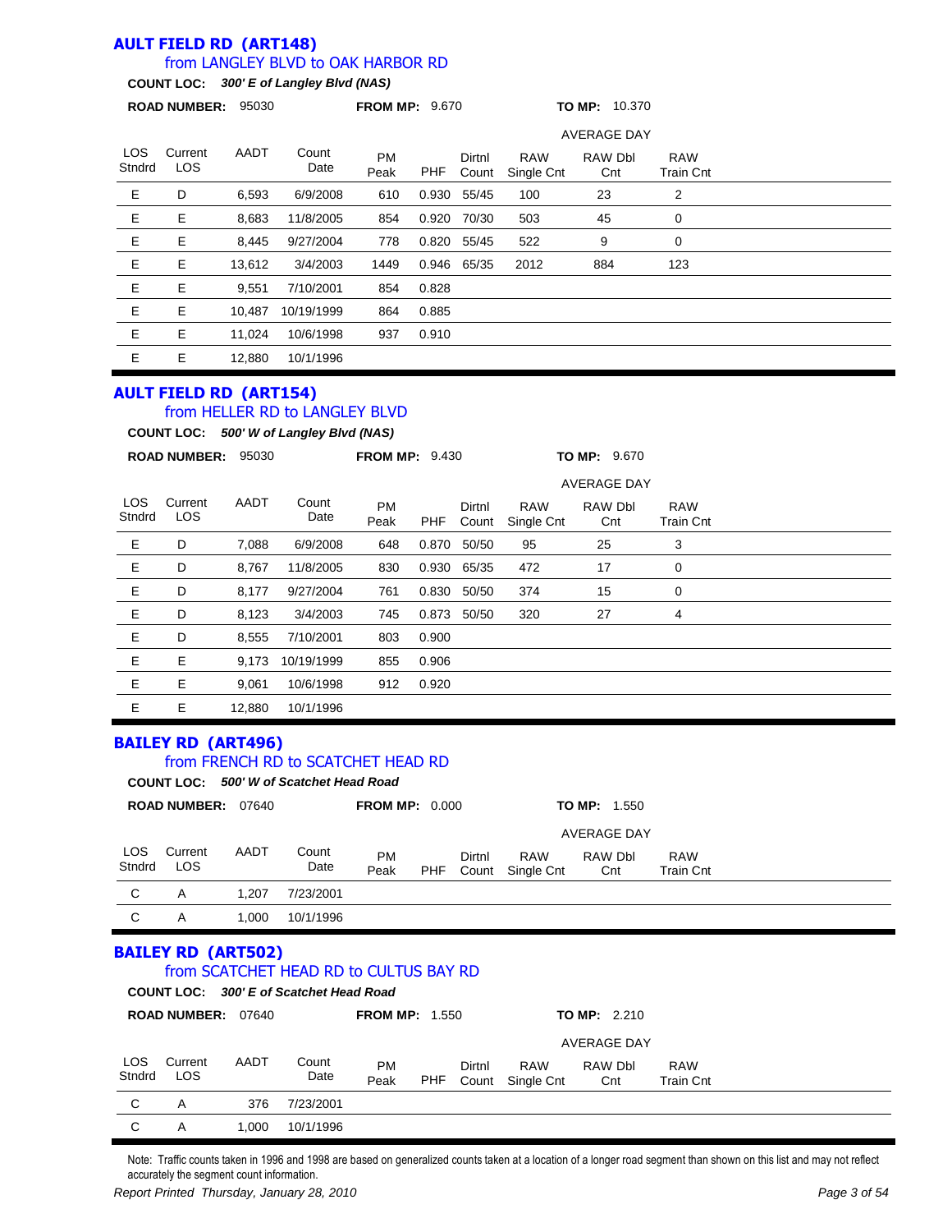## AULT FIELD RD (ART148)

### from LANGLEY BLVD to OAK HARBOR RD

**COUNT LOC:** ***300' E of Langley Blvd (NAS)***

**ROAD NUMBER:** 95030 **FROM MP:** 9.670 **TO MP:** 10.370

| LOS Stndrd | Current LOS | AADT | Count Date | PM Peak | PHF | Dirtnl Count | AVERAGE DAY RAW Single Cnt | RAW Dbl Cnt | RAW Train Cnt |
|---|---|---|---|---|---|---|---|---|---|
| E | D | 6,593 | 6/9/2008 | 610 | 0.930 | 55/45 | 100 | 23 | 2 |
| E | E | 8,683 | 11/8/2005 | 854 | 0.920 | 70/30 | 503 | 45 | 0 |
| E | E | 8,445 | 9/27/2004 | 778 | 0.820 | 55/45 | 522 | 9 | 0 |
| E | E | 13,612 | 3/4/2003 | 1449 | 0.946 | 65/35 | 2012 | 884 | 123 |
| E | E | 9,551 | 7/10/2001 | 854 | 0.828 | | | | |
| E | E | 10,487 | 10/19/1999 | 864 | 0.885 | | | | |
| E | E | 11,024 | 10/6/1998 | 937 | 0.910 | | | | |
| E | E | 12,880 | 10/1/1996 | | | | | | |

## AULT FIELD RD (ART154)

### from HELLER RD to LANGLEY BLVD

**COUNT LOC:** ***500' W of Langley Blvd (NAS)***

**ROAD NUMBER:** 95030 **FROM MP:** 9.430 **TO MP:** 9.670

| LOS Stndrd | Current LOS | AADT | Count Date | PM Peak | PHF | Dirtnl Count | AVERAGE DAY RAW Single Cnt | RAW Dbl Cnt | RAW Train Cnt |
|---|---|---|---|---|---|---|---|---|---|
| E | D | 7,088 | 6/9/2008 | 648 | 0.870 | 50/50 | 95 | 25 | 3 |
| E | D | 8,767 | 11/8/2005 | 830 | 0.930 | 65/35 | 472 | 17 | 0 |
| E | D | 8,177 | 9/27/2004 | 761 | 0.830 | 50/50 | 374 | 15 | 0 |
| E | D | 8,123 | 3/4/2003 | 745 | 0.873 | 50/50 | 320 | 27 | 4 |
| E | D | 8,555 | 7/10/2001 | 803 | 0.900 | | | | |
| E | E | 9,173 | 10/19/1999 | 855 | 0.906 | | | | |
| E | E | 9,061 | 10/6/1998 | 912 | 0.920 | | | | |
| E | E | 12,880 | 10/1/1996 | | | | | | |

## BAILEY RD (ART496)

### from FRENCH RD to SCATCHET HEAD RD

**COUNT LOC:** ***500' W of Scatchet Head Road***

**ROAD NUMBER:** 07640 **FROM MP:** 0.000 **TO MP:** 1.550

| LOS Stndrd | Current LOS | AADT | Count Date | PM Peak | PHF | Dirtnl Count | AVERAGE DAY RAW Single Cnt | RAW Dbl Cnt | RAW Train Cnt |
|---|---|---|---|---|---|---|---|---|---|
| C | A | 1,207 | 7/23/2001 | | | | | | |
| C | A | 1,000 | 10/1/1996 | | | | | | |

## BAILEY RD (ART502)

### from SCATCHET HEAD RD to CULTUS BAY RD

**COUNT LOC:** ***300' E of Scatchet Head Road***

**ROAD NUMBER:** 07640 **FROM MP:** 1.550 **TO MP:** 2.210

| LOS Stndrd | Current LOS | AADT | Count Date | PM Peak | PHF | Dirtnl Count | AVERAGE DAY RAW Single Cnt | RAW Dbl Cnt | RAW Train Cnt |
|---|---|---|---|---|---|---|---|---|---|
| C | A | 376 | 7/23/2001 | | | | | | |
| C | A | 1,000 | 10/1/1996 | | | | | | |

Note: Traffic counts taken in 1996 and 1998 are based on generalized counts taken at a location of a longer road segment than shown on this list and may not reflect accurately the segment count information.

*Report Printed Thursday, January 28, 2010*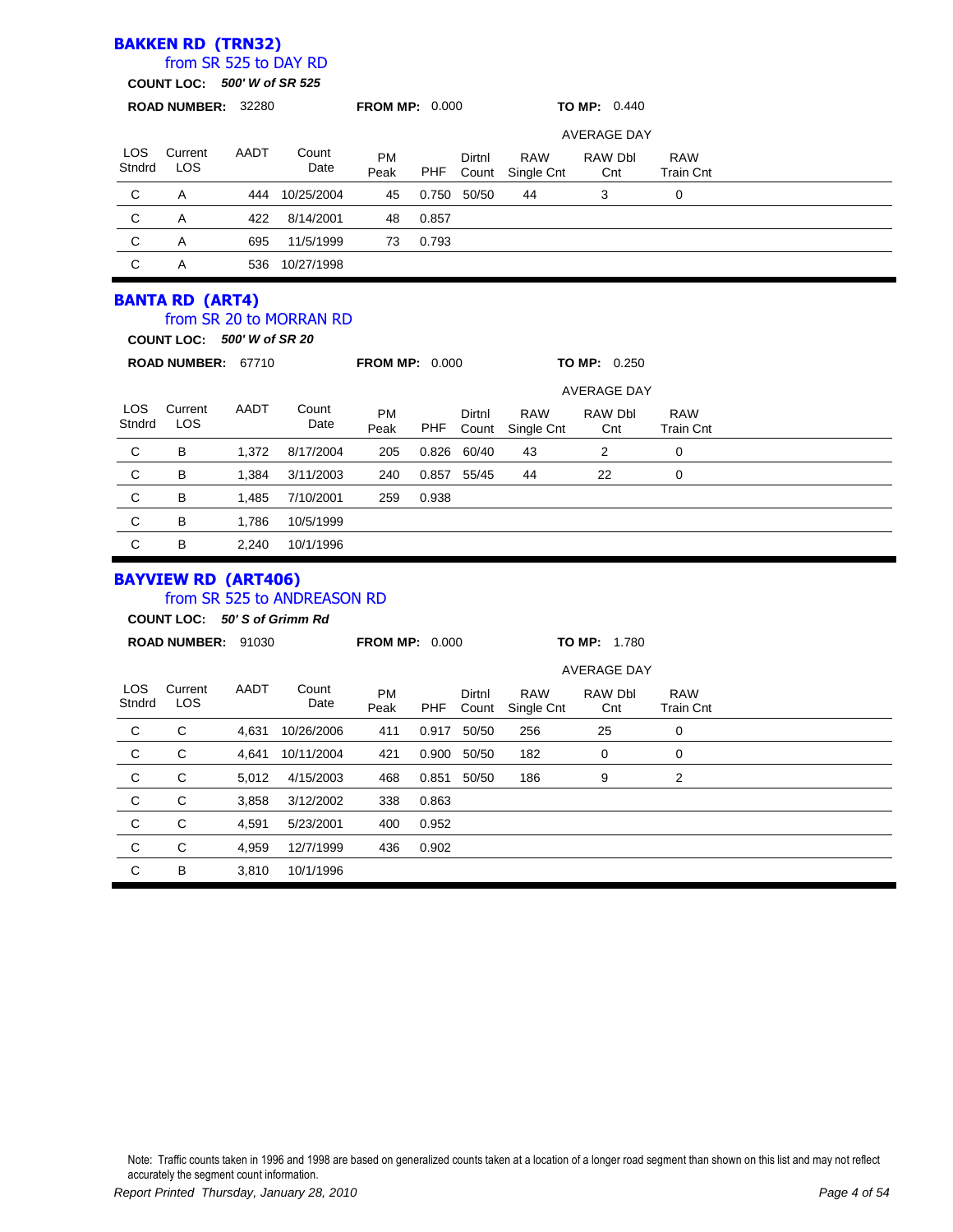## BAKKEN RD (TRN32)

from SR 525 to DAY RD

**COUNT LOC:** ***500' W of SR 525***

**ROAD NUMBER:** 32280 **FROM MP:** 0.000 **TO MP:** 0.440

| LOS Stndrd | Current LOS | AADT | Count Date | PM Peak | PHF | Dirtnl Count | AVERAGE DAY RAW Single Cnt | RAW Dbl Cnt | RAW Train Cnt |
|---|---|---|---|---|---|---|---|---|---|
| C | A | 444 | 10/25/2004 | 45 | 0.750 | 50/50 | 44 | 3 | 0 |
| C | A | 422 | 8/14/2001 | 48 | 0.857 | | | | |
| C | A | 695 | 11/5/1999 | 73 | 0.793 | | | | |
| C | A | 536 | 10/27/1998 | | | | | | |

## BANTA RD (ART4)

from SR 20 to MORRAN RD

**COUNT LOC:** ***500' W of SR 20***

**ROAD NUMBER:** 67710 **FROM MP:** 0.000 **TO MP:** 0.250

| LOS Stndrd | Current LOS | AADT | Count Date | PM Peak | PHF | Dirtnl Count | AVERAGE DAY RAW Single Cnt | RAW Dbl Cnt | RAW Train Cnt |
|---|---|---|---|---|---|---|---|---|---|
| C | B | 1,372 | 8/17/2004 | 205 | 0.826 | 60/40 | 43 | 2 | 0 |
| C | B | 1,384 | 3/11/2003 | 240 | 0.857 | 55/45 | 44 | 22 | 0 |
| C | B | 1,485 | 7/10/2001 | 259 | 0.938 | | | | |
| C | B | 1,786 | 10/5/1999 | | | | | | |
| C | B | 2,240 | 10/1/1996 | | | | | | |

## BAYVIEW RD (ART406)

from SR 525 to ANDREASON RD

**COUNT LOC:** ***50' S of Grimm Rd***

**ROAD NUMBER:** 91030 **FROM MP:** 0.000 **TO MP:** 1.780

| LOS Stndrd | Current LOS | AADT | Count Date | PM Peak | PHF | Dirtnl Count | AVERAGE DAY RAW Single Cnt | RAW Dbl Cnt | RAW Train Cnt |
|---|---|---|---|---|---|---|---|---|---|
| C | C | 4,631 | 10/26/2006 | 411 | 0.917 | 50/50 | 256 | 25 | 0 |
| C | C | 4,641 | 10/11/2004 | 421 | 0.900 | 50/50 | 182 | 0 | 0 |
| C | C | 5,012 | 4/15/2003 | 468 | 0.851 | 50/50 | 186 | 9 | 2 |
| C | C | 3,858 | 3/12/2002 | 338 | 0.863 | | | | |
| C | C | 4,591 | 5/23/2001 | 400 | 0.952 | | | | |
| C | C | 4,959 | 12/7/1999 | 436 | 0.902 | | | | |
| C | B | 3,810 | 10/1/1996 | | | | | | |

Note: Traffic counts taken in 1996 and 1998 are based on generalized counts taken at a location of a longer road segment than shown on this list and may not reflect accurately the segment count information.

*Report Printed Thursday, January 28, 2010*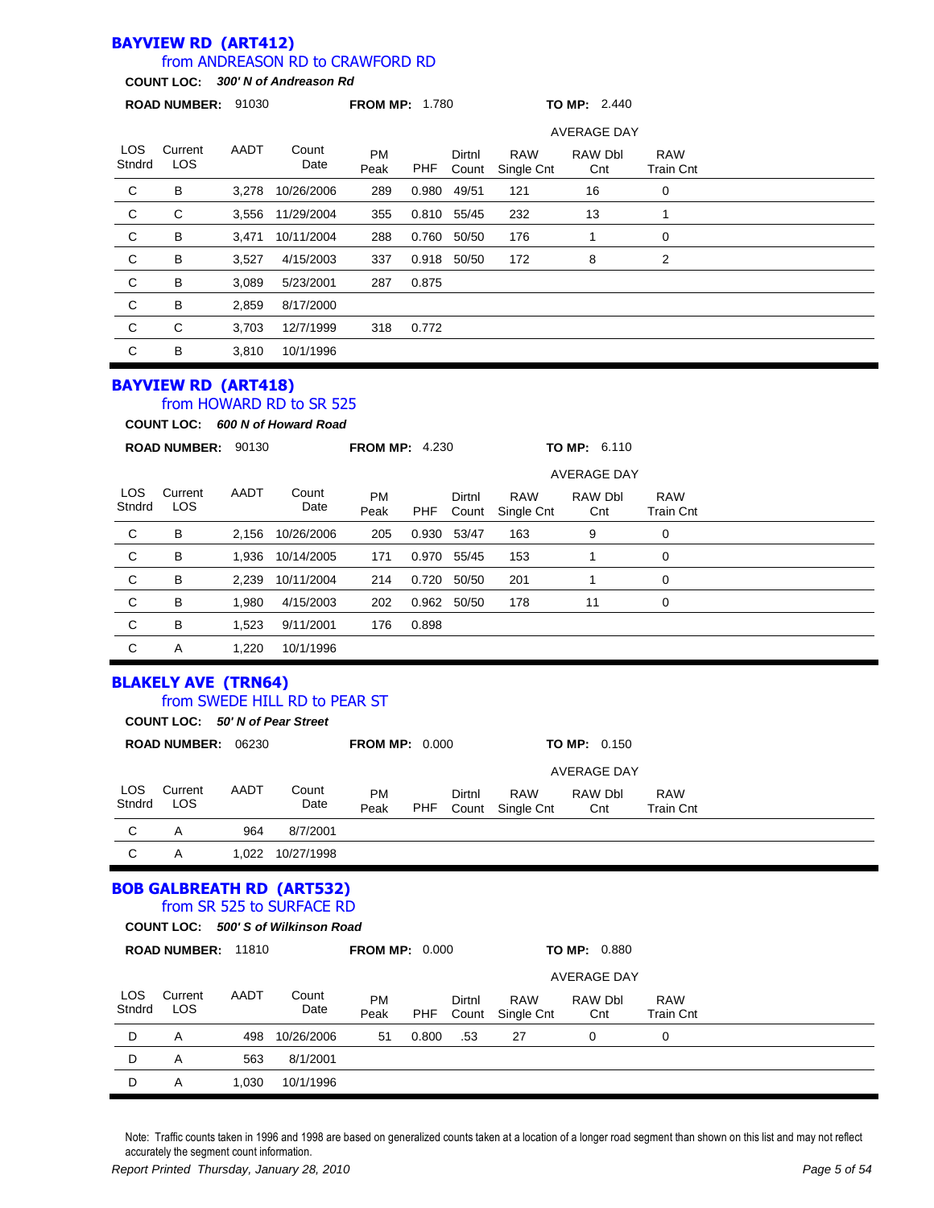## BAYVIEW RD (ART412)

### from ANDREASON RD to CRAWFORD RD

**COUNT LOC:** ***300' N of Andreason Rd***

**ROAD NUMBER:** 91030 **FROM MP:** 1.780 **TO MP:** 2.440

| LOS Stndrd | Current LOS | AADT | Count Date | PM Peak | PHF | Dirtnl Count | RAW Single Cnt | RAW Dbl Cnt | RAW Train Cnt |
|---|---|---|---|---|---|---|---|---|---|
| | | | | | | | AVERAGE DAY | | |
| C | B | 3,278 | 10/26/2006 | 289 | 0.980 | 49/51 | 121 | 16 | 0 |
| C | C | 3,556 | 11/29/2004 | 355 | 0.810 | 55/45 | 232 | 13 | 1 |
| C | B | 3,471 | 10/11/2004 | 288 | 0.760 | 50/50 | 176 | 1 | 0 |
| C | B | 3,527 | 4/15/2003 | 337 | 0.918 | 50/50 | 172 | 8 | 2 |
| C | B | 3,089 | 5/23/2001 | 287 | 0.875 | | | | |
| C | B | 2,859 | 8/17/2000 | | | | | | |
| C | C | 3,703 | 12/7/1999 | 318 | 0.772 | | | | |
| C | B | 3,810 | 10/1/1996 | | | | | | |

## BAYVIEW RD (ART418)

### from HOWARD RD to SR 525

**COUNT LOC:** ***600 N of Howard Road***

**ROAD NUMBER:** 90130 **FROM MP:** 4.230 **TO MP:** 6.110

| LOS Stndrd | Current LOS | AADT | Count Date | PM Peak | PHF | Dirtnl Count | RAW Single Cnt | RAW Dbl Cnt | RAW Train Cnt |
|---|---|---|---|---|---|---|---|---|---|
| | | | | | | | AVERAGE DAY | | |
| C | B | 2,156 | 10/26/2006 | 205 | 0.930 | 53/47 | 163 | 9 | 0 |
| C | B | 1,936 | 10/14/2005 | 171 | 0.970 | 55/45 | 153 | 1 | 0 |
| C | B | 2,239 | 10/11/2004 | 214 | 0.720 | 50/50 | 201 | 1 | 0 |
| C | B | 1,980 | 4/15/2003 | 202 | 0.962 | 50/50 | 178 | 11 | 0 |
| C | B | 1,523 | 9/11/2001 | 176 | 0.898 | | | | |
| C | A | 1,220 | 10/1/1996 | | | | | | |

## BLAKELY AVE (TRN64)

### from SWEDE HILL RD to PEAR ST

**COUNT LOC:** ***50' N of Pear Street***

**ROAD NUMBER:** 06230 **FROM MP:** 0.000 **TO MP:** 0.150

| LOS Stndrd | Current LOS | AADT | Count Date | PM Peak | PHF | Dirtnl Count | RAW Single Cnt | RAW Dbl Cnt | RAW Train Cnt |
|---|---|---|---|---|---|---|---|---|---|
| | | | | | | | AVERAGE DAY | | |
| C | A | 964 | 8/7/2001 | | | | | | |
| C | A | 1,022 | 10/27/1998 | | | | | | |

## BOB GALBREATH RD (ART532)

### from SR 525 to SURFACE RD

**COUNT LOC:** ***500' S of Wilkinson Road***

**ROAD NUMBER:** 11810 **FROM MP:** 0.000 **TO MP:** 0.880

| LOS Stndrd | Current LOS | AADT | Count Date | PM Peak | PHF | Dirtnl Count | RAW Single Cnt | RAW Dbl Cnt | RAW Train Cnt |
|---|---|---|---|---|---|---|---|---|---|
| | | | | | | | AVERAGE DAY | | |
| D | A | 498 | 10/26/2006 | 51 | 0.800 | .53 | 27 | 0 | 0 |
| D | A | 563 | 8/1/2001 | | | | | | |
| D | A | 1,030 | 10/1/1996 | | | | | | |

Note: Traffic counts taken in 1996 and 1998 are based on generalized counts taken at a location of a longer road segment than shown on this list and may not reflect accurately the segment count information.

*Report Printed Thursday, January 28, 2010*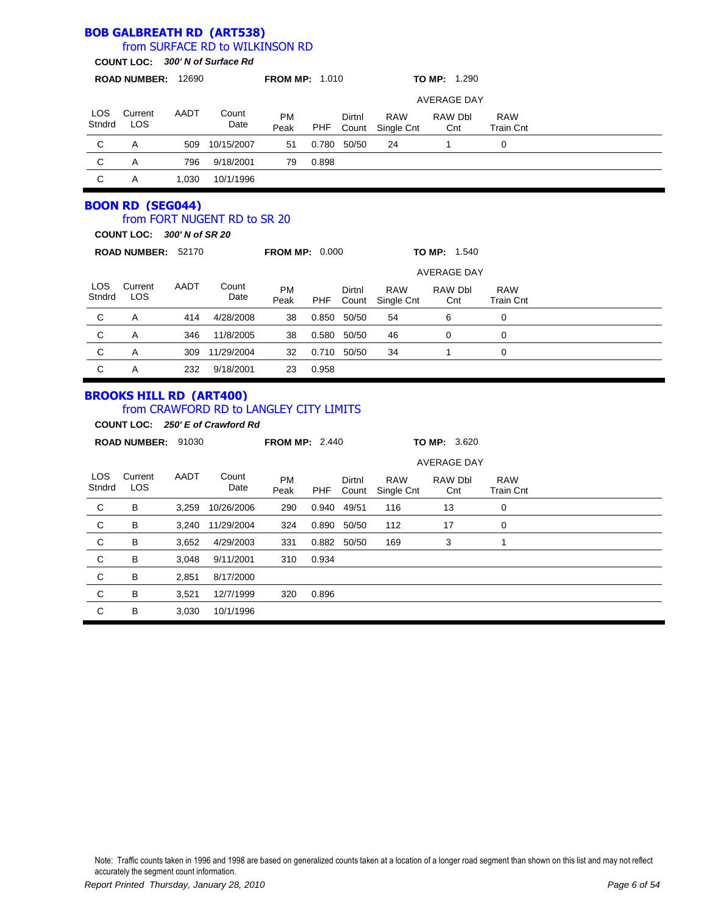## BOB GALBREATH RD (ART538)

from SURFACE RD to WILKINSON RD

**COUNT LOC:** ***300' N of Surface Rd***

**ROAD NUMBER:** 12690 **FROM MP:** 1.010 **TO MP:** 1.290

| LOS Stndrd | Current LOS | AADT | Count Date | PM Peak | PHF | Dirtnl Count | AVERAGE DAY RAW Single Cnt | RAW Dbl Cnt | RAW Train Cnt |
|---|---|---|---|---|---|---|---|---|---|
| C | A | 509 | 10/15/2007 | 51 | 0.780 | 50/50 | 24 | 1 | 0 |
| C | A | 796 | 9/18/2001 | 79 | 0.898 | | | | |
| C | A | 1,030 | 10/1/1996 | | | | | | |

## BOON RD (SEG044)

from FORT NUGENT RD to SR 20

**COUNT LOC:** ***300' N of SR 20***

**ROAD NUMBER:** 52170 **FROM MP:** 0.000 **TO MP:** 1.540

| LOS Stndrd | Current LOS | AADT | Count Date | PM Peak | PHF | Dirtnl Count | AVERAGE DAY RAW Single Cnt | RAW Dbl Cnt | RAW Train Cnt |
|---|---|---|---|---|---|---|---|---|---|
| C | A | 414 | 4/28/2008 | 38 | 0.850 | 50/50 | 54 | 6 | 0 |
| C | A | 346 | 11/8/2005 | 38 | 0.580 | 50/50 | 46 | 0 | 0 |
| C | A | 309 | 11/29/2004 | 32 | 0.710 | 50/50 | 34 | 1 | 0 |
| C | A | 232 | 9/18/2001 | 23 | 0.958 | | | | |

## BROOKS HILL RD (ART400)

from CRAWFORD RD to LANGLEY CITY LIMITS

**COUNT LOC:** ***250' E of Crawford Rd***

**ROAD NUMBER:** 91030 **FROM MP:** 2.440 **TO MP:** 3.620

| LOS Stndrd | Current LOS | AADT | Count Date | PM Peak | PHF | Dirtnl Count | AVERAGE DAY RAW Single Cnt | RAW Dbl Cnt | RAW Train Cnt |
|---|---|---|---|---|---|---|---|---|---|
| C | B | 3,259 | 10/26/2006 | 290 | 0.940 | 49/51 | 116 | 13 | 0 |
| C | B | 3,240 | 11/29/2004 | 324 | 0.890 | 50/50 | 112 | 17 | 0 |
| C | B | 3,652 | 4/29/2003 | 331 | 0.882 | 50/50 | 169 | 3 | 1 |
| C | B | 3,048 | 9/11/2001 | 310 | 0.934 | | | | |
| C | B | 2,851 | 8/17/2000 | | | | | | |
| C | B | 3,521 | 12/7/1999 | 320 | 0.896 | | | | |
| C | B | 3,030 | 10/1/1996 | | | | | | |

Note: Traffic counts taken in 1996 and 1998 are based on generalized counts taken at a location of a longer road segment than shown on this list and may not reflect accurately the segment count information.

*Report Printed Thursday, January 28, 2010*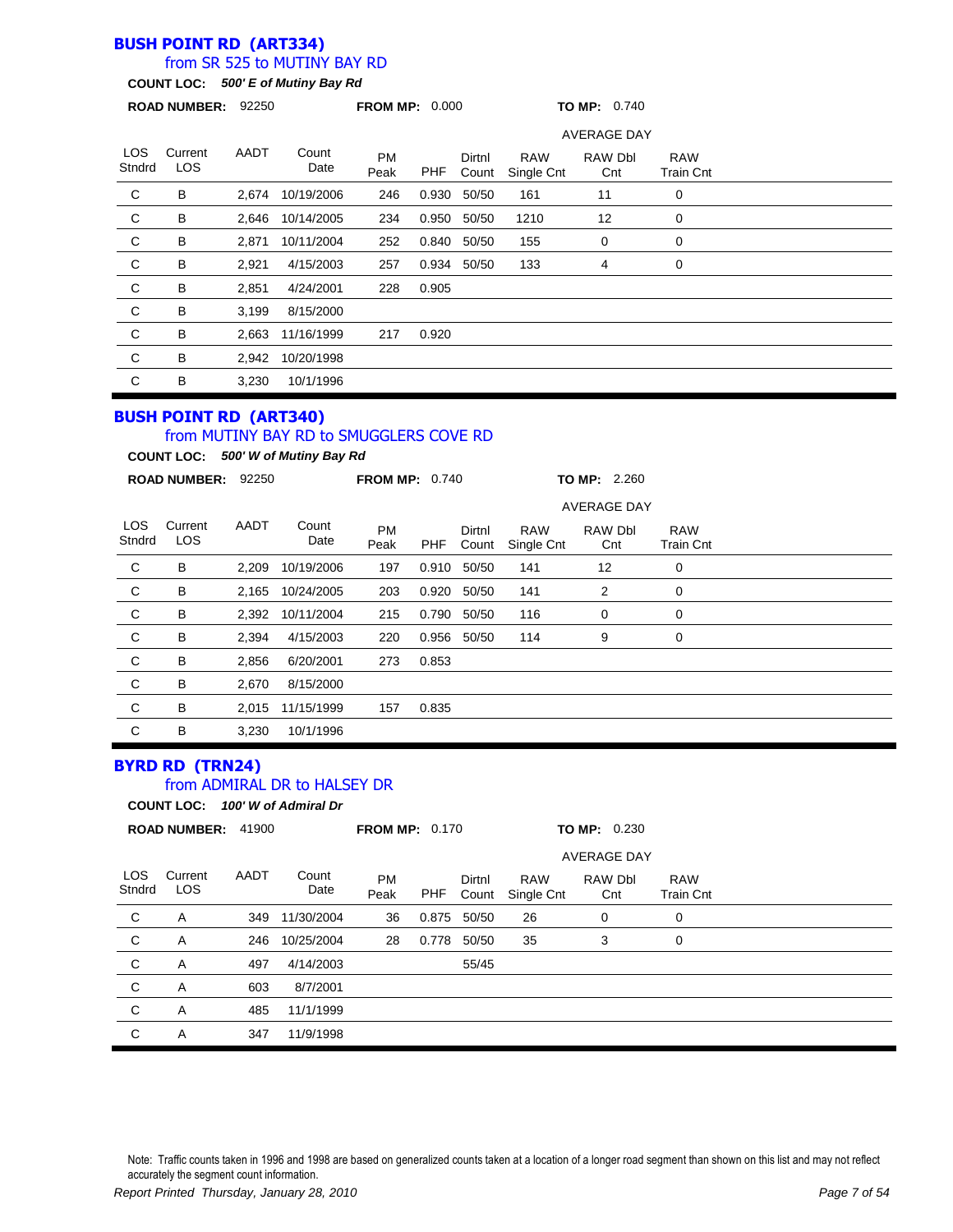## BUSH POINT RD (ART334)

from SR 525 to MUTINY BAY RD

**COUNT LOC:** ***500' E of Mutiny Bay Rd***

**ROAD NUMBER:** 92250 **FROM MP:** 0.000 **TO MP:** 0.740

| LOS Stndrd | Current LOS | AADT | Count Date | PM Peak | PHF | Dirtnl Count | AVERAGE DAY RAW Single Cnt | RAW Dbl Cnt | RAW Train Cnt |
|---|---|---|---|---|---|---|---|---|---|
| C | B | 2,674 | 10/19/2006 | 246 | 0.930 | 50/50 | 161 | 11 | 0 |
| C | B | 2,646 | 10/14/2005 | 234 | 0.950 | 50/50 | 1210 | 12 | 0 |
| C | B | 2,871 | 10/11/2004 | 252 | 0.840 | 50/50 | 155 | 0 | 0 |
| C | B | 2,921 | 4/15/2003 | 257 | 0.934 | 50/50 | 133 | 4 | 0 |
| C | B | 2,851 | 4/24/2001 | 228 | 0.905 | | | | |
| C | B | 3,199 | 8/15/2000 | | | | | | |
| C | B | 2,663 | 11/16/1999 | 217 | 0.920 | | | | |
| C | B | 2,942 | 10/20/1998 | | | | | | |
| C | B | 3,230 | 10/1/1996 | | | | | | |

## BUSH POINT RD (ART340)

from MUTINY BAY RD to SMUGGLERS COVE RD

**COUNT LOC:** ***500' W of Mutiny Bay Rd***

**ROAD NUMBER:** 92250 **FROM MP:** 0.740 **TO MP:** 2.260

| LOS Stndrd | Current LOS | AADT | Count Date | PM Peak | PHF | Dirtnl Count | AVERAGE DAY RAW Single Cnt | RAW Dbl Cnt | RAW Train Cnt |
|---|---|---|---|---|---|---|---|---|---|
| C | B | 2,209 | 10/19/2006 | 197 | 0.910 | 50/50 | 141 | 12 | 0 |
| C | B | 2,165 | 10/24/2005 | 203 | 0.920 | 50/50 | 141 | 2 | 0 |
| C | B | 2,392 | 10/11/2004 | 215 | 0.790 | 50/50 | 116 | 0 | 0 |
| C | B | 2,394 | 4/15/2003 | 220 | 0.956 | 50/50 | 114 | 9 | 0 |
| C | B | 2,856 | 6/20/2001 | 273 | 0.853 | | | | |
| C | B | 2,670 | 8/15/2000 | | | | | | |
| C | B | 2,015 | 11/15/1999 | 157 | 0.835 | | | | |
| C | B | 3,230 | 10/1/1996 | | | | | | |

## BYRD RD (TRN24)

from ADMIRAL DR to HALSEY DR

**COUNT LOC:** ***100' W of Admiral Dr***

**ROAD NUMBER:** 41900 **FROM MP:** 0.170 **TO MP:** 0.230

| LOS Stndrd | Current LOS | AADT | Count Date | PM Peak | PHF | Dirtnl Count | AVERAGE DAY RAW Single Cnt | RAW Dbl Cnt | RAW Train Cnt |
|---|---|---|---|---|---|---|---|---|---|
| C | A | 349 | 11/30/2004 | 36 | 0.875 | 50/50 | 26 | 0 | 0 |
| C | A | 246 | 10/25/2004 | 28 | 0.778 | 50/50 | 35 | 3 | 0 |
| C | A | 497 | 4/14/2003 | | | 55/45 | | | |
| C | A | 603 | 8/7/2001 | | | | | | |
| C | A | 485 | 11/1/1999 | | | | | | |
| C | A | 347 | 11/9/1998 | | | | | | |

Note: Traffic counts taken in 1996 and 1998 are based on generalized counts taken at a location of a longer road segment than shown on this list and may not reflect accurately the segment count information.

*Report Printed Thursday, January 28, 2010*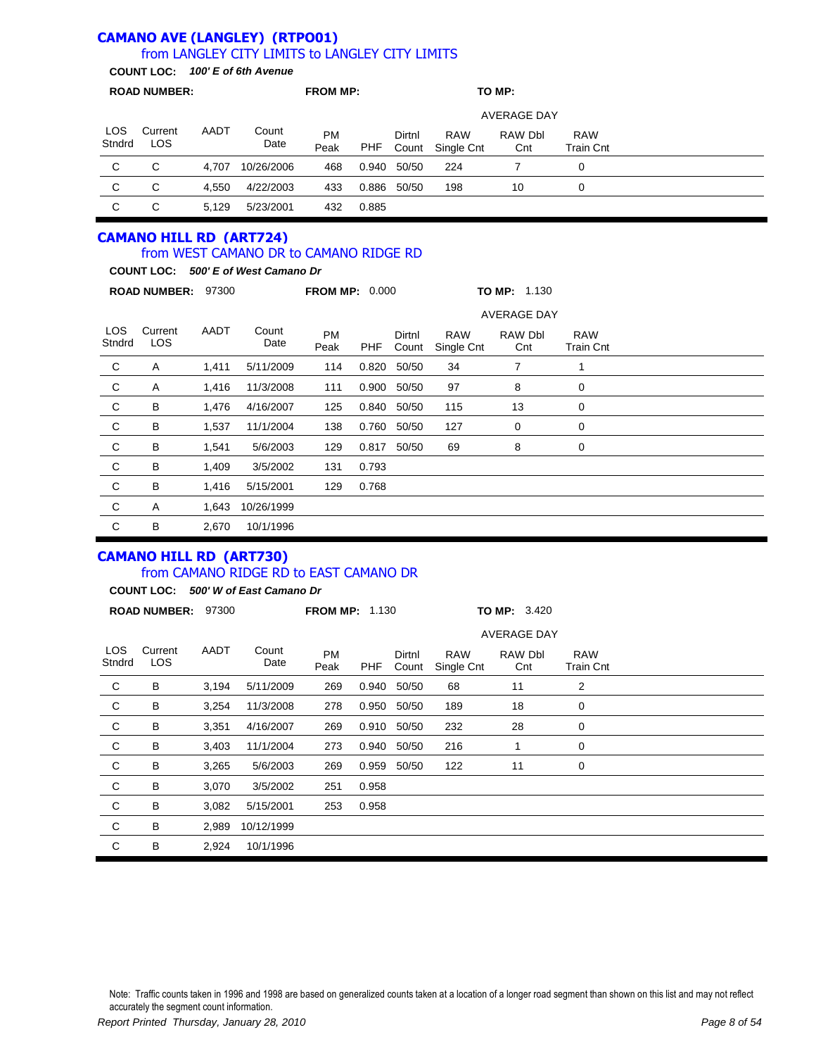## CAMANO AVE (LANGLEY) (RTPO01)

### from LANGLEY CITY LIMITS to LANGLEY CITY LIMITS

**COUNT LOC:** ***100' E of 6th Avenue***

**ROAD NUMBER:** **FROM MP:** **TO MP:**

| LOS Stndrd | Current LOS | AADT | Count Date | PM Peak | PHF | Dirtnl Count | AVERAGE DAY RAW Single Cnt | RAW Dbl Cnt | RAW Train Cnt |
|---|---|---|---|---|---|---|---|---|---|
| C | C | 4,707 | 10/26/2006 | 468 | 0.940 | 50/50 | 224 | 7 | 0 |
| C | C | 4,550 | 4/22/2003 | 433 | 0.886 | 50/50 | 198 | 10 | 0 |
| C | C | 5,129 | 5/23/2001 | 432 | 0.885 | | | | |

## CAMANO HILL RD (ART724)

### from WEST CAMANO DR to CAMANO RIDGE RD

**COUNT LOC:** ***500' E of West Camano Dr***

**ROAD NUMBER:** 97300 **FROM MP:** 0.000 **TO MP:** 1.130

| LOS Stndrd | Current LOS | AADT | Count Date | PM Peak | PHF | Dirtnl Count | AVERAGE DAY RAW Single Cnt | RAW Dbl Cnt | RAW Train Cnt |
|---|---|---|---|---|---|---|---|---|---|
| C | A | 1,411 | 5/11/2009 | 114 | 0.820 | 50/50 | 34 | 7 | 1 |
| C | A | 1,416 | 11/3/2008 | 111 | 0.900 | 50/50 | 97 | 8 | 0 |
| C | B | 1,476 | 4/16/2007 | 125 | 0.840 | 50/50 | 115 | 13 | 0 |
| C | B | 1,537 | 11/1/2004 | 138 | 0.760 | 50/50 | 127 | 0 | 0 |
| C | B | 1,541 | 5/6/2003 | 129 | 0.817 | 50/50 | 69 | 8 | 0 |
| C | B | 1,409 | 3/5/2002 | 131 | 0.793 | | | | |
| C | B | 1,416 | 5/15/2001 | 129 | 0.768 | | | | |
| C | A | 1,643 | 10/26/1999 | | | | | | |
| C | B | 2,670 | 10/1/1996 | | | | | | |

## CAMANO HILL RD (ART730)

### from CAMANO RIDGE RD to EAST CAMANO DR

**COUNT LOC:** ***500' W of East Camano Dr***

**ROAD NUMBER:** 97300 **FROM MP:** 1.130 **TO MP:** 3.420

| LOS Stndrd | Current LOS | AADT | Count Date | PM Peak | PHF | Dirtnl Count | AVERAGE DAY RAW Single Cnt | RAW Dbl Cnt | RAW Train Cnt |
|---|---|---|---|---|---|---|---|---|---|
| C | B | 3,194 | 5/11/2009 | 269 | 0.940 | 50/50 | 68 | 11 | 2 |
| C | B | 3,254 | 11/3/2008 | 278 | 0.950 | 50/50 | 189 | 18 | 0 |
| C | B | 3,351 | 4/16/2007 | 269 | 0.910 | 50/50 | 232 | 28 | 0 |
| C | B | 3,403 | 11/1/2004 | 273 | 0.940 | 50/50 | 216 | 1 | 0 |
| C | B | 3,265 | 5/6/2003 | 269 | 0.959 | 50/50 | 122 | 11 | 0 |
| C | B | 3,070 | 3/5/2002 | 251 | 0.958 | | | | |
| C | B | 3,082 | 5/15/2001 | 253 | 0.958 | | | | |
| C | B | 2,989 | 10/12/1999 | | | | | | |
| C | B | 2,924 | 10/1/1996 | | | | | | |

Note: Traffic counts taken in 1996 and 1998 are based on generalized counts taken at a location of a longer road segment than shown on this list and may not reflect accurately the segment count information.

*Report Printed Thursday, January 28, 2010*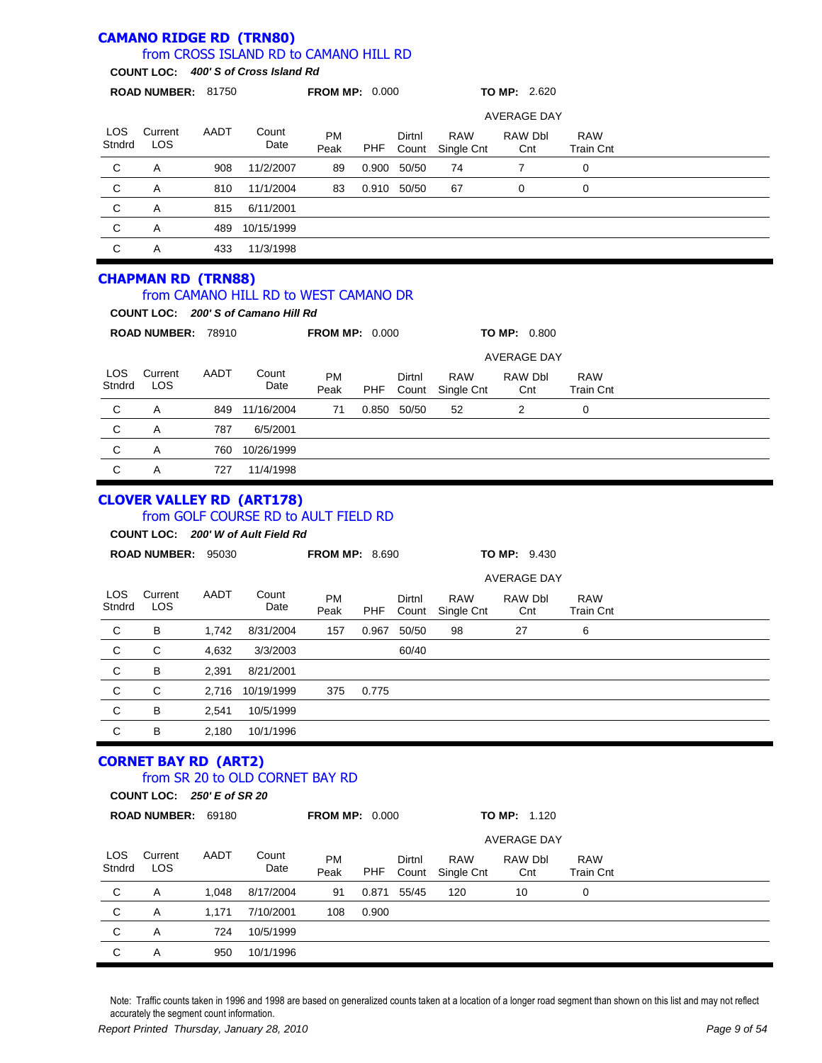## CAMANO RIDGE RD (TRN80)

### from CROSS ISLAND RD to CAMANO HILL RD

**COUNT LOC:** ***400' S of Cross Island Rd***

**ROAD NUMBER:** 81750 **FROM MP:** 0.000 **TO MP:** 2.620

| LOS Stndrd | Current LOS | AADT | Count Date | PM Peak | PHF | Dirtnl Count | RAW Single Cnt | RAW Dbl Cnt | RAW Train Cnt |
|---|---|---|---|---|---|---|---|---|---|
| | | | | | | | AVERAGE DAY | | |
| C | A | 908 | 11/2/2007 | 89 | 0.900 | 50/50 | 74 | 7 | 0 |
| C | A | 810 | 11/1/2004 | 83 | 0.910 | 50/50 | 67 | 0 | 0 |
| C | A | 815 | 6/11/2001 | | | | | | |
| C | A | 489 | 10/15/1999 | | | | | | |
| C | A | 433 | 11/3/1998 | | | | | | |

## CHAPMAN RD (TRN88)

### from CAMANO HILL RD to WEST CAMANO DR

**COUNT LOC:** ***200' S of Camano Hill Rd***

**ROAD NUMBER:** 78910 **FROM MP:** 0.000 **TO MP:** 0.800

| LOS Stndrd | Current LOS | AADT | Count Date | PM Peak | PHF | Dirtnl Count | RAW Single Cnt | RAW Dbl Cnt | RAW Train Cnt |
|---|---|---|---|---|---|---|---|---|---|
| | | | | | | | AVERAGE DAY | | |
| C | A | 849 | 11/16/2004 | 71 | 0.850 | 50/50 | 52 | 2 | 0 |
| C | A | 787 | 6/5/2001 | | | | | | |
| C | A | 760 | 10/26/1999 | | | | | | |
| C | A | 727 | 11/4/1998 | | | | | | |

## CLOVER VALLEY RD (ART178)

### from GOLF COURSE RD to AULT FIELD RD

**COUNT LOC:** ***200' W of Ault Field Rd***

**ROAD NUMBER:** 95030 **FROM MP:** 8.690 **TO MP:** 9.430

| LOS Stndrd | Current LOS | AADT | Count Date | PM Peak | PHF | Dirtnl Count | RAW Single Cnt | RAW Dbl Cnt | RAW Train Cnt |
|---|---|---|---|---|---|---|---|---|---|
| | | | | | | | AVERAGE DAY | | |
| C | B | 1,742 | 8/31/2004 | 157 | 0.967 | 50/50 | 98 | 27 | 6 |
| C | C | 4,632 | 3/3/2003 | | | 60/40 | | | |
| C | B | 2,391 | 8/21/2001 | | | | | | |
| C | C | 2,716 | 10/19/1999 | 375 | 0.775 | | | | |
| C | B | 2,541 | 10/5/1999 | | | | | | |
| C | B | 2,180 | 10/1/1996 | | | | | | |

## CORNET BAY RD (ART2)

### from SR 20 to OLD CORNET BAY RD

**COUNT LOC:** ***250' E of SR 20***

**ROAD NUMBER:** 69180 **FROM MP:** 0.000 **TO MP:** 1.120

| LOS Stndrd | Current LOS | AADT | Count Date | PM Peak | PHF | Dirtnl Count | RAW Single Cnt | RAW Dbl Cnt | RAW Train Cnt |
|---|---|---|---|---|---|---|---|---|---|
| | | | | | | | AVERAGE DAY | | |
| C | A | 1,048 | 8/17/2004 | 91 | 0.871 | 55/45 | 120 | 10 | 0 |
| C | A | 1,171 | 7/10/2001 | 108 | 0.900 | | | | |
| C | A | 724 | 10/5/1999 | | | | | | |
| C | A | 950 | 10/1/1996 | | | | | | |

Note: Traffic counts taken in 1996 and 1998 are based on generalized counts taken at a location of a longer road segment than shown on this list and may not reflect accurately the segment count information.

*Report Printed Thursday, January 28, 2010*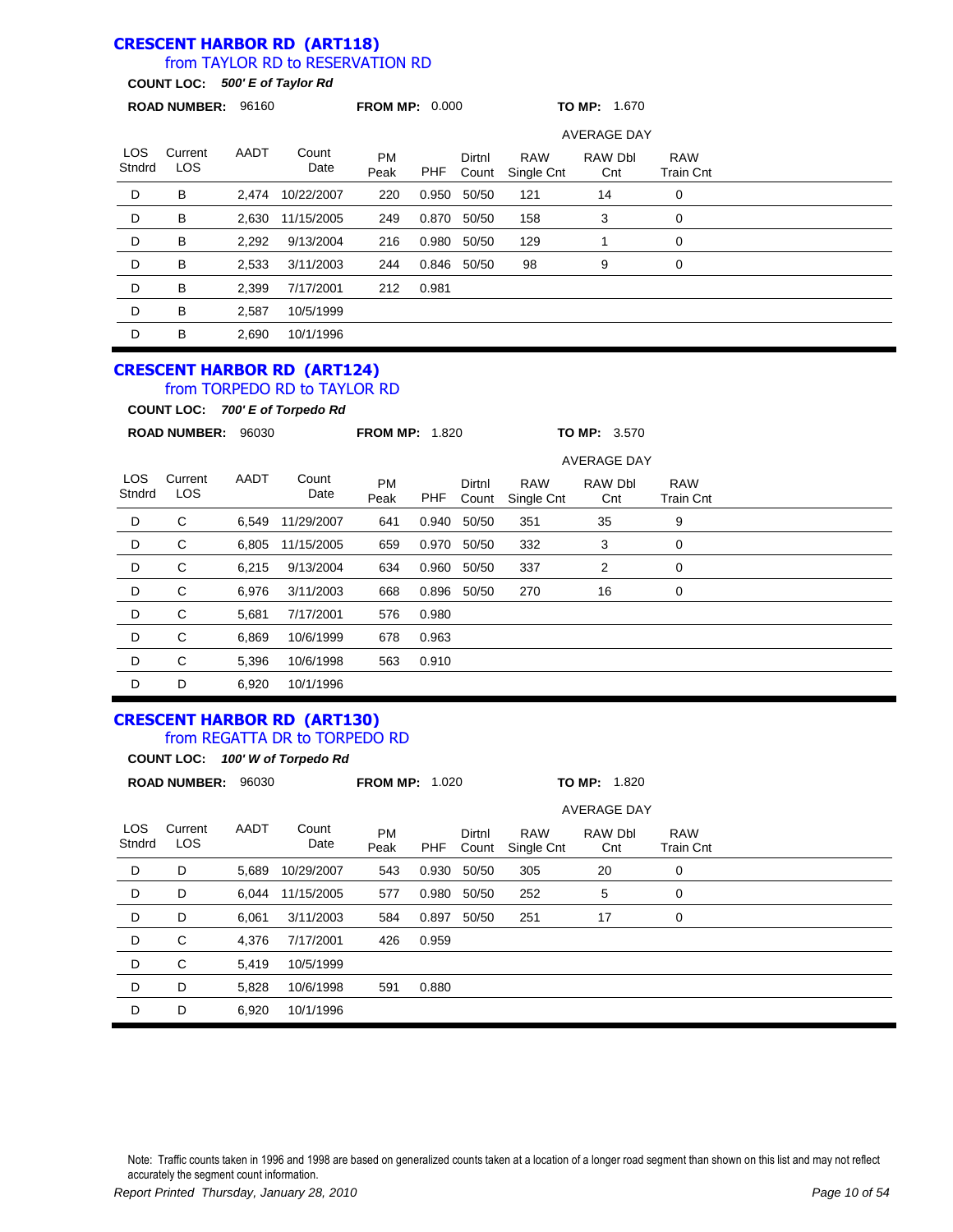## CRESCENT HARBOR RD (ART118)

### from TAYLOR RD to RESERVATION RD

**COUNT LOC:** ***500' E of Taylor Rd***

**ROAD NUMBER:** 96160 **FROM MP:** 0.000 **TO MP:** 1.670

| LOS Stndrd | Current LOS | AADT | Count Date | PM Peak | PHF | Dirtnl Count | AVERAGE DAY RAW Single Cnt | RAW Dbl Cnt | RAW Train Cnt |
|---|---|---|---|---|---|---|---|---|---|
| D | B | 2,474 | 10/22/2007 | 220 | 0.950 | 50/50 | 121 | 14 | 0 |
| D | B | 2,630 | 11/15/2005 | 249 | 0.870 | 50/50 | 158 | 3 | 0 |
| D | B | 2,292 | 9/13/2004 | 216 | 0.980 | 50/50 | 129 | 1 | 0 |
| D | B | 2,533 | 3/11/2003 | 244 | 0.846 | 50/50 | 98 | 9 | 0 |
| D | B | 2,399 | 7/17/2001 | 212 | 0.981 | | | | |
| D | B | 2,587 | 10/5/1999 | | | | | | |
| D | B | 2,690 | 10/1/1996 | | | | | | |

## CRESCENT HARBOR RD (ART124)

### from TORPEDO RD to TAYLOR RD

**COUNT LOC:** ***700' E of Torpedo Rd***

**ROAD NUMBER:** 96030 **FROM MP:** 1.820 **TO MP:** 3.570

| LOS Stndrd | Current LOS | AADT | Count Date | PM Peak | PHF | Dirtnl Count | AVERAGE DAY RAW Single Cnt | RAW Dbl Cnt | RAW Train Cnt |
|---|---|---|---|---|---|---|---|---|---|
| D | C | 6,549 | 11/29/2007 | 641 | 0.940 | 50/50 | 351 | 35 | 9 |
| D | C | 6,805 | 11/15/2005 | 659 | 0.970 | 50/50 | 332 | 3 | 0 |
| D | C | 6,215 | 9/13/2004 | 634 | 0.960 | 50/50 | 337 | 2 | 0 |
| D | C | 6,976 | 3/11/2003 | 668 | 0.896 | 50/50 | 270 | 16 | 0 |
| D | C | 5,681 | 7/17/2001 | 576 | 0.980 | | | | |
| D | C | 6,869 | 10/6/1999 | 678 | 0.963 | | | | |
| D | C | 5,396 | 10/6/1998 | 563 | 0.910 | | | | |
| D | D | 6,920 | 10/1/1996 | | | | | | |

## CRESCENT HARBOR RD (ART130)

### from REGATTA DR to TORPEDO RD

**COUNT LOC:** ***100' W of Torpedo Rd***

**ROAD NUMBER:** 96030 **FROM MP:** 1.020 **TO MP:** 1.820

| LOS Stndrd | Current LOS | AADT | Count Date | PM Peak | PHF | Dirtnl Count | AVERAGE DAY RAW Single Cnt | RAW Dbl Cnt | RAW Train Cnt |
|---|---|---|---|---|---|---|---|---|---|
| D | D | 5,689 | 10/29/2007 | 543 | 0.930 | 50/50 | 305 | 20 | 0 |
| D | D | 6,044 | 11/15/2005 | 577 | 0.980 | 50/50 | 252 | 5 | 0 |
| D | D | 6,061 | 3/11/2003 | 584 | 0.897 | 50/50 | 251 | 17 | 0 |
| D | C | 4,376 | 7/17/2001 | 426 | 0.959 | | | | |
| D | C | 5,419 | 10/5/1999 | | | | | | |
| D | D | 5,828 | 10/6/1998 | 591 | 0.880 | | | | |
| D | D | 6,920 | 10/1/1996 | | | | | | |

Note: Traffic counts taken in 1996 and 1998 are based on generalized counts taken at a location of a longer road segment than shown on this list and may not reflect accurately the segment count information.

*Report Printed Thursday, January 28, 2010*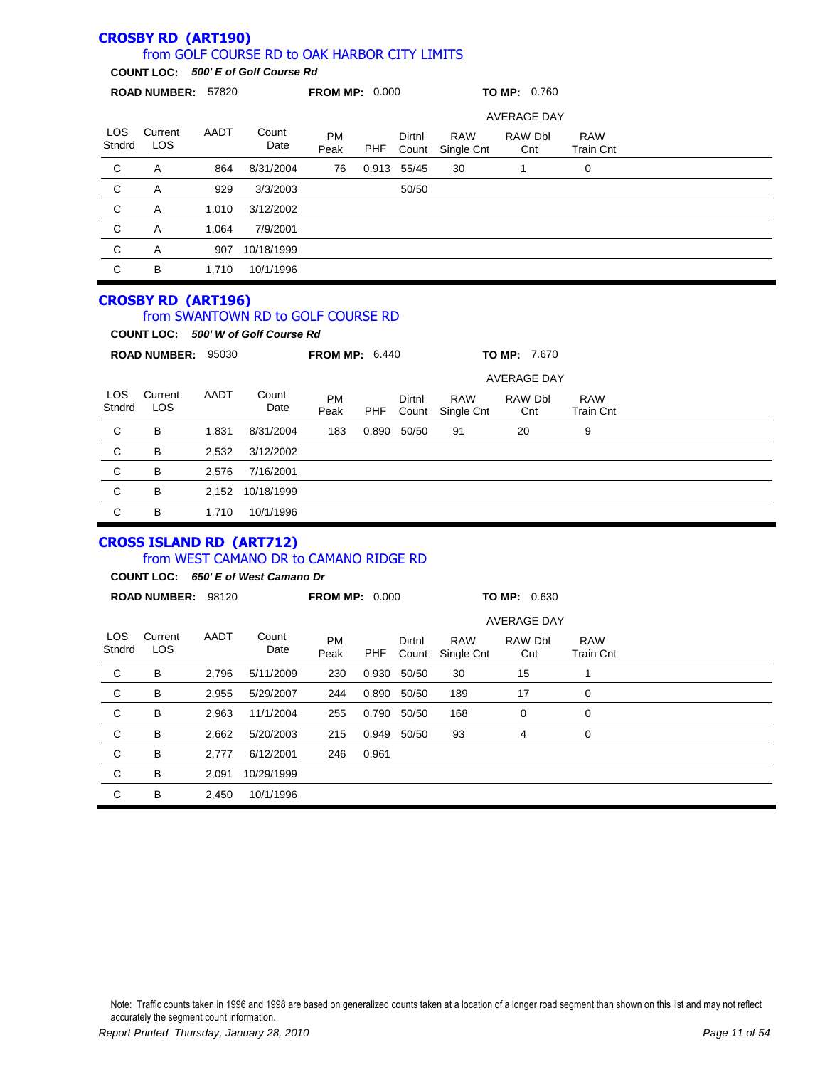## CROSBY RD (ART190)

### from GOLF COURSE RD to OAK HARBOR CITY LIMITS

**COUNT LOC:** ***500' E of Golf Course Rd***

**ROAD NUMBER:** 57820 **FROM MP:** 0.000 **TO MP:** 0.760

| LOS Stndrd | Current LOS | AADT | Count Date | PM Peak | PHF | Dirtnl Count | AVERAGE DAY RAW Single Cnt | RAW Dbl Cnt | RAW Train Cnt |
|---|---|---|---|---|---|---|---|---|---|
| C | A | 864 | 8/31/2004 | 76 | 0.913 | 55/45 | 30 | 1 | 0 |
| C | A | 929 | 3/3/2003 | | | 50/50 | | | |
| C | A | 1,010 | 3/12/2002 | | | | | | |
| C | A | 1,064 | 7/9/2001 | | | | | | |
| C | A | 907 | 10/18/1999 | | | | | | |
| C | B | 1,710 | 10/1/1996 | | | | | | |

## CROSBY RD (ART196)

### from SWANTOWN RD to GOLF COURSE RD

**COUNT LOC:** ***500' W of Golf Course Rd***

**ROAD NUMBER:** 95030 **FROM MP:** 6.440 **TO MP:** 7.670

| LOS Stndrd | Current LOS | AADT | Count Date | PM Peak | PHF | Dirtnl Count | AVERAGE DAY RAW Single Cnt | RAW Dbl Cnt | RAW Train Cnt |
|---|---|---|---|---|---|---|---|---|---|
| C | B | 1,831 | 8/31/2004 | 183 | 0.890 | 50/50 | 91 | 20 | 9 |
| C | B | 2,532 | 3/12/2002 | | | | | | |
| C | B | 2,576 | 7/16/2001 | | | | | | |
| C | B | 2,152 | 10/18/1999 | | | | | | |
| C | B | 1,710 | 10/1/1996 | | | | | | |

## CROSS ISLAND RD (ART712)

### from WEST CAMANO DR to CAMANO RIDGE RD

**COUNT LOC:** ***650' E of West Camano Dr***

**ROAD NUMBER:** 98120 **FROM MP:** 0.000 **TO MP:** 0.630

| LOS Stndrd | Current LOS | AADT | Count Date | PM Peak | PHF | Dirtnl Count | AVERAGE DAY RAW Single Cnt | RAW Dbl Cnt | RAW Train Cnt |
|---|---|---|---|---|---|---|---|---|---|
| C | B | 2,796 | 5/11/2009 | 230 | 0.930 | 50/50 | 30 | 15 | 1 |
| C | B | 2,955 | 5/29/2007 | 244 | 0.890 | 50/50 | 189 | 17 | 0 |
| C | B | 2,963 | 11/1/2004 | 255 | 0.790 | 50/50 | 168 | 0 | 0 |
| C | B | 2,662 | 5/20/2003 | 215 | 0.949 | 50/50 | 93 | 4 | 0 |
| C | B | 2,777 | 6/12/2001 | 246 | 0.961 | | | | |
| C | B | 2,091 | 10/29/1999 | | | | | | |
| C | B | 2,450 | 10/1/1996 | | | | | | |

Note: Traffic counts taken in 1996 and 1998 are based on generalized counts taken at a location of a longer road segment than shown on this list and may not reflect accurately the segment count information.

*Report Printed Thursday, January 28, 2010*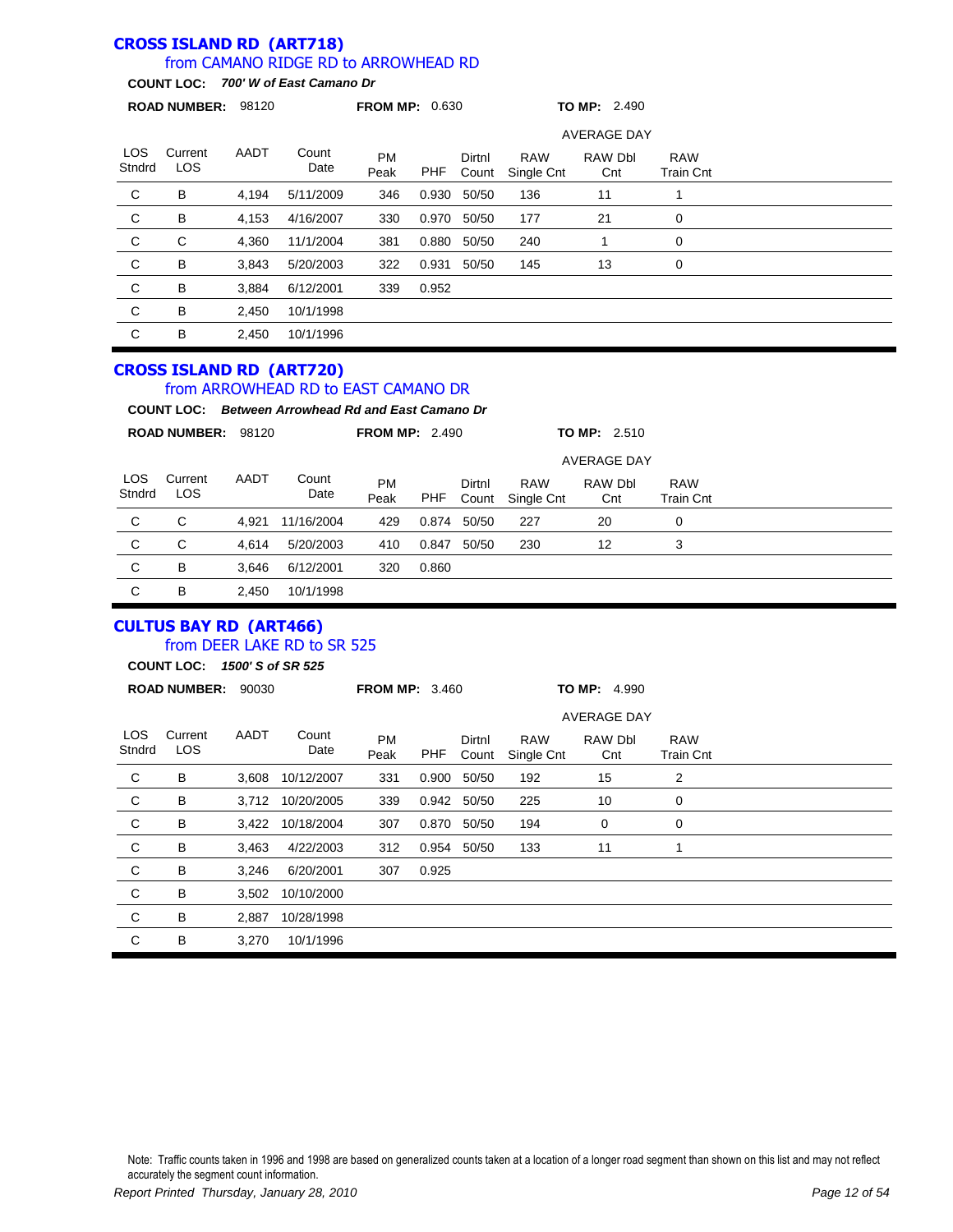## CROSS ISLAND RD (ART718)

### from CAMANO RIDGE RD to ARROWHEAD RD

**COUNT LOC:** ***700' W of East Camano Dr***

**ROAD NUMBER:** 98120 **FROM MP:** 0.630 **TO MP:** 2.490

| LOS Stndrd | Current LOS | AADT | Count Date | PM Peak | PHF | Dirtnl Count | AVERAGE DAY RAW Single Cnt | RAW Dbl Cnt | RAW Train Cnt |
|---|---|---|---|---|---|---|---|---|---|
| C | B | 4,194 | 5/11/2009 | 346 | 0.930 | 50/50 | 136 | 11 | 1 |
| C | B | 4,153 | 4/16/2007 | 330 | 0.970 | 50/50 | 177 | 21 | 0 |
| C | C | 4,360 | 11/1/2004 | 381 | 0.880 | 50/50 | 240 | 1 | 0 |
| C | B | 3,843 | 5/20/2003 | 322 | 0.931 | 50/50 | 145 | 13 | 0 |
| C | B | 3,884 | 6/12/2001 | 339 | 0.952 | | | | |
| C | B | 2,450 | 10/1/1998 | | | | | | |
| C | B | 2,450 | 10/1/1996 | | | | | | |

## CROSS ISLAND RD (ART720)

### from ARROWHEAD RD to EAST CAMANO DR

**COUNT LOC:** ***Between Arrowhead Rd and East Camano Dr***

**ROAD NUMBER:** 98120 **FROM MP:** 2.490 **TO MP:** 2.510

| LOS Stndrd | Current LOS | AADT | Count Date | PM Peak | PHF | Dirtnl Count | AVERAGE DAY RAW Single Cnt | RAW Dbl Cnt | RAW Train Cnt |
|---|---|---|---|---|---|---|---|---|---|
| C | C | 4,921 | 11/16/2004 | 429 | 0.874 | 50/50 | 227 | 20 | 0 |
| C | C | 4,614 | 5/20/2003 | 410 | 0.847 | 50/50 | 230 | 12 | 3 |
| C | B | 3,646 | 6/12/2001 | 320 | 0.860 | | | | |
| C | B | 2,450 | 10/1/1998 | | | | | | |

## CULTUS BAY RD (ART466)

### from DEER LAKE RD to SR 525

**COUNT LOC:** ***1500' S of SR 525***

**ROAD NUMBER:** 90030 **FROM MP:** 3.460 **TO MP:** 4.990

| LOS Stndrd | Current LOS | AADT | Count Date | PM Peak | PHF | Dirtnl Count | AVERAGE DAY RAW Single Cnt | RAW Dbl Cnt | RAW Train Cnt |
|---|---|---|---|---|---|---|---|---|---|
| C | B | 3,608 | 10/12/2007 | 331 | 0.900 | 50/50 | 192 | 15 | 2 |
| C | B | 3,712 | 10/20/2005 | 339 | 0.942 | 50/50 | 225 | 10 | 0 |
| C | B | 3,422 | 10/18/2004 | 307 | 0.870 | 50/50 | 194 | 0 | 0 |
| C | B | 3,463 | 4/22/2003 | 312 | 0.954 | 50/50 | 133 | 11 | 1 |
| C | B | 3,246 | 6/20/2001 | 307 | 0.925 | | | | |
| C | B | 3,502 | 10/10/2000 | | | | | | |
| C | B | 2,887 | 10/28/1998 | | | | | | |
| C | B | 3,270 | 10/1/1996 | | | | | | |

Note: Traffic counts taken in 1996 and 1998 are based on generalized counts taken at a location of a longer road segment than shown on this list and may not reflect accurately the segment count information.

*Report Printed Thursday, January 28, 2010*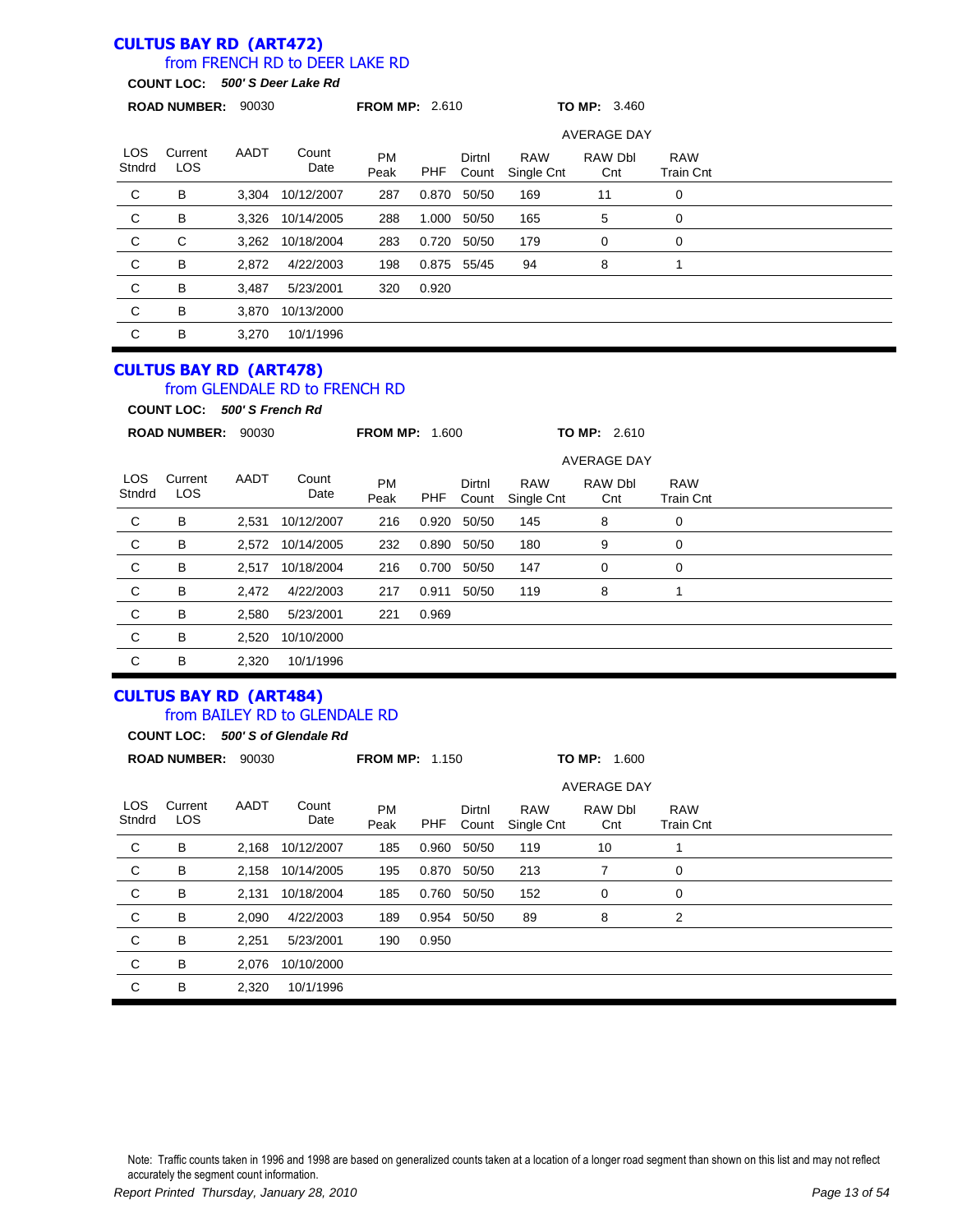## CULTUS BAY RD (ART472)

### from FRENCH RD to DEER LAKE RD

**COUNT LOC:** ***500' S Deer Lake Rd***

**ROAD NUMBER:** 90030 **FROM MP:** 2.610 **TO MP:** 3.460

| LOS Stndrd | Current LOS | AADT | Count Date | PM Peak | PHF | Dirtnl Count | RAW Single Cnt | RAW Dbl Cnt | RAW Train Cnt |
|---|---|---|---|---|---|---|---|---|---|
| | | | | | | | AVERAGE DAY | | |
| C | B | 3,304 | 10/12/2007 | 287 | 0.870 | 50/50 | 169 | 11 | 0 |
| C | B | 3,326 | 10/14/2005 | 288 | 1.000 | 50/50 | 165 | 5 | 0 |
| C | C | 3,262 | 10/18/2004 | 283 | 0.720 | 50/50 | 179 | 0 | 0 |
| C | B | 2,872 | 4/22/2003 | 198 | 0.875 | 55/45 | 94 | 8 | 1 |
| C | B | 3,487 | 5/23/2001 | 320 | 0.920 | | | | |
| C | B | 3,870 | 10/13/2000 | | | | | | |
| C | B | 3,270 | 10/1/1996 | | | | | | |

## CULTUS BAY RD (ART478)

### from GLENDALE RD to FRENCH RD

**COUNT LOC:** ***500' S French Rd***

**ROAD NUMBER:** 90030 **FROM MP:** 1.600 **TO MP:** 2.610

| LOS Stndrd | Current LOS | AADT | Count Date | PM Peak | PHF | Dirtnl Count | RAW Single Cnt | RAW Dbl Cnt | RAW Train Cnt |
|---|---|---|---|---|---|---|---|---|---|
| | | | | | | | AVERAGE DAY | | |
| C | B | 2,531 | 10/12/2007 | 216 | 0.920 | 50/50 | 145 | 8 | 0 |
| C | B | 2,572 | 10/14/2005 | 232 | 0.890 | 50/50 | 180 | 9 | 0 |
| C | B | 2,517 | 10/18/2004 | 216 | 0.700 | 50/50 | 147 | 0 | 0 |
| C | B | 2,472 | 4/22/2003 | 217 | 0.911 | 50/50 | 119 | 8 | 1 |
| C | B | 2,580 | 5/23/2001 | 221 | 0.969 | | | | |
| C | B | 2,520 | 10/10/2000 | | | | | | |
| C | B | 2,320 | 10/1/1996 | | | | | | |

## CULTUS BAY RD (ART484)

### from BAILEY RD to GLENDALE RD

**COUNT LOC:** ***500' S of Glendale Rd***

**ROAD NUMBER:** 90030 **FROM MP:** 1.150 **TO MP:** 1.600

| LOS Stndrd | Current LOS | AADT | Count Date | PM Peak | PHF | Dirtnl Count | RAW Single Cnt | RAW Dbl Cnt | RAW Train Cnt |
|---|---|---|---|---|---|---|---|---|---|
| | | | | | | | AVERAGE DAY | | |
| C | B | 2,168 | 10/12/2007 | 185 | 0.960 | 50/50 | 119 | 10 | 1 |
| C | B | 2,158 | 10/14/2005 | 195 | 0.870 | 50/50 | 213 | 7 | 0 |
| C | B | 2,131 | 10/18/2004 | 185 | 0.760 | 50/50 | 152 | 0 | 0 |
| C | B | 2,090 | 4/22/2003 | 189 | 0.954 | 50/50 | 89 | 8 | 2 |
| C | B | 2,251 | 5/23/2001 | 190 | 0.950 | | | | |
| C | B | 2,076 | 10/10/2000 | | | | | | |
| C | B | 2,320 | 10/1/1996 | | | | | | |

Note: Traffic counts taken in 1996 and 1998 are based on generalized counts taken at a location of a longer road segment than shown on this list and may not reflect accurately the segment count information.

*Report Printed Thursday, January 28, 2010*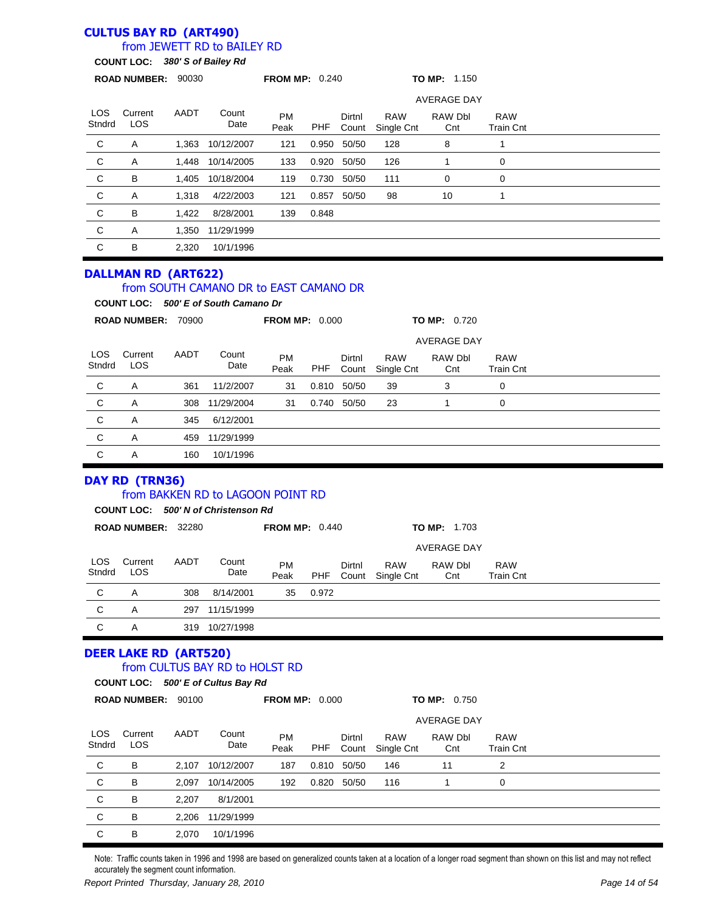## CULTUS BAY RD (ART490)

### from JEWETT RD to BAILEY RD

**COUNT LOC:** ***380' S of Bailey Rd***

**ROAD NUMBER:** 90030 **FROM MP:** 0.240 **TO MP:** 1.150

| LOS Stndrd | Current LOS | AADT | Count Date | PM Peak | PHF | Dirtnl Count | RAW Single Cnt (AVERAGE DAY) | RAW Dbl Cnt (AVERAGE DAY) | RAW Train Cnt (AVERAGE DAY) |
|---|---|---|---|---|---|---|---|---|---|
| C | A | 1,363 | 10/12/2007 | 121 | 0.950 | 50/50 | 128 | 8 | 1 |
| C | A | 1,448 | 10/14/2005 | 133 | 0.920 | 50/50 | 126 | 1 | 0 |
| C | B | 1,405 | 10/18/2004 | 119 | 0.730 | 50/50 | 111 | 0 | 0 |
| C | A | 1,318 | 4/22/2003 | 121 | 0.857 | 50/50 | 98 | 10 | 1 |
| C | B | 1,422 | 8/28/2001 | 139 | 0.848 | | | | |
| C | A | 1,350 | 11/29/1999 | | | | | | |
| C | B | 2,320 | 10/1/1996 | | | | | | |

## DALLMAN RD (ART622)

### from SOUTH CAMANO DR to EAST CAMANO DR

**COUNT LOC:** ***500' E of South Camano Dr***

**ROAD NUMBER:** 70900 **FROM MP:** 0.000 **TO MP:** 0.720

| LOS Stndrd | Current LOS | AADT | Count Date | PM Peak | PHF | Dirtnl Count | RAW Single Cnt (AVERAGE DAY) | RAW Dbl Cnt (AVERAGE DAY) | RAW Train Cnt (AVERAGE DAY) |
|---|---|---|---|---|---|---|---|---|---|
| C | A | 361 | 11/2/2007 | 31 | 0.810 | 50/50 | 39 | 3 | 0 |
| C | A | 308 | 11/29/2004 | 31 | 0.740 | 50/50 | 23 | 1 | 0 |
| C | A | 345 | 6/12/2001 | | | | | | |
| C | A | 459 | 11/29/1999 | | | | | | |
| C | A | 160 | 10/1/1996 | | | | | | |

## DAY RD (TRN36)

### from BAKKEN RD to LAGOON POINT RD

**COUNT LOC:** ***500' N of Christenson Rd***

**ROAD NUMBER:** 32280 **FROM MP:** 0.440 **TO MP:** 1.703

| LOS Stndrd | Current LOS | AADT | Count Date | PM Peak | PHF | Dirtnl Count | RAW Single Cnt (AVERAGE DAY) | RAW Dbl Cnt (AVERAGE DAY) | RAW Train Cnt (AVERAGE DAY) |
|---|---|---|---|---|---|---|---|---|---|
| C | A | 308 | 8/14/2001 | 35 | 0.972 | | | | |
| C | A | 297 | 11/15/1999 | | | | | | |
| C | A | 319 | 10/27/1998 | | | | | | |

## DEER LAKE RD (ART520)

### from CULTUS BAY RD to HOLST RD

**COUNT LOC:** ***500' E of Cultus Bay Rd***

**ROAD NUMBER:** 90100 **FROM MP:** 0.000 **TO MP:** 0.750

| LOS Stndrd | Current LOS | AADT | Count Date | PM Peak | PHF | Dirtnl Count | RAW Single Cnt (AVERAGE DAY) | RAW Dbl Cnt (AVERAGE DAY) | RAW Train Cnt (AVERAGE DAY) |
|---|---|---|---|---|---|---|---|---|---|
| C | B | 2,107 | 10/12/2007 | 187 | 0.810 | 50/50 | 146 | 11 | 2 |
| C | B | 2,097 | 10/14/2005 | 192 | 0.820 | 50/50 | 116 | 1 | 0 |
| C | B | 2,207 | 8/1/2001 | | | | | | |
| C | B | 2,206 | 11/29/1999 | | | | | | |
| C | B | 2,070 | 10/1/1996 | | | | | | |

Note: Traffic counts taken in 1996 and 1998 are based on generalized counts taken at a location of a longer road segment than shown on this list and may not reflect accurately the segment count information.

*Report Printed Thursday, January 28, 2010*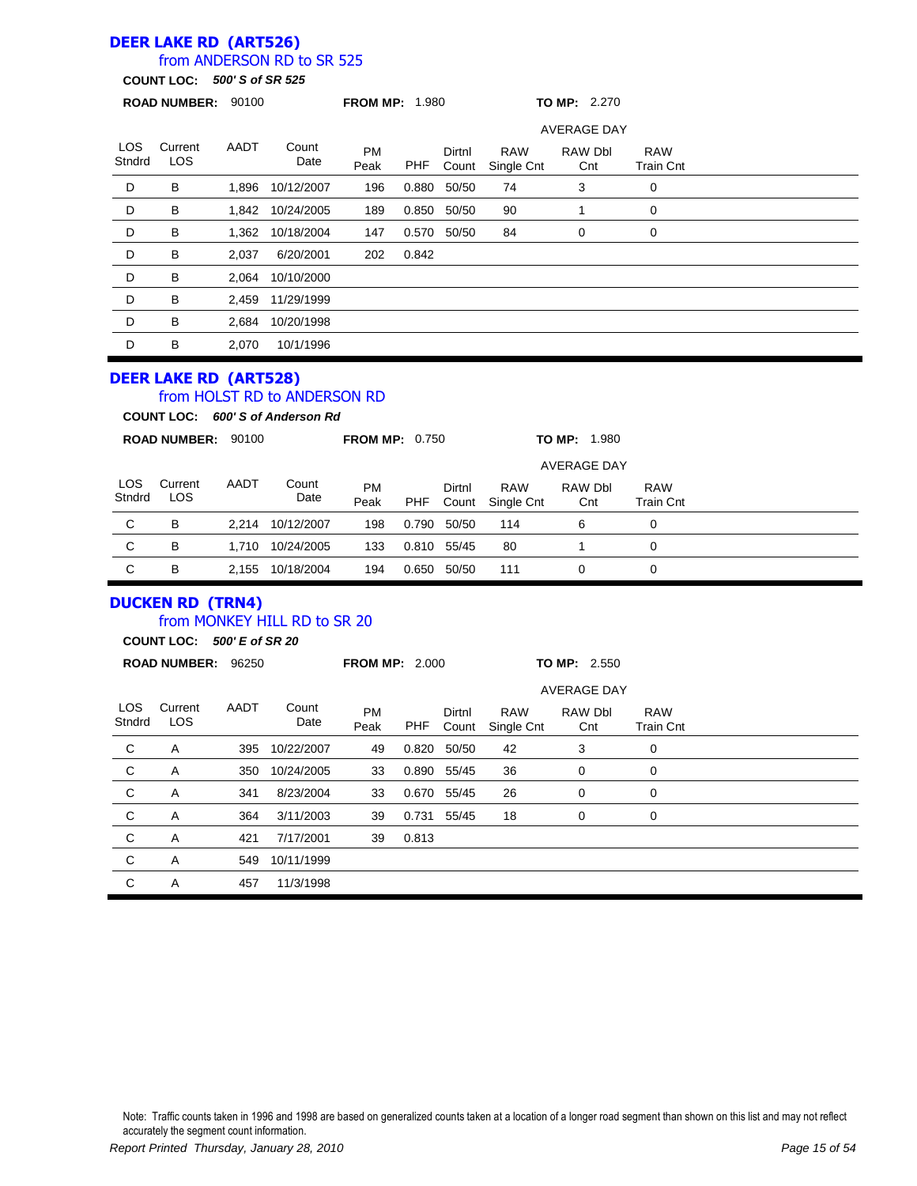## DEER LAKE RD (ART526)

### from ANDERSON RD to SR 525

**COUNT LOC:** ***500' S of SR 525***

**ROAD NUMBER:** 90100 **FROM MP:** 1.980 **TO MP:** 2.270

| LOS Stndrd | Current LOS | AADT | Count Date | PM Peak | PHF | Dirtnl Count | AVERAGE DAY RAW Single Cnt | RAW Dbl Cnt | RAW Train Cnt |
|---|---|---|---|---|---|---|---|---|---|
| D | B | 1,896 | 10/12/2007 | 196 | 0.880 | 50/50 | 74 | 3 | 0 |
| D | B | 1,842 | 10/24/2005 | 189 | 0.850 | 50/50 | 90 | 1 | 0 |
| D | B | 1,362 | 10/18/2004 | 147 | 0.570 | 50/50 | 84 | 0 | 0 |
| D | B | 2,037 | 6/20/2001 | 202 | 0.842 | | | | |
| D | B | 2,064 | 10/10/2000 | | | | | | |
| D | B | 2,459 | 11/29/1999 | | | | | | |
| D | B | 2,684 | 10/20/1998 | | | | | | |
| D | B | 2,070 | 10/1/1996 | | | | | | |

## DEER LAKE RD (ART528)

### from HOLST RD to ANDERSON RD

**COUNT LOC:** ***600' S of Anderson Rd***

**ROAD NUMBER:** 90100 **FROM MP:** 0.750 **TO MP:** 1.980

| LOS Stndrd | Current LOS | AADT | Count Date | PM Peak | PHF | Dirtnl Count | AVERAGE DAY RAW Single Cnt | RAW Dbl Cnt | RAW Train Cnt |
|---|---|---|---|---|---|---|---|---|---|
| C | B | 2,214 | 10/12/2007 | 198 | 0.790 | 50/50 | 114 | 6 | 0 |
| C | B | 1,710 | 10/24/2005 | 133 | 0.810 | 55/45 | 80 | 1 | 0 |
| C | B | 2,155 | 10/18/2004 | 194 | 0.650 | 50/50 | 111 | 0 | 0 |

## DUCKEN RD (TRN4)

### from MONKEY HILL RD to SR 20

**COUNT LOC:** ***500' E of SR 20***

**ROAD NUMBER:** 96250 **FROM MP:** 2.000 **TO MP:** 2.550

| LOS Stndrd | Current LOS | AADT | Count Date | PM Peak | PHF | Dirtnl Count | AVERAGE DAY RAW Single Cnt | RAW Dbl Cnt | RAW Train Cnt |
|---|---|---|---|---|---|---|---|---|---|
| C | A | 395 | 10/22/2007 | 49 | 0.820 | 50/50 | 42 | 3 | 0 |
| C | A | 350 | 10/24/2005 | 33 | 0.890 | 55/45 | 36 | 0 | 0 |
| C | A | 341 | 8/23/2004 | 33 | 0.670 | 55/45 | 26 | 0 | 0 |
| C | A | 364 | 3/11/2003 | 39 | 0.731 | 55/45 | 18 | 0 | 0 |
| C | A | 421 | 7/17/2001 | 39 | 0.813 | | | | |
| C | A | 549 | 10/11/1999 | | | | | | |
| C | A | 457 | 11/3/1998 | | | | | | |

Note: Traffic counts taken in 1996 and 1998 are based on generalized counts taken at a location of a longer road segment than shown on this list and may not reflect accurately the segment count information.

*Report Printed Thursday, January 28, 2010*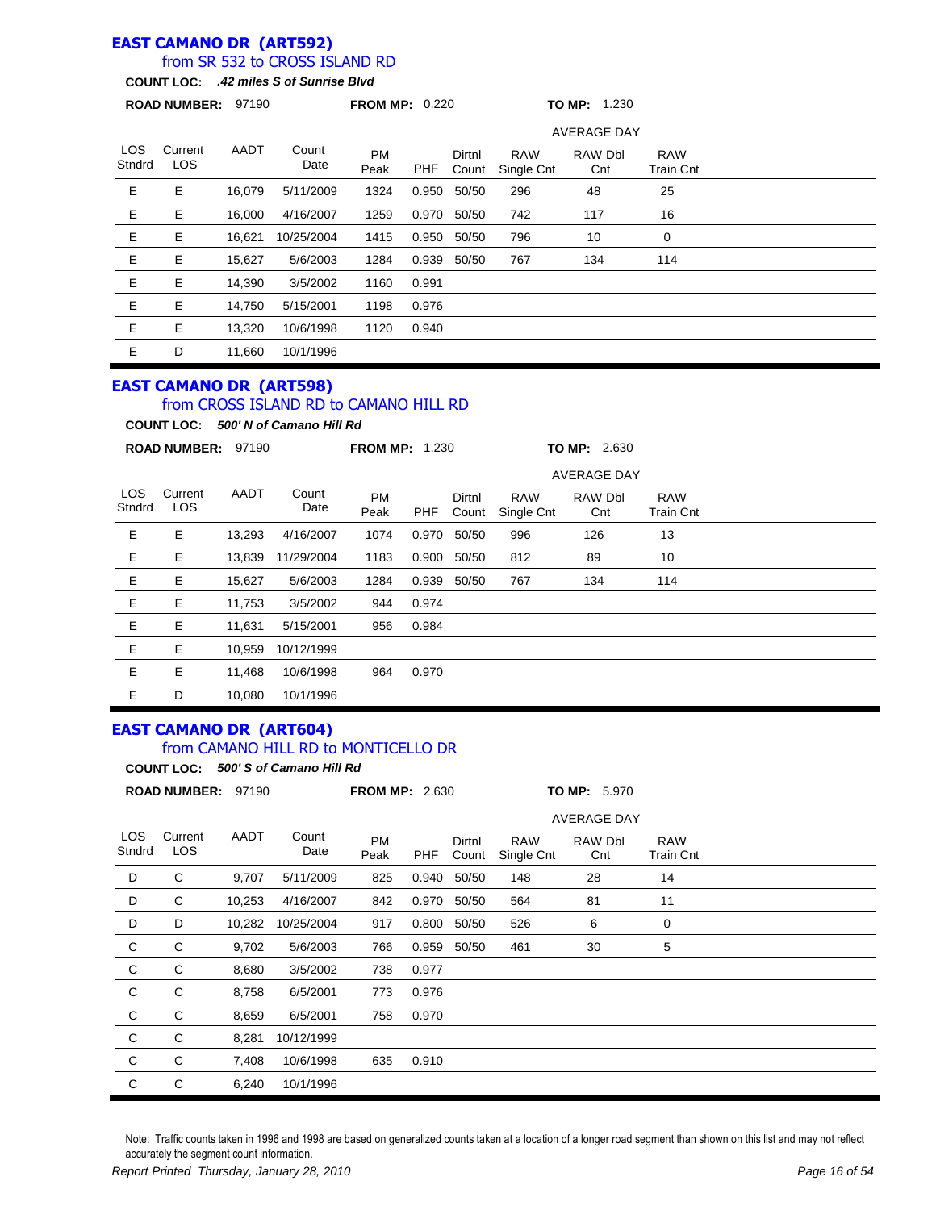## EAST CAMANO DR (ART592)

### from SR 532 to CROSS ISLAND RD

**COUNT LOC:** ***.42 miles S of Sunrise Blvd***

**ROAD NUMBER:** 97190 **FROM MP:** 0.220 **TO MP:** 1.230

| LOS Stndrd | Current LOS | AADT | Count Date | PM Peak | PHF | Dirtnl Count | AVERAGE DAY RAW Single Cnt | AVERAGE DAY RAW Dbl Cnt | AVERAGE DAY RAW Train Cnt |
|---|---|---|---|---|---|---|---|---|---|
| E | E | 16,079 | 5/11/2009 | 1324 | 0.950 | 50/50 | 296 | 48 | 25 |
| E | E | 16,000 | 4/16/2007 | 1259 | 0.970 | 50/50 | 742 | 117 | 16 |
| E | E | 16,621 | 10/25/2004 | 1415 | 0.950 | 50/50 | 796 | 10 | 0 |
| E | E | 15,627 | 5/6/2003 | 1284 | 0.939 | 50/50 | 767 | 134 | 114 |
| E | E | 14,390 | 3/5/2002 | 1160 | 0.991 | | | | |
| E | E | 14,750 | 5/15/2001 | 1198 | 0.976 | | | | |
| E | E | 13,320 | 10/6/1998 | 1120 | 0.940 | | | | |
| E | D | 11,660 | 10/1/1996 | | | | | | |

## EAST CAMANO DR (ART598)

### from CROSS ISLAND RD to CAMANO HILL RD

**COUNT LOC:** ***500' N of Camano Hill Rd***

**ROAD NUMBER:** 97190 **FROM MP:** 1.230 **TO MP:** 2.630

| LOS Stndrd | Current LOS | AADT | Count Date | PM Peak | PHF | Dirtnl Count | AVERAGE DAY RAW Single Cnt | AVERAGE DAY RAW Dbl Cnt | AVERAGE DAY RAW Train Cnt |
|---|---|---|---|---|---|---|---|---|---|
| E | E | 13,293 | 4/16/2007 | 1074 | 0.970 | 50/50 | 996 | 126 | 13 |
| E | E | 13,839 | 11/29/2004 | 1183 | 0.900 | 50/50 | 812 | 89 | 10 |
| E | E | 15,627 | 5/6/2003 | 1284 | 0.939 | 50/50 | 767 | 134 | 114 |
| E | E | 11,753 | 3/5/2002 | 944 | 0.974 | | | | |
| E | E | 11,631 | 5/15/2001 | 956 | 0.984 | | | | |
| E | E | 10,959 | 10/12/1999 | | | | | | |
| E | E | 11,468 | 10/6/1998 | 964 | 0.970 | | | | |
| E | D | 10,080 | 10/1/1996 | | | | | | |

## EAST CAMANO DR (ART604)

### from CAMANO HILL RD to MONTICELLO DR

**COUNT LOC:** ***500' S of Camano Hill Rd***

**ROAD NUMBER:** 97190 **FROM MP:** 2.630 **TO MP:** 5.970

| LOS Stndrd | Current LOS | AADT | Count Date | PM Peak | PHF | Dirtnl Count | AVERAGE DAY RAW Single Cnt | AVERAGE DAY RAW Dbl Cnt | AVERAGE DAY RAW Train Cnt |
|---|---|---|---|---|---|---|---|---|---|
| D | C | 9,707 | 5/11/2009 | 825 | 0.940 | 50/50 | 148 | 28 | 14 |
| D | C | 10,253 | 4/16/2007 | 842 | 0.970 | 50/50 | 564 | 81 | 11 |
| D | D | 10,282 | 10/25/2004 | 917 | 0.800 | 50/50 | 526 | 6 | 0 |
| C | C | 9,702 | 5/6/2003 | 766 | 0.959 | 50/50 | 461 | 30 | 5 |
| C | C | 8,680 | 3/5/2002 | 738 | 0.977 | | | | |
| C | C | 8,758 | 6/5/2001 | 773 | 0.976 | | | | |
| C | C | 8,659 | 6/5/2001 | 758 | 0.970 | | | | |
| C | C | 8,281 | 10/12/1999 | | | | | | |
| C | C | 7,408 | 10/6/1998 | 635 | 0.910 | | | | |
| C | C | 6,240 | 10/1/1996 | | | | | | |

Note: Traffic counts taken in 1996 and 1998 are based on generalized counts taken at a location of a longer road segment than shown on this list and may not reflect accurately the segment count information.

*Report Printed Thursday, January 28, 2010*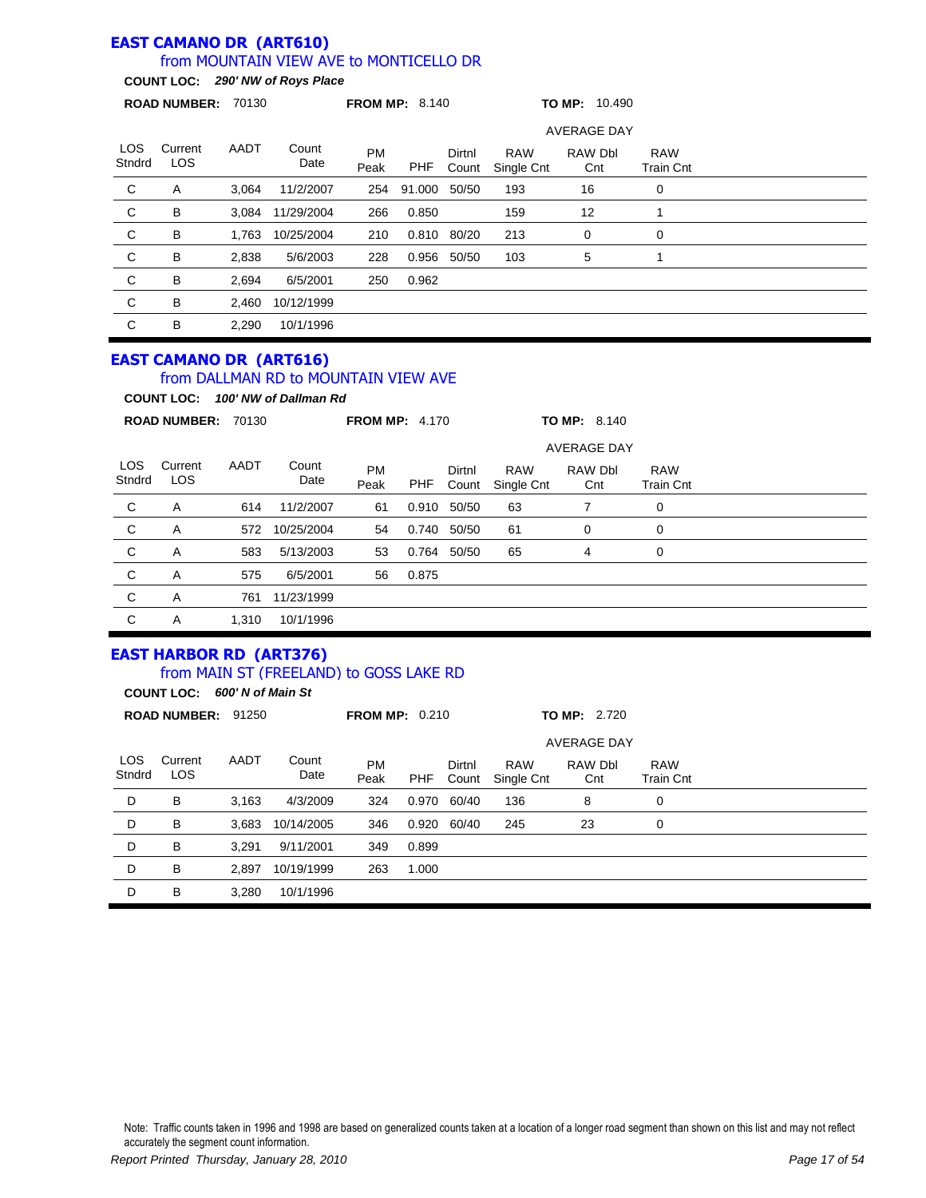## EAST CAMANO DR (ART610)

### from MOUNTAIN VIEW AVE to MONTICELLO DR

**COUNT LOC:** ***290' NW of Roys Place***

**ROAD NUMBER:** 70130 **FROM MP:** 8.140 **TO MP:** 10.490

| LOS Stndrd | Current LOS | AADT | Count Date | PM Peak | PHF | Dirtnl Count | RAW Single Cnt | RAW Dbl Cnt | RAW Train Cnt |
|---|---|---|---|---|---|---|---|---|---|
| | | | | | | | AVERAGE DAY | | |
| C | A | 3,064 | 11/2/2007 | 254 | 91.000 | 50/50 | 193 | 16 | 0 |
| C | B | 3,084 | 11/29/2004 | 266 | 0.850 | | 159 | 12 | 1 |
| C | B | 1,763 | 10/25/2004 | 210 | 0.810 | 80/20 | 213 | 0 | 0 |
| C | B | 2,838 | 5/6/2003 | 228 | 0.956 | 50/50 | 103 | 5 | 1 |
| C | B | 2,694 | 6/5/2001 | 250 | 0.962 | | | | |
| C | B | 2,460 | 10/12/1999 | | | | | | |
| C | B | 2,290 | 10/1/1996 | | | | | | |

## EAST CAMANO DR (ART616)

### from DALLMAN RD to MOUNTAIN VIEW AVE

**COUNT LOC:** ***100' NW of Dallman Rd***

**ROAD NUMBER:** 70130 **FROM MP:** 4.170 **TO MP:** 8.140

| LOS Stndrd | Current LOS | AADT | Count Date | PM Peak | PHF | Dirtnl Count | RAW Single Cnt | RAW Dbl Cnt | RAW Train Cnt |
|---|---|---|---|---|---|---|---|---|---|
| | | | | | | | AVERAGE DAY | | |
| C | A | 614 | 11/2/2007 | 61 | 0.910 | 50/50 | 63 | 7 | 0 |
| C | A | 572 | 10/25/2004 | 54 | 0.740 | 50/50 | 61 | 0 | 0 |
| C | A | 583 | 5/13/2003 | 53 | 0.764 | 50/50 | 65 | 4 | 0 |
| C | A | 575 | 6/5/2001 | 56 | 0.875 | | | | |
| C | A | 761 | 11/23/1999 | | | | | | |
| C | A | 1,310 | 10/1/1996 | | | | | | |

## EAST HARBOR RD (ART376)

### from MAIN ST (FREELAND) to GOSS LAKE RD

**COUNT LOC:** ***600' N of Main St***

**ROAD NUMBER:** 91250 **FROM MP:** 0.210 **TO MP:** 2.720

| LOS Stndrd | Current LOS | AADT | Count Date | PM Peak | PHF | Dirtnl Count | RAW Single Cnt | RAW Dbl Cnt | RAW Train Cnt |
|---|---|---|---|---|---|---|---|---|---|
| | | | | | | | AVERAGE DAY | | |
| D | B | 3,163 | 4/3/2009 | 324 | 0.970 | 60/40 | 136 | 8 | 0 |
| D | B | 3,683 | 10/14/2005 | 346 | 0.920 | 60/40 | 245 | 23 | 0 |
| D | B | 3,291 | 9/11/2001 | 349 | 0.899 | | | | |
| D | B | 2,897 | 10/19/1999 | 263 | 1.000 | | | | |
| D | B | 3,280 | 10/1/1996 | | | | | | |

Note: Traffic counts taken in 1996 and 1998 are based on generalized counts taken at a location of a longer road segment than shown on this list and may not reflect accurately the segment count information.

*Report Printed Thursday, January 28, 2010*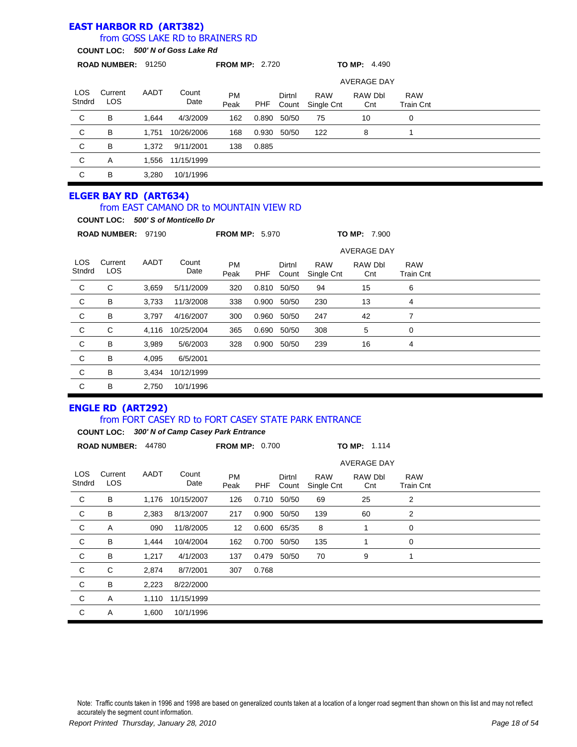## EAST HARBOR RD (ART382)

### from GOSS LAKE RD to BRAINERS RD

**COUNT LOC:** ***500' N of Goss Lake Rd***

**ROAD NUMBER:** 91250 **FROM MP:** 2.720 **TO MP:** 4.490

| LOS Stndrd | Current LOS | AADT | Count Date | PM Peak | PHF | Dirtnl Count | RAW Single Cnt | RAW Dbl Cnt | RAW Train Cnt |
|---|---|---|---|---|---|---|---|---|---|
| | | | | | | | AVERAGE DAY | | |
| C | B | 1,644 | 4/3/2009 | 162 | 0.890 | 50/50 | 75 | 10 | 0 |
| C | B | 1,751 | 10/26/2006 | 168 | 0.930 | 50/50 | 122 | 8 | 1 |
| C | B | 1,372 | 9/11/2001 | 138 | 0.885 | | | | |
| C | A | 1,556 | 11/15/1999 | | | | | | |
| C | B | 3,280 | 10/1/1996 | | | | | | |

## ELGER BAY RD (ART634)

### from EAST CAMANO DR to MOUNTAIN VIEW RD

**COUNT LOC:** ***500' S of Monticello Dr***

**ROAD NUMBER:** 97190 **FROM MP:** 5.970 **TO MP:** 7.900

| LOS Stndrd | Current LOS | AADT | Count Date | PM Peak | PHF | Dirtnl Count | RAW Single Cnt | RAW Dbl Cnt | RAW Train Cnt |
|---|---|---|---|---|---|---|---|---|---|
| | | | | | | | AVERAGE DAY | | |
| C | C | 3,659 | 5/11/2009 | 320 | 0.810 | 50/50 | 94 | 15 | 6 |
| C | B | 3,733 | 11/3/2008 | 338 | 0.900 | 50/50 | 230 | 13 | 4 |
| C | B | 3,797 | 4/16/2007 | 300 | 0.960 | 50/50 | 247 | 42 | 7 |
| C | C | 4,116 | 10/25/2004 | 365 | 0.690 | 50/50 | 308 | 5 | 0 |
| C | B | 3,989 | 5/6/2003 | 328 | 0.900 | 50/50 | 239 | 16 | 4 |
| C | B | 4,095 | 6/5/2001 | | | | | | |
| C | B | 3,434 | 10/12/1999 | | | | | | |
| C | B | 2,750 | 10/1/1996 | | | | | | |

## ENGLE RD (ART292)

### from FORT CASEY RD to FORT CASEY STATE PARK ENTRANCE

**COUNT LOC:** ***300' N of Camp Casey Park Entrance***

**ROAD NUMBER:** 44780 **FROM MP:** 0.700 **TO MP:** 1.114

| LOS Stndrd | Current LOS | AADT | Count Date | PM Peak | PHF | Dirtnl Count | RAW Single Cnt | RAW Dbl Cnt | RAW Train Cnt |
|---|---|---|---|---|---|---|---|---|---|
| | | | | | | | AVERAGE DAY | | |
| C | B | 1,176 | 10/15/2007 | 126 | 0.710 | 50/50 | 69 | 25 | 2 |
| C | B | 2,383 | 8/13/2007 | 217 | 0.900 | 50/50 | 139 | 60 | 2 |
| C | A | 090 | 11/8/2005 | 12 | 0.600 | 65/35 | 8 | 1 | 0 |
| C | B | 1,444 | 10/4/2004 | 162 | 0.700 | 50/50 | 135 | 1 | 0 |
| C | B | 1,217 | 4/1/2003 | 137 | 0.479 | 50/50 | 70 | 9 | 1 |
| C | C | 2,874 | 8/7/2001 | 307 | 0.768 | | | | |
| C | B | 2,223 | 8/22/2000 | | | | | | |
| C | A | 1,110 | 11/15/1999 | | | | | | |
| C | A | 1,600 | 10/1/1996 | | | | | | |

Note: Traffic counts taken in 1996 and 1998 are based on generalized counts taken at a location of a longer road segment than shown on this list and may not reflect accurately the segment count information.

*Report Printed Thursday, January 28, 2010*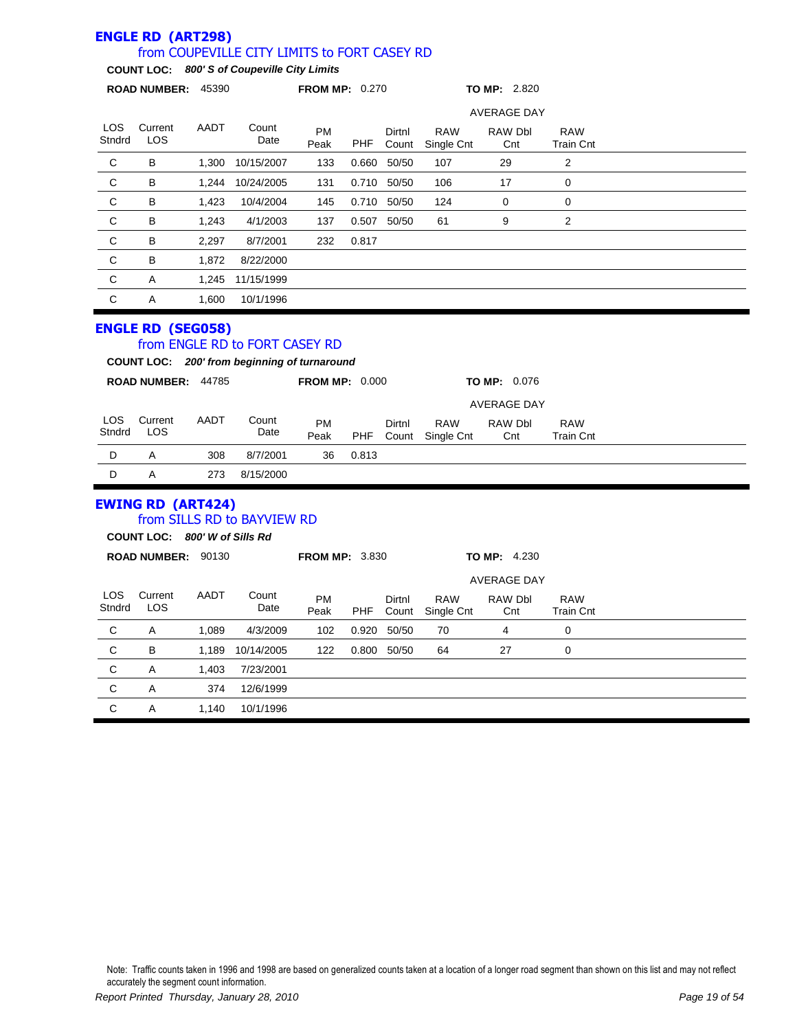## ENGLE RD (ART298)

### from COUPEVILLE CITY LIMITS to FORT CASEY RD

**COUNT LOC:** ***800' S of Coupeville City Limits***

**ROAD NUMBER:** 45390 **FROM MP:** 0.270 **TO MP:** 2.820

| LOS Stndrd | Current LOS | AADT | Count Date | PM Peak | PHF | Dirtnl Count | AVERAGE DAY RAW Single Cnt | RAW Dbl Cnt | RAW Train Cnt |
|---|---|---|---|---|---|---|---|---|---|
| C | B | 1,300 | 10/15/2007 | 133 | 0.660 | 50/50 | 107 | 29 | 2 |
| C | B | 1,244 | 10/24/2005 | 131 | 0.710 | 50/50 | 106 | 17 | 0 |
| C | B | 1,423 | 10/4/2004 | 145 | 0.710 | 50/50 | 124 | 0 | 0 |
| C | B | 1,243 | 4/1/2003 | 137 | 0.507 | 50/50 | 61 | 9 | 2 |
| C | B | 2,297 | 8/7/2001 | 232 | 0.817 | | | | |
| C | B | 1,872 | 8/22/2000 | | | | | | |
| C | A | 1,245 | 11/15/1999 | | | | | | |
| C | A | 1,600 | 10/1/1996 | | | | | | |

## ENGLE RD (SEG058)

### from ENGLE RD to FORT CASEY RD

**COUNT LOC:** ***200' from beginning of turnaround***

**ROAD NUMBER:** 44785 **FROM MP:** 0.000 **TO MP:** 0.076

| LOS Stndrd | Current LOS | AADT | Count Date | PM Peak | PHF | Dirtnl Count | AVERAGE DAY RAW Single Cnt | RAW Dbl Cnt | RAW Train Cnt |
|---|---|---|---|---|---|---|---|---|---|
| D | A | 308 | 8/7/2001 | 36 | 0.813 | | | | |
| D | A | 273 | 8/15/2000 | | | | | | |

## EWING RD (ART424)

### from SILLS RD to BAYVIEW RD

**COUNT LOC:** ***800' W of Sills Rd***

**ROAD NUMBER:** 90130 **FROM MP:** 3.830 **TO MP:** 4.230

| LOS Stndrd | Current LOS | AADT | Count Date | PM Peak | PHF | Dirtnl Count | AVERAGE DAY RAW Single Cnt | RAW Dbl Cnt | RAW Train Cnt |
|---|---|---|---|---|---|---|---|---|---|
| C | A | 1,089 | 4/3/2009 | 102 | 0.920 | 50/50 | 70 | 4 | 0 |
| C | B | 1,189 | 10/14/2005 | 122 | 0.800 | 50/50 | 64 | 27 | 0 |
| C | A | 1,403 | 7/23/2001 | | | | | | |
| C | A | 374 | 12/6/1999 | | | | | | |
| C | A | 1,140 | 10/1/1996 | | | | | | |

Note: Traffic counts taken in 1996 and 1998 are based on generalized counts taken at a location of a longer road segment than shown on this list and may not reflect accurately the segment count information.

*Report Printed Thursday, January 28, 2010*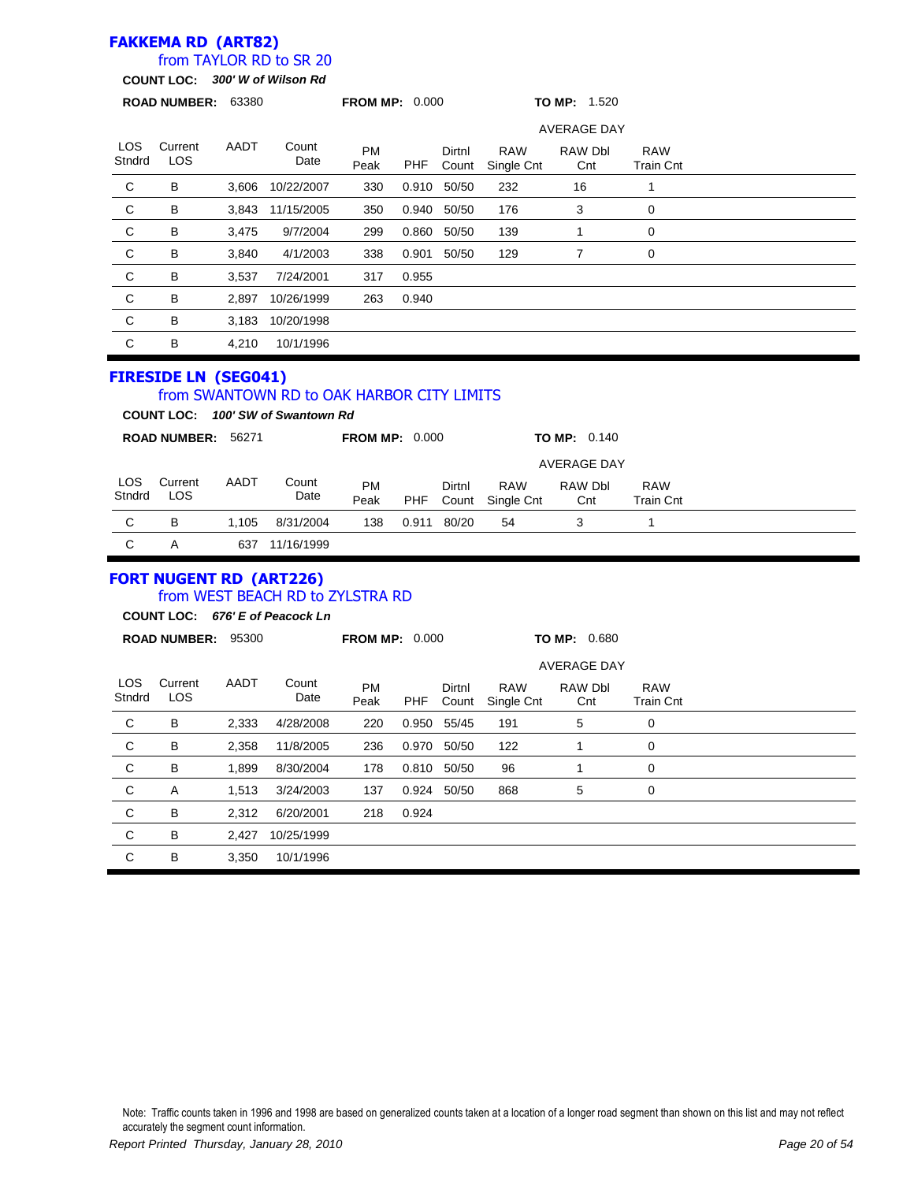## FAKKEMA RD (ART82)

from TAYLOR RD to SR 20

**COUNT LOC:** ***300' W of Wilson Rd***

**ROAD NUMBER:** 63380 **FROM MP:** 0.000 **TO MP:** 1.520

| LOS Stndrd | Current LOS | AADT | Count Date | PM Peak | PHF | Dirtnl Count | AVERAGE DAY RAW Single Cnt | AVERAGE DAY RAW Dbl Cnt | AVERAGE DAY RAW Train Cnt |
|---|---|---|---|---|---|---|---|---|---|
| C | B | 3,606 | 10/22/2007 | 330 | 0.910 | 50/50 | 232 | 16 | 1 |
| C | B | 3,843 | 11/15/2005 | 350 | 0.940 | 50/50 | 176 | 3 | 0 |
| C | B | 3,475 | 9/7/2004 | 299 | 0.860 | 50/50 | 139 | 1 | 0 |
| C | B | 3,840 | 4/1/2003 | 338 | 0.901 | 50/50 | 129 | 7 | 0 |
| C | B | 3,537 | 7/24/2001 | 317 | 0.955 | | | | |
| C | B | 2,897 | 10/26/1999 | 263 | 0.940 | | | | |
| C | B | 3,183 | 10/20/1998 | | | | | | |
| C | B | 4,210 | 10/1/1996 | | | | | | |

## FIRESIDE LN (SEG041)

from SWANTOWN RD to OAK HARBOR CITY LIMITS

**COUNT LOC:** ***100' SW of Swantown Rd***

**ROAD NUMBER:** 56271 **FROM MP:** 0.000 **TO MP:** 0.140

| LOS Stndrd | Current LOS | AADT | Count Date | PM Peak | PHF | Dirtnl Count | AVERAGE DAY RAW Single Cnt | AVERAGE DAY RAW Dbl Cnt | AVERAGE DAY RAW Train Cnt |
|---|---|---|---|---|---|---|---|---|---|
| C | B | 1,105 | 8/31/2004 | 138 | 0.911 | 80/20 | 54 | 3 | 1 |
| C | A | 637 | 11/16/1999 | | | | | | |

## FORT NUGENT RD (ART226)

from WEST BEACH RD to ZYLSTRA RD

**COUNT LOC:** ***676' E of Peacock Ln***

**ROAD NUMBER:** 95300 **FROM MP:** 0.000 **TO MP:** 0.680

| LOS Stndrd | Current LOS | AADT | Count Date | PM Peak | PHF | Dirtnl Count | AVERAGE DAY RAW Single Cnt | AVERAGE DAY RAW Dbl Cnt | AVERAGE DAY RAW Train Cnt |
|---|---|---|---|---|---|---|---|---|---|
| C | B | 2,333 | 4/28/2008 | 220 | 0.950 | 55/45 | 191 | 5 | 0 |
| C | B | 2,358 | 11/8/2005 | 236 | 0.970 | 50/50 | 122 | 1 | 0 |
| C | B | 1,899 | 8/30/2004 | 178 | 0.810 | 50/50 | 96 | 1 | 0 |
| C | A | 1,513 | 3/24/2003 | 137 | 0.924 | 50/50 | 868 | 5 | 0 |
| C | B | 2,312 | 6/20/2001 | 218 | 0.924 | | | | |
| C | B | 2,427 | 10/25/1999 | | | | | | |
| C | B | 3,350 | 10/1/1996 | | | | | | |

Note: Traffic counts taken in 1996 and 1998 are based on generalized counts taken at a location of a longer road segment than shown on this list and may not reflect accurately the segment count information.

*Report Printed Thursday, January 28, 2010*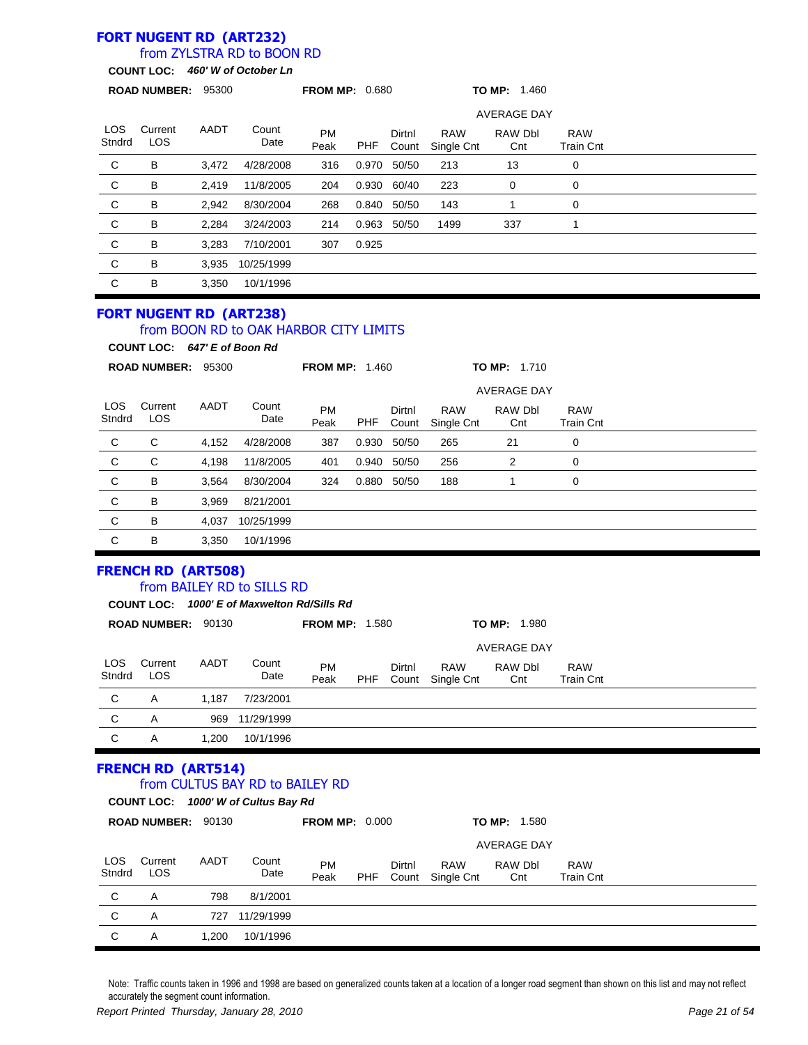## FORT NUGENT RD (ART232)

### from ZYLSTRA RD to BOON RD

**COUNT LOC:** *460' W of October Ln*

**ROAD NUMBER:** 95300 **FROM MP:** 0.680 **TO MP:** 1.460

| LOS Stndrd | Current LOS | AADT | Count Date | PM Peak | PHF | Dirtnl Count | AVERAGE DAY RAW Single Cnt | RAW Dbl Cnt | RAW Train Cnt |
|---|---|---|---|---|---|---|---|---|---|
| C | B | 3,472 | 4/28/2008 | 316 | 0.970 | 50/50 | 213 | 13 | 0 |
| C | B | 2,419 | 11/8/2005 | 204 | 0.930 | 60/40 | 223 | 0 | 0 |
| C | B | 2,942 | 8/30/2004 | 268 | 0.840 | 50/50 | 143 | 1 | 0 |
| C | B | 2,284 | 3/24/2003 | 214 | 0.963 | 50/50 | 1499 | 337 | 1 |
| C | B | 3,283 | 7/10/2001 | 307 | 0.925 | | | | |
| C | B | 3,935 | 10/25/1999 | | | | | | |
| C | B | 3,350 | 10/1/1996 | | | | | | |

## FORT NUGENT RD (ART238)

### from BOON RD to OAK HARBOR CITY LIMITS

**COUNT LOC:** *647' E of Boon Rd*

**ROAD NUMBER:** 95300 **FROM MP:** 1.460 **TO MP:** 1.710

| LOS Stndrd | Current LOS | AADT | Count Date | PM Peak | PHF | Dirtnl Count | AVERAGE DAY RAW Single Cnt | RAW Dbl Cnt | RAW Train Cnt |
|---|---|---|---|---|---|---|---|---|---|
| C | C | 4,152 | 4/28/2008 | 387 | 0.930 | 50/50 | 265 | 21 | 0 |
| C | C | 4,198 | 11/8/2005 | 401 | 0.940 | 50/50 | 256 | 2 | 0 |
| C | B | 3,564 | 8/30/2004 | 324 | 0.880 | 50/50 | 188 | 1 | 0 |
| C | B | 3,969 | 8/21/2001 | | | | | | |
| C | B | 4,037 | 10/25/1999 | | | | | | |
| C | B | 3,350 | 10/1/1996 | | | | | | |

## FRENCH RD (ART508)

### from BAILEY RD to SILLS RD

**COUNT LOC:** *1000' E of Maxwelton Rd/Sills Rd*

**ROAD NUMBER:** 90130 **FROM MP:** 1.580 **TO MP:** 1.980

| LOS Stndrd | Current LOS | AADT | Count Date | PM Peak | PHF | Dirtnl Count | AVERAGE DAY RAW Single Cnt | RAW Dbl Cnt | RAW Train Cnt |
|---|---|---|---|---|---|---|---|---|---|
| C | A | 1,187 | 7/23/2001 | | | | | | |
| C | A | 969 | 11/29/1999 | | | | | | |
| C | A | 1,200 | 10/1/1996 | | | | | | |

## FRENCH RD (ART514)

### from CULTUS BAY RD to BAILEY RD

**COUNT LOC:** *1000' W of Cultus Bay Rd*

**ROAD NUMBER:** 90130 **FROM MP:** 0.000 **TO MP:** 1.580

| LOS Stndrd | Current LOS | AADT | Count Date | PM Peak | PHF | Dirtnl Count | AVERAGE DAY RAW Single Cnt | RAW Dbl Cnt | RAW Train Cnt |
|---|---|---|---|---|---|---|---|---|---|
| C | A | 798 | 8/1/2001 | | | | | | |
| C | A | 727 | 11/29/1999 | | | | | | |
| C | A | 1,200 | 10/1/1996 | | | | | | |

Note: Traffic counts taken in 1996 and 1998 are based on generalized counts taken at a location of a longer road segment than shown on this list and may not reflect accurately the segment count information.

*Report Printed Thursday, January 28, 2010*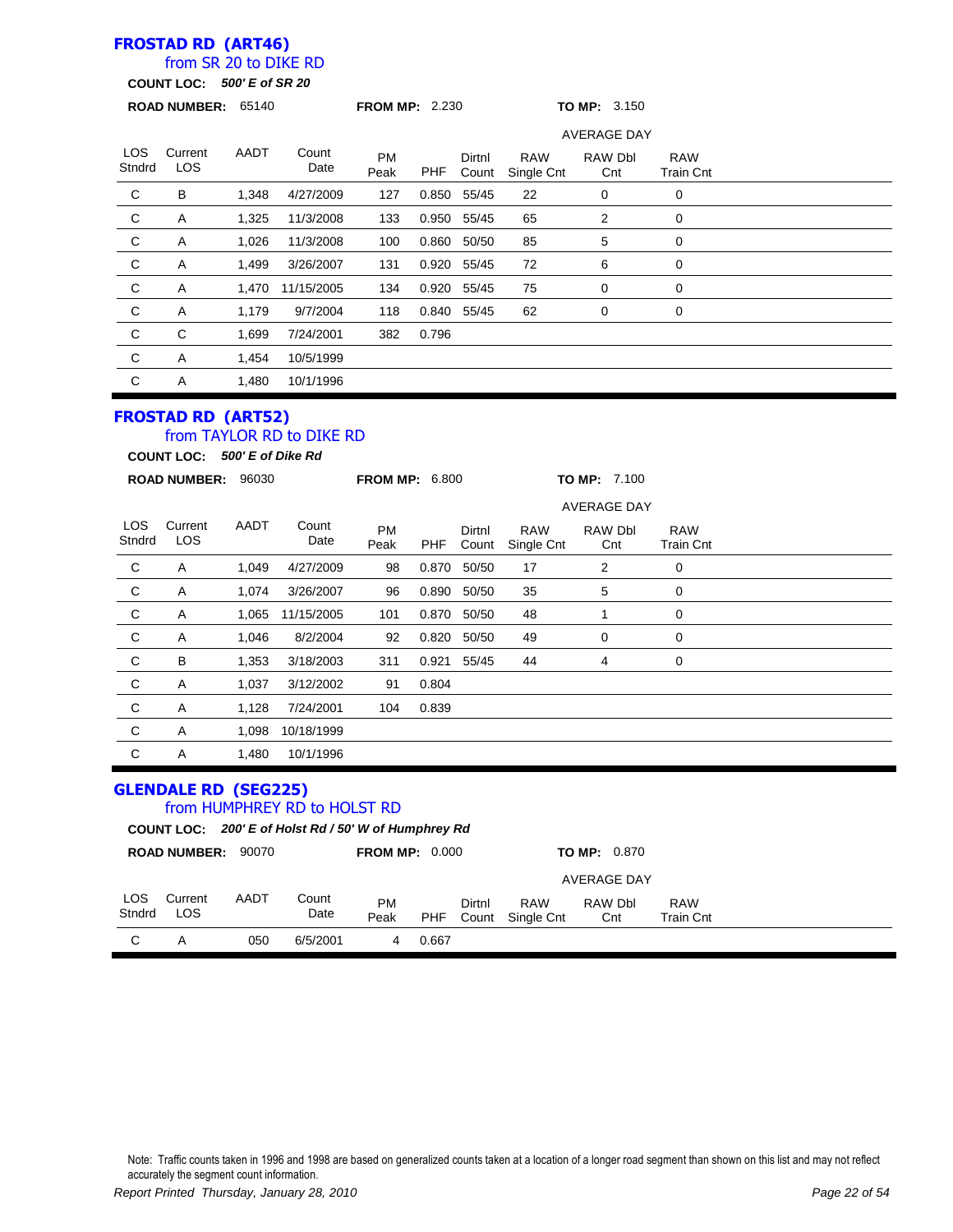## FROSTAD RD (ART46)

### from SR 20 to DIKE RD

**COUNT LOC:** ***500' E of SR 20***

**ROAD NUMBER:** 65140 **FROM MP:** 2.230 **TO MP:** 3.150

| LOS Stndrd | Current LOS | AADT | Count Date | PM Peak | PHF | Dirtnl Count | AVERAGE DAY RAW Single Cnt | RAW Dbl Cnt | RAW Train Cnt |
|---|---|---|---|---|---|---|---|---|---|
| C | B | 1,348 | 4/27/2009 | 127 | 0.850 | 55/45 | 22 | 0 | 0 |
| C | A | 1,325 | 11/3/2008 | 133 | 0.950 | 55/45 | 65 | 2 | 0 |
| C | A | 1,026 | 11/3/2008 | 100 | 0.860 | 50/50 | 85 | 5 | 0 |
| C | A | 1,499 | 3/26/2007 | 131 | 0.920 | 55/45 | 72 | 6 | 0 |
| C | A | 1,470 | 11/15/2005 | 134 | 0.920 | 55/45 | 75 | 0 | 0 |
| C | A | 1,179 | 9/7/2004 | 118 | 0.840 | 55/45 | 62 | 0 | 0 |
| C | C | 1,699 | 7/24/2001 | 382 | 0.796 | | | | |
| C | A | 1,454 | 10/5/1999 | | | | | | |
| C | A | 1,480 | 10/1/1996 | | | | | | |

## FROSTAD RD (ART52)

### from TAYLOR RD to DIKE RD

**COUNT LOC:** ***500' E of Dike Rd***

**ROAD NUMBER:** 96030 **FROM MP:** 6.800 **TO MP:** 7.100

| LOS Stndrd | Current LOS | AADT | Count Date | PM Peak | PHF | Dirtnl Count | AVERAGE DAY RAW Single Cnt | RAW Dbl Cnt | RAW Train Cnt |
|---|---|---|---|---|---|---|---|---|---|
| C | A | 1,049 | 4/27/2009 | 98 | 0.870 | 50/50 | 17 | 2 | 0 |
| C | A | 1,074 | 3/26/2007 | 96 | 0.890 | 50/50 | 35 | 5 | 0 |
| C | A | 1,065 | 11/15/2005 | 101 | 0.870 | 50/50 | 48 | 1 | 0 |
| C | A | 1,046 | 8/2/2004 | 92 | 0.820 | 50/50 | 49 | 0 | 0 |
| C | B | 1,353 | 3/18/2003 | 311 | 0.921 | 55/45 | 44 | 4 | 0 |
| C | A | 1,037 | 3/12/2002 | 91 | 0.804 | | | | |
| C | A | 1,128 | 7/24/2001 | 104 | 0.839 | | | | |
| C | A | 1,098 | 10/18/1999 | | | | | | |
| C | A | 1,480 | 10/1/1996 | | | | | | |

## GLENDALE RD (SEG225)

### from HUMPHREY RD to HOLST RD

**COUNT LOC:** ***200' E of Holst Rd / 50' W of Humphrey Rd***

**ROAD NUMBER:** 90070 **FROM MP:** 0.000 **TO MP:** 0.870

| LOS Stndrd | Current LOS | AADT | Count Date | PM Peak | PHF | Dirtnl Count | AVERAGE DAY RAW Single Cnt | RAW Dbl Cnt | RAW Train Cnt |
|---|---|---|---|---|---|---|---|---|---|
| C | A | 050 | 6/5/2001 | 4 | 0.667 | | | | |

Note: Traffic counts taken in 1996 and 1998 are based on generalized counts taken at a location of a longer road segment than shown on this list and may not reflect accurately the segment count information.

*Report Printed Thursday, January 28, 2010*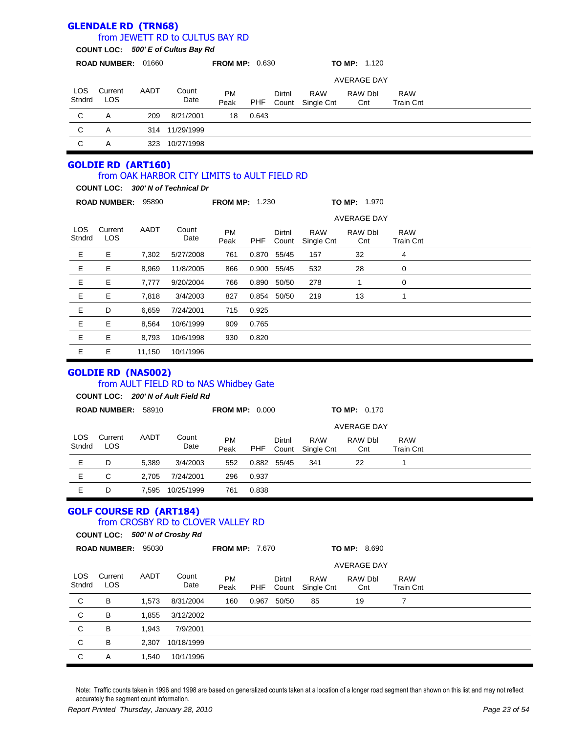## GLENDALE RD (TRN68)

from JEWETT RD to CULTUS BAY RD

**COUNT LOC:** ***500' E of Cultus Bay Rd***

**ROAD NUMBER:** 01660 **FROM MP:** 0.630 **TO MP:** 1.120

| LOS Stndrd | Current LOS | AADT | Count Date | PM Peak | PHF | Dirtnl Count | AVERAGE DAY RAW Single Cnt | RAW Dbl Cnt | RAW Train Cnt |
|---|---|---|---|---|---|---|---|---|---|
| C | A | 209 | 8/21/2001 | 18 | 0.643 | | | | |
| C | A | 314 | 11/29/1999 | | | | | | |
| C | A | 323 | 10/27/1998 | | | | | | |

## GOLDIE RD (ART160)

from OAK HARBOR CITY LIMITS to AULT FIELD RD

**COUNT LOC:** ***300' N of Technical Dr***

**ROAD NUMBER:** 95890 **FROM MP:** 1.230 **TO MP:** 1.970

| LOS Stndrd | Current LOS | AADT | Count Date | PM Peak | PHF | Dirtnl Count | AVERAGE DAY RAW Single Cnt | RAW Dbl Cnt | RAW Train Cnt |
|---|---|---|---|---|---|---|---|---|---|
| E | E | 7,302 | 5/27/2008 | 761 | 0.870 | 55/45 | 157 | 32 | 4 |
| E | E | 8,969 | 11/8/2005 | 866 | 0.900 | 55/45 | 532 | 28 | 0 |
| E | E | 7,777 | 9/20/2004 | 766 | 0.890 | 50/50 | 278 | 1 | 0 |
| E | E | 7,818 | 3/4/2003 | 827 | 0.854 | 50/50 | 219 | 13 | 1 |
| E | D | 6,659 | 7/24/2001 | 715 | 0.925 | | | | |
| E | E | 8,564 | 10/6/1999 | 909 | 0.765 | | | | |
| E | E | 8,793 | 10/6/1998 | 930 | 0.820 | | | | |
| E | E | 11,150 | 10/1/1996 | | | | | | |

## GOLDIE RD (NAS002)

from AULT FIELD RD to NAS Whidbey Gate

**COUNT LOC:** ***200' N of Ault Field Rd***

**ROAD NUMBER:** 58910 **FROM MP:** 0.000 **TO MP:** 0.170

| LOS Stndrd | Current LOS | AADT | Count Date | PM Peak | PHF | Dirtnl Count | AVERAGE DAY RAW Single Cnt | RAW Dbl Cnt | RAW Train Cnt |
|---|---|---|---|---|---|---|---|---|---|
| E | D | 5,389 | 3/4/2003 | 552 | 0.882 | 55/45 | 341 | 22 | 1 |
| E | C | 2,705 | 7/24/2001 | 296 | 0.937 | | | | |
| E | D | 7,595 | 10/25/1999 | 761 | 0.838 | | | | |

## GOLF COURSE RD (ART184)

from CROSBY RD to CLOVER VALLEY RD

**COUNT LOC:** ***500' N of Crosby Rd***

**ROAD NUMBER:** 95030 **FROM MP:** 7.670 **TO MP:** 8.690

| LOS Stndrd | Current LOS | AADT | Count Date | PM Peak | PHF | Dirtnl Count | AVERAGE DAY RAW Single Cnt | RAW Dbl Cnt | RAW Train Cnt |
|---|---|---|---|---|---|---|---|---|---|
| C | B | 1,573 | 8/31/2004 | 160 | 0.967 | 50/50 | 85 | 19 | 7 |
| C | B | 1,855 | 3/12/2002 | | | | | | |
| C | B | 1,943 | 7/9/2001 | | | | | | |
| C | B | 2,307 | 10/18/1999 | | | | | | |
| C | A | 1,540 | 10/1/1996 | | | | | | |

Note: Traffic counts taken in 1996 and 1998 are based on generalized counts taken at a location of a longer road segment than shown on this list and may not reflect accurately the segment count information.

*Report Printed Thursday, January 28, 2010*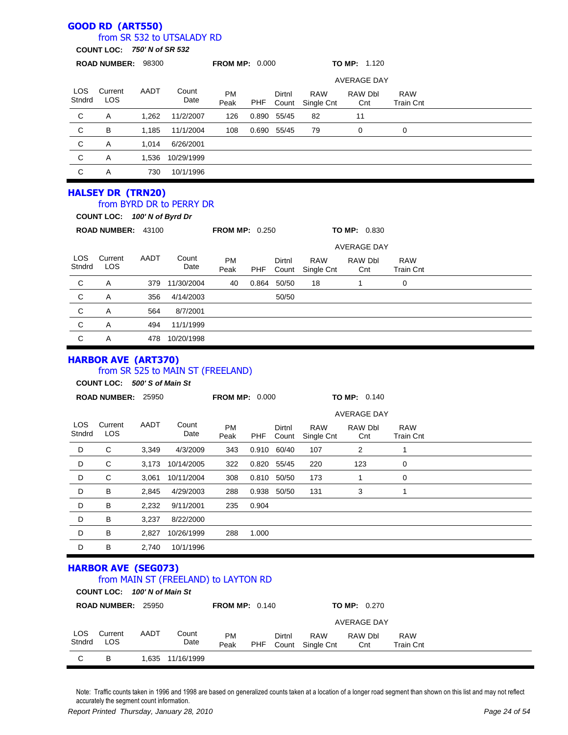## GOOD RD (ART550)

### from SR 532 to UTSALADY RD

**COUNT LOC:** ***750' N of SR 532***

**ROAD NUMBER:** 98300 **FROM MP:** 0.000 **TO MP:** 1.120

| LOS Stndrd | Current LOS | AADT | Count Date | PM Peak | PHF | Dirtnl Count | AVERAGE DAY RAW Single Cnt | RAW Dbl Cnt | RAW Train Cnt |
|---|---|---|---|---|---|---|---|---|---|
| C | A | 1,262 | 11/2/2007 | 126 | 0.890 | 55/45 | 82 | 11 | |
| C | B | 1,185 | 11/1/2004 | 108 | 0.690 | 55/45 | 79 | 0 | 0 |
| C | A | 1,014 | 6/26/2001 | | | | | | |
| C | A | 1,536 | 10/29/1999 | | | | | | |
| C | A | 730 | 10/1/1996 | | | | | | |

## HALSEY DR (TRN20)

### from BYRD DR to PERRY DR

**COUNT LOC:** ***100' N of Byrd Dr***

**ROAD NUMBER:** 43100 **FROM MP:** 0.250 **TO MP:** 0.830

| LOS Stndrd | Current LOS | AADT | Count Date | PM Peak | PHF | Dirtnl Count | AVERAGE DAY RAW Single Cnt | RAW Dbl Cnt | RAW Train Cnt |
|---|---|---|---|---|---|---|---|---|---|
| C | A | 379 | 11/30/2004 | 40 | 0.864 | 50/50 | 18 | 1 | 0 |
| C | A | 356 | 4/14/2003 | | | 50/50 | | | |
| C | A | 564 | 8/7/2001 | | | | | | |
| C | A | 494 | 11/1/1999 | | | | | | |
| C | A | 478 | 10/20/1998 | | | | | | |

## HARBOR AVE (ART370)

### from SR 525 to MAIN ST (FREELAND)

**COUNT LOC:** ***500' S of Main St***

**ROAD NUMBER:** 25950 **FROM MP:** 0.000 **TO MP:** 0.140

| LOS Stndrd | Current LOS | AADT | Count Date | PM Peak | PHF | Dirtnl Count | AVERAGE DAY RAW Single Cnt | RAW Dbl Cnt | RAW Train Cnt |
|---|---|---|---|---|---|---|---|---|---|
| D | C | 3,349 | 4/3/2009 | 343 | 0.910 | 60/40 | 107 | 2 | 1 |
| D | C | 3,173 | 10/14/2005 | 322 | 0.820 | 55/45 | 220 | 123 | 0 |
| D | C | 3,061 | 10/11/2004 | 308 | 0.810 | 50/50 | 173 | 1 | 0 |
| D | B | 2,845 | 4/29/2003 | 288 | 0.938 | 50/50 | 131 | 3 | 1 |
| D | B | 2,232 | 9/11/2001 | 235 | 0.904 | | | | |
| D | B | 3,237 | 8/22/2000 | | | | | | |
| D | B | 2,827 | 10/26/1999 | 288 | 1.000 | | | | |
| D | B | 2,740 | 10/1/1996 | | | | | | |

## HARBOR AVE (SEG073)

### from MAIN ST (FREELAND) to LAYTON RD

**COUNT LOC:** ***100' N of Main St***

**ROAD NUMBER:** 25950 **FROM MP:** 0.140 **TO MP:** 0.270

| LOS Stndrd | Current LOS | AADT | Count Date | PM Peak | PHF | Dirtnl Count | AVERAGE DAY RAW Single Cnt | RAW Dbl Cnt | RAW Train Cnt |
|---|---|---|---|---|---|---|---|---|---|
| C | B | 1,635 | 11/16/1999 | | | | | | |

Note: Traffic counts taken in 1996 and 1998 are based on generalized counts taken at a location of a longer road segment than shown on this list and may not reflect accurately the segment count information.

*Report Printed Thursday, January 28, 2010*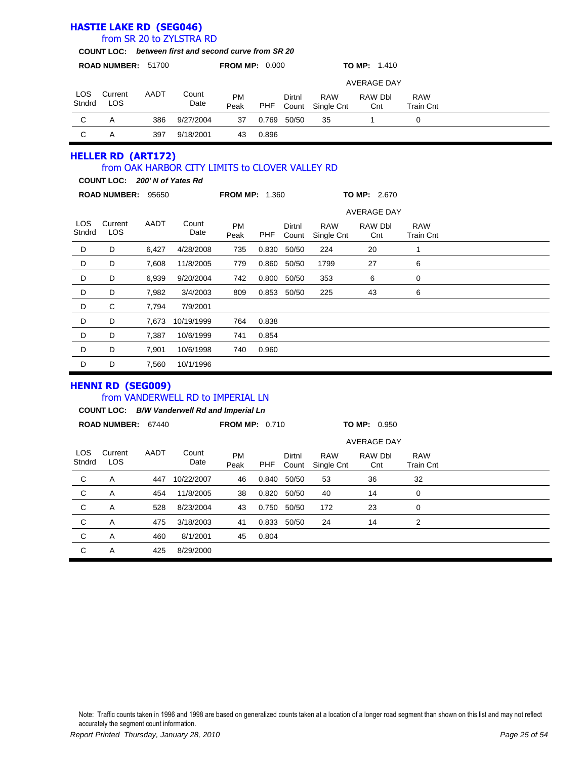## HASTIE LAKE RD (SEG046)

from SR 20 to ZYLSTRA RD

**COUNT LOC:** ***between first and second curve from SR 20***

**ROAD NUMBER:** 51700 **FROM MP:** 0.000 **TO MP:** 1.410

| LOS Stndrd | Current LOS | AADT | Count Date | PM Peak | PHF | Dirtnl Count | AVERAGE DAY RAW Single Cnt | RAW Dbl Cnt | RAW Train Cnt |
|---|---|---|---|---|---|---|---|---|---|
| C | A | 386 | 9/27/2004 | 37 | 0.769 | 50/50 | 35 | 1 | 0 |
| C | A | 397 | 9/18/2001 | 43 | 0.896 | | | | |

## HELLER RD (ART172)

from OAK HARBOR CITY LIMITS to CLOVER VALLEY RD

**COUNT LOC:** ***200' N of Yates Rd***

**ROAD NUMBER:** 95650 **FROM MP:** 1.360 **TO MP:** 2.670

| LOS Stndrd | Current LOS | AADT | Count Date | PM Peak | PHF | Dirtnl Count | AVERAGE DAY RAW Single Cnt | RAW Dbl Cnt | RAW Train Cnt |
|---|---|---|---|---|---|---|---|---|---|
| D | D | 6,427 | 4/28/2008 | 735 | 0.830 | 50/50 | 224 | 20 | 1 |
| D | D | 7,608 | 11/8/2005 | 779 | 0.860 | 50/50 | 1799 | 27 | 6 |
| D | D | 6,939 | 9/20/2004 | 742 | 0.800 | 50/50 | 353 | 6 | 0 |
| D | D | 7,982 | 3/4/2003 | 809 | 0.853 | 50/50 | 225 | 43 | 6 |
| D | C | 7,794 | 7/9/2001 | | | | | | |
| D | D | 7,673 | 10/19/1999 | 764 | 0.838 | | | | |
| D | D | 7,387 | 10/6/1999 | 741 | 0.854 | | | | |
| D | D | 7,901 | 10/6/1998 | 740 | 0.960 | | | | |
| D | D | 7,560 | 10/1/1996 | | | | | | |

## HENNI RD (SEG009)

from VANDERWELL RD to IMPERIAL LN

**COUNT LOC:** ***B/W Vanderwell Rd and Imperial Ln***

**ROAD NUMBER:** 67440 **FROM MP:** 0.710 **TO MP:** 0.950

| LOS Stndrd | Current LOS | AADT | Count Date | PM Peak | PHF | Dirtnl Count | AVERAGE DAY RAW Single Cnt | RAW Dbl Cnt | RAW Train Cnt |
|---|---|---|---|---|---|---|---|---|---|
| C | A | 447 | 10/22/2007 | 46 | 0.840 | 50/50 | 53 | 36 | 32 |
| C | A | 454 | 11/8/2005 | 38 | 0.820 | 50/50 | 40 | 14 | 0 |
| C | A | 528 | 8/23/2004 | 43 | 0.750 | 50/50 | 172 | 23 | 0 |
| C | A | 475 | 3/18/2003 | 41 | 0.833 | 50/50 | 24 | 14 | 2 |
| C | A | 460 | 8/1/2001 | 45 | 0.804 | | | | |
| C | A | 425 | 8/29/2000 | | | | | | |

Note: Traffic counts taken in 1996 and 1998 are based on generalized counts taken at a location of a longer road segment than shown on this list and may not reflect accurately the segment count information.

*Report Printed Thursday, January 28, 2010*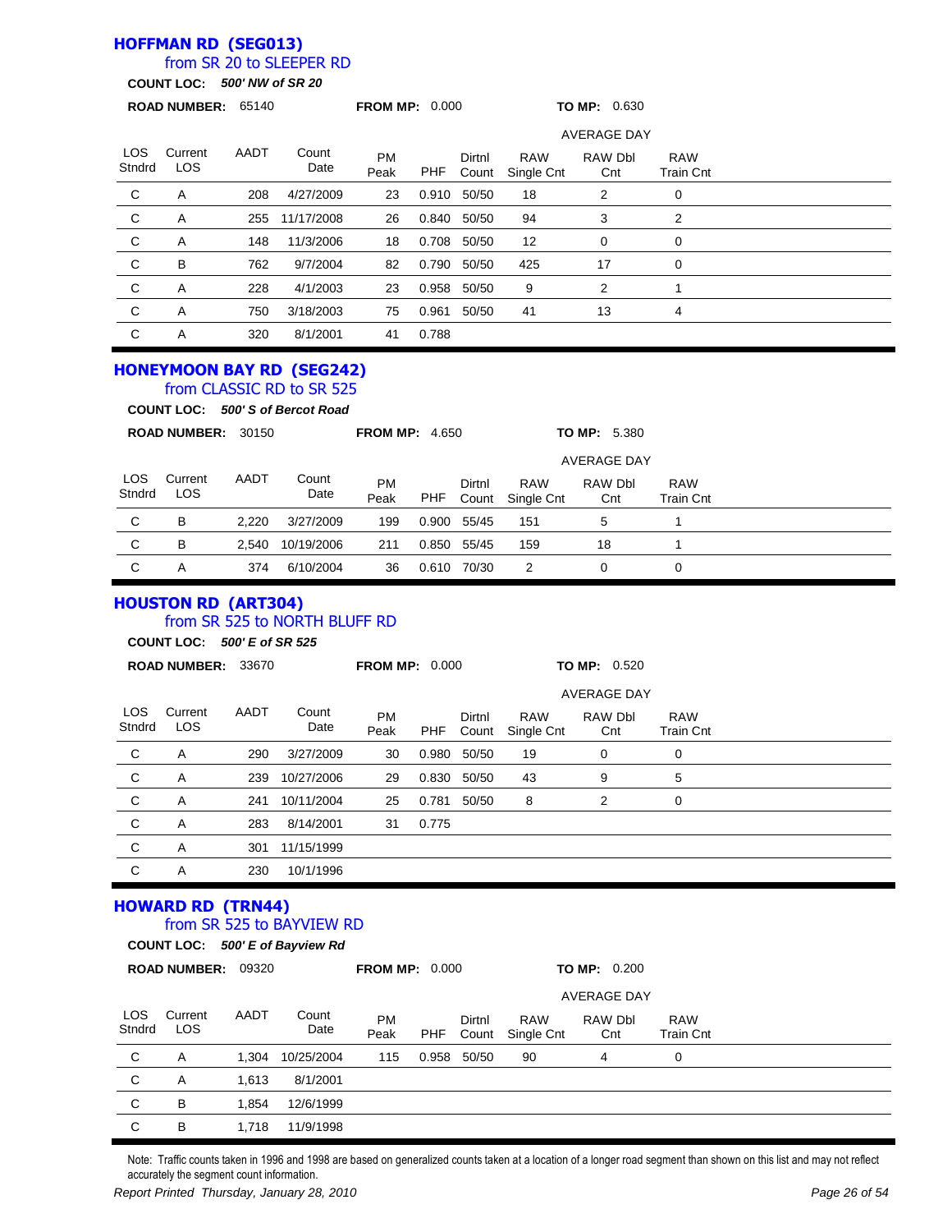## HOFFMAN RD (SEG013)

from SR 20 to SLEEPER RD

**COUNT LOC:** ***500' NW of SR 20***

**ROAD NUMBER:** 65140 **FROM MP:** 0.000 **TO MP:** 0.630

| LOS Stndrd | Current LOS | AADT | Count Date | PM Peak | PHF | Dirtnl Count | RAW Single Cnt | RAW Dbl Cnt | RAW Train Cnt |
|---|---|---|---|---|---|---|---|---|---|
| | | | | | | | AVERAGE DAY | | |
| C | A | 208 | 4/27/2009 | 23 | 0.910 | 50/50 | 18 | 2 | 0 |
| C | A | 255 | 11/17/2008 | 26 | 0.840 | 50/50 | 94 | 3 | 2 |
| C | A | 148 | 11/3/2006 | 18 | 0.708 | 50/50 | 12 | 0 | 0 |
| C | B | 762 | 9/7/2004 | 82 | 0.790 | 50/50 | 425 | 17 | 0 |
| C | A | 228 | 4/1/2003 | 23 | 0.958 | 50/50 | 9 | 2 | 1 |
| C | A | 750 | 3/18/2003 | 75 | 0.961 | 50/50 | 41 | 13 | 4 |
| C | A | 320 | 8/1/2001 | 41 | 0.788 | | | | |

## HONEYMOON BAY RD (SEG242)

from CLASSIC RD to SR 525

**COUNT LOC:** ***500' S of Bercot Road***

**ROAD NUMBER:** 30150 **FROM MP:** 4.650 **TO MP:** 5.380

| LOS Stndrd | Current LOS | AADT | Count Date | PM Peak | PHF | Dirtnl Count | RAW Single Cnt | RAW Dbl Cnt | RAW Train Cnt |
|---|---|---|---|---|---|---|---|---|---|
| | | | | | | | AVERAGE DAY | | |
| C | B | 2,220 | 3/27/2009 | 199 | 0.900 | 55/45 | 151 | 5 | 1 |
| C | B | 2,540 | 10/19/2006 | 211 | 0.850 | 55/45 | 159 | 18 | 1 |
| C | A | 374 | 6/10/2004 | 36 | 0.610 | 70/30 | 2 | 0 | 0 |

## HOUSTON RD (ART304)

from SR 525 to NORTH BLUFF RD

**COUNT LOC:** ***500' E of SR 525***

**ROAD NUMBER:** 33670 **FROM MP:** 0.000 **TO MP:** 0.520

| LOS Stndrd | Current LOS | AADT | Count Date | PM Peak | PHF | Dirtnl Count | RAW Single Cnt | RAW Dbl Cnt | RAW Train Cnt |
|---|---|---|---|---|---|---|---|---|---|
| | | | | | | | AVERAGE DAY | | |
| C | A | 290 | 3/27/2009 | 30 | 0.980 | 50/50 | 19 | 0 | 0 |
| C | A | 239 | 10/27/2006 | 29 | 0.830 | 50/50 | 43 | 9 | 5 |
| C | A | 241 | 10/11/2004 | 25 | 0.781 | 50/50 | 8 | 2 | 0 |
| C | A | 283 | 8/14/2001 | 31 | 0.775 | | | | |
| C | A | 301 | 11/15/1999 | | | | | | |
| C | A | 230 | 10/1/1996 | | | | | | |

## HOWARD RD (TRN44)

from SR 525 to BAYVIEW RD

**COUNT LOC:** ***500' E of Bayview Rd***

**ROAD NUMBER:** 09320 **FROM MP:** 0.000 **TO MP:** 0.200

| LOS Stndrd | Current LOS | AADT | Count Date | PM Peak | PHF | Dirtnl Count | RAW Single Cnt | RAW Dbl Cnt | RAW Train Cnt |
|---|---|---|---|---|---|---|---|---|---|
| | | | | | | | AVERAGE DAY | | |
| C | A | 1,304 | 10/25/2004 | 115 | 0.958 | 50/50 | 90 | 4 | 0 |
| C | A | 1,613 | 8/1/2001 | | | | | | |
| C | B | 1,854 | 12/6/1999 | | | | | | |
| C | B | 1,718 | 11/9/1998 | | | | | | |

Note: Traffic counts taken in 1996 and 1998 are based on generalized counts taken at a location of a longer road segment than shown on this list and may not reflect accurately the segment count information.

*Report Printed Thursday, January 28, 2010*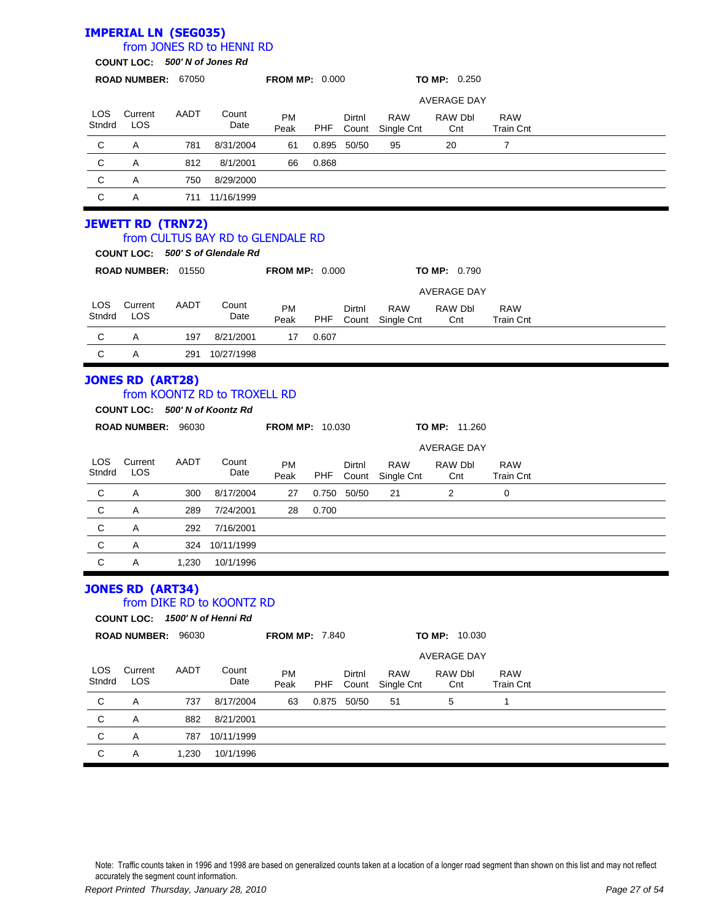## IMPERIAL LN (SEG035)

### from JONES RD to HENNI RD

**COUNT LOC:** ***500' N of Jones Rd***

**ROAD NUMBER:** 67050 **FROM MP:** 0.000 **TO MP:** 0.250

| LOS Stndrd | Current LOS | AADT | Count Date | PM Peak | PHF | Dirtnl Count | AVERAGE DAY RAW Single Cnt | RAW Dbl Cnt | RAW Train Cnt |
|---|---|---|---|---|---|---|---|---|---|
| C | A | 781 | 8/31/2004 | 61 | 0.895 | 50/50 | 95 | 20 | 7 |
| C | A | 812 | 8/1/2001 | 66 | 0.868 | | | | |
| C | A | 750 | 8/29/2000 | | | | | | |
| C | A | 711 | 11/16/1999 | | | | | | |

## JEWETT RD (TRN72)

### from CULTUS BAY RD to GLENDALE RD

**COUNT LOC:** ***500' S of Glendale Rd***

**ROAD NUMBER:** 01550 **FROM MP:** 0.000 **TO MP:** 0.790

| LOS Stndrd | Current LOS | AADT | Count Date | PM Peak | PHF | Dirtnl Count | AVERAGE DAY RAW Single Cnt | RAW Dbl Cnt | RAW Train Cnt |
|---|---|---|---|---|---|---|---|---|---|
| C | A | 197 | 8/21/2001 | 17 | 0.607 | | | | |
| C | A | 291 | 10/27/1998 | | | | | | |

## JONES RD (ART28)

### from KOONTZ RD to TROXELL RD

**COUNT LOC:** ***500' N of Koontz Rd***

**ROAD NUMBER:** 96030 **FROM MP:** 10.030 **TO MP:** 11.260

| LOS Stndrd | Current LOS | AADT | Count Date | PM Peak | PHF | Dirtnl Count | AVERAGE DAY RAW Single Cnt | RAW Dbl Cnt | RAW Train Cnt |
|---|---|---|---|---|---|---|---|---|---|
| C | A | 300 | 8/17/2004 | 27 | 0.750 | 50/50 | 21 | 2 | 0 |
| C | A | 289 | 7/24/2001 | 28 | 0.700 | | | | |
| C | A | 292 | 7/16/2001 | | | | | | |
| C | A | 324 | 10/11/1999 | | | | | | |
| C | A | 1,230 | 10/1/1996 | | | | | | |

## JONES RD (ART34)

### from DIKE RD to KOONTZ RD

**COUNT LOC:** ***1500' N of Henni Rd***

**ROAD NUMBER:** 96030 **FROM MP:** 7.840 **TO MP:** 10.030

| LOS Stndrd | Current LOS | AADT | Count Date | PM Peak | PHF | Dirtnl Count | AVERAGE DAY RAW Single Cnt | RAW Dbl Cnt | RAW Train Cnt |
|---|---|---|---|---|---|---|---|---|---|
| C | A | 737 | 8/17/2004 | 63 | 0.875 | 50/50 | 51 | 5 | 1 |
| C | A | 882 | 8/21/2001 | | | | | | |
| C | A | 787 | 10/11/1999 | | | | | | |
| C | A | 1,230 | 10/1/1996 | | | | | | |

Note: Traffic counts taken in 1996 and 1998 are based on generalized counts taken at a location of a longer road segment than shown on this list and may not reflect accurately the segment count information.

*Report Printed Thursday, January 28, 2010*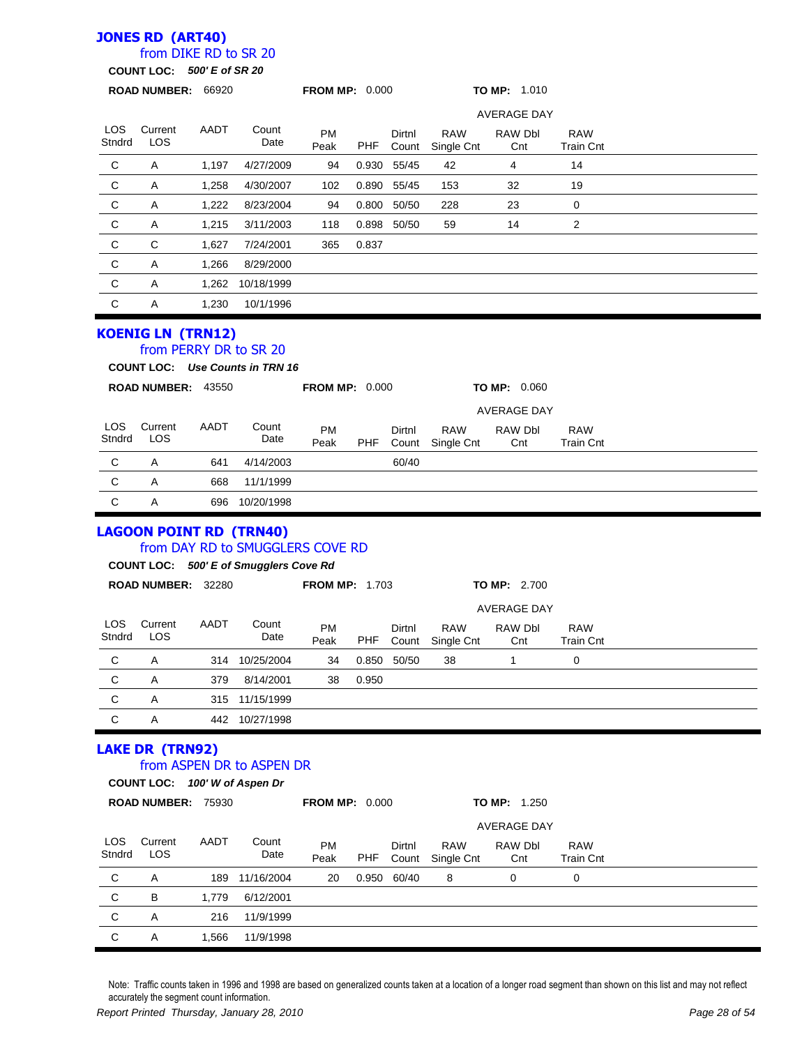## JONES RD (ART40)

### from DIKE RD to SR 20

**COUNT LOC:** ***500' E of SR 20***

**ROAD NUMBER:** 66920 **FROM MP:** 0.000 **TO MP:** 1.010

| LOS Stndrd | Current LOS | AADT | Count Date | PM Peak | PHF | Dirtnl Count | AVERAGE DAY RAW Single Cnt | RAW Dbl Cnt | RAW Train Cnt |
|---|---|---|---|---|---|---|---|---|---|
| C | A | 1,197 | 4/27/2009 | 94 | 0.930 | 55/45 | 42 | 4 | 14 |
| C | A | 1,258 | 4/30/2007 | 102 | 0.890 | 55/45 | 153 | 32 | 19 |
| C | A | 1,222 | 8/23/2004 | 94 | 0.800 | 50/50 | 228 | 23 | 0 |
| C | A | 1,215 | 3/11/2003 | 118 | 0.898 | 50/50 | 59 | 14 | 2 |
| C | C | 1,627 | 7/24/2001 | 365 | 0.837 | | | | |
| C | A | 1,266 | 8/29/2000 | | | | | | |
| C | A | 1,262 | 10/18/1999 | | | | | | |
| C | A | 1,230 | 10/1/1996 | | | | | | |

## KOENIG LN (TRN12)

### from PERRY DR to SR 20

**COUNT LOC:** ***Use Counts in TRN 16***

**ROAD NUMBER:** 43550 **FROM MP:** 0.000 **TO MP:** 0.060

| LOS Stndrd | Current LOS | AADT | Count Date | PM Peak | PHF | Dirtnl Count | AVERAGE DAY RAW Single Cnt | RAW Dbl Cnt | RAW Train Cnt |
|---|---|---|---|---|---|---|---|---|---|
| C | A | 641 | 4/14/2003 | | | 60/40 | | | |
| C | A | 668 | 11/1/1999 | | | | | | |
| C | A | 696 | 10/20/1998 | | | | | | |

## LAGOON POINT RD (TRN40)

### from DAY RD to SMUGGLERS COVE RD

**COUNT LOC:** ***500' E of Smugglers Cove Rd***

**ROAD NUMBER:** 32280 **FROM MP:** 1.703 **TO MP:** 2.700

| LOS Stndrd | Current LOS | AADT | Count Date | PM Peak | PHF | Dirtnl Count | AVERAGE DAY RAW Single Cnt | RAW Dbl Cnt | RAW Train Cnt |
|---|---|---|---|---|---|---|---|---|---|
| C | A | 314 | 10/25/2004 | 34 | 0.850 | 50/50 | 38 | 1 | 0 |
| C | A | 379 | 8/14/2001 | 38 | 0.950 | | | | |
| C | A | 315 | 11/15/1999 | | | | | | |
| C | A | 442 | 10/27/1998 | | | | | | |

## LAKE DR (TRN92)

### from ASPEN DR to ASPEN DR

**COUNT LOC:** ***100' W of Aspen Dr***

**ROAD NUMBER:** 75930 **FROM MP:** 0.000 **TO MP:** 1.250

| LOS Stndrd | Current LOS | AADT | Count Date | PM Peak | PHF | Dirtnl Count | AVERAGE DAY RAW Single Cnt | RAW Dbl Cnt | RAW Train Cnt |
|---|---|---|---|---|---|---|---|---|---|
| C | A | 189 | 11/16/2004 | 20 | 0.950 | 60/40 | 8 | 0 | 0 |
| C | B | 1,779 | 6/12/2001 | | | | | | |
| C | A | 216 | 11/9/1999 | | | | | | |
| C | A | 1,566 | 11/9/1998 | | | | | | |

Note: Traffic counts taken in 1996 and 1998 are based on generalized counts taken at a location of a longer road segment than shown on this list and may not reflect accurately the segment count information.

*Report Printed Thursday, January 28, 2010*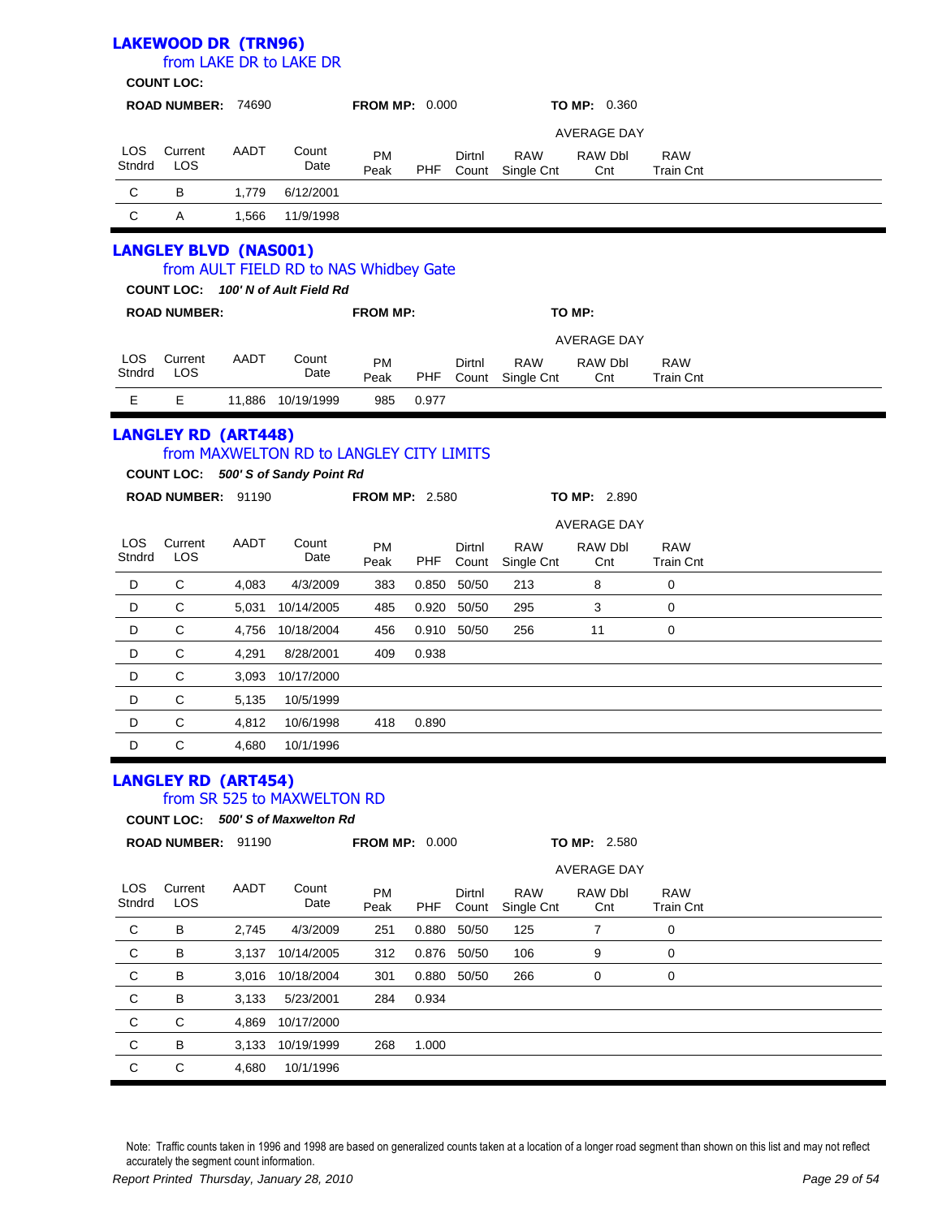## LAKEWOOD DR (TRN96)

from LAKE DR to LAKE DR

**COUNT LOC:**

**ROAD NUMBER:** 74690 **FROM MP:** 0.000 **TO MP:** 0.360

| LOS Stndrd | Current LOS | AADT | Count Date | PM Peak | PHF | Dirtnl Count | RAW Single Cnt | AVERAGE DAY RAW Dbl Cnt | RAW Train Cnt |
|---|---|---|---|---|---|---|---|---|---|
| C | B | 1,779 | 6/12/2001 | | | | | | |
| C | A | 1,566 | 11/9/1998 | | | | | | |

## LANGLEY BLVD (NAS001)

from AULT FIELD RD to NAS Whidbey Gate

**COUNT LOC:** *100' N of Ault Field Rd*

**ROAD NUMBER:** **FROM MP:** **TO MP:**

| LOS Stndrd | Current LOS | AADT | Count Date | PM Peak | PHF | Dirtnl Count | RAW Single Cnt | AVERAGE DAY RAW Dbl Cnt | RAW Train Cnt |
|---|---|---|---|---|---|---|---|---|---|
| E | E | 11,886 | 10/19/1999 | 985 | 0.977 | | | | |

## LANGLEY RD (ART448)

from MAXWELTON RD to LANGLEY CITY LIMITS

**COUNT LOC:** *500' S of Sandy Point Rd*

**ROAD NUMBER:** 91190 **FROM MP:** 2.580 **TO MP:** 2.890

| LOS Stndrd | Current LOS | AADT | Count Date | PM Peak | PHF | Dirtnl Count | RAW Single Cnt | AVERAGE DAY RAW Dbl Cnt | RAW Train Cnt |
|---|---|---|---|---|---|---|---|---|---|
| D | C | 4,083 | 4/3/2009 | 383 | 0.850 | 50/50 | 213 | 8 | 0 |
| D | C | 5,031 | 10/14/2005 | 485 | 0.920 | 50/50 | 295 | 3 | 0 |
| D | C | 4,756 | 10/18/2004 | 456 | 0.910 | 50/50 | 256 | 11 | 0 |
| D | C | 4,291 | 8/28/2001 | 409 | 0.938 | | | | |
| D | C | 3,093 | 10/17/2000 | | | | | | |
| D | C | 5,135 | 10/5/1999 | | | | | | |
| D | C | 4,812 | 10/6/1998 | 418 | 0.890 | | | | |
| D | C | 4,680 | 10/1/1996 | | | | | | |

## LANGLEY RD (ART454)

from SR 525 to MAXWELTON RD

**COUNT LOC:** *500' S of Maxwelton Rd*

**ROAD NUMBER:** 91190 **FROM MP:** 0.000 **TO MP:** 2.580

| LOS Stndrd | Current LOS | AADT | Count Date | PM Peak | PHF | Dirtnl Count | RAW Single Cnt | AVERAGE DAY RAW Dbl Cnt | RAW Train Cnt |
|---|---|---|---|---|---|---|---|---|---|
| C | B | 2,745 | 4/3/2009 | 251 | 0.880 | 50/50 | 125 | 7 | 0 |
| C | B | 3,137 | 10/14/2005 | 312 | 0.876 | 50/50 | 106 | 9 | 0 |
| C | B | 3,016 | 10/18/2004 | 301 | 0.880 | 50/50 | 266 | 0 | 0 |
| C | B | 3,133 | 5/23/2001 | 284 | 0.934 | | | | |
| C | C | 4,869 | 10/17/2000 | | | | | | |
| C | B | 3,133 | 10/19/1999 | 268 | 1.000 | | | | |
| C | C | 4,680 | 10/1/1996 | | | | | | |

Note: Traffic counts taken in 1996 and 1998 are based on generalized counts taken at a location of a longer road segment than shown on this list and may not reflect accurately the segment count information.

*Report Printed Thursday, January 28, 2010*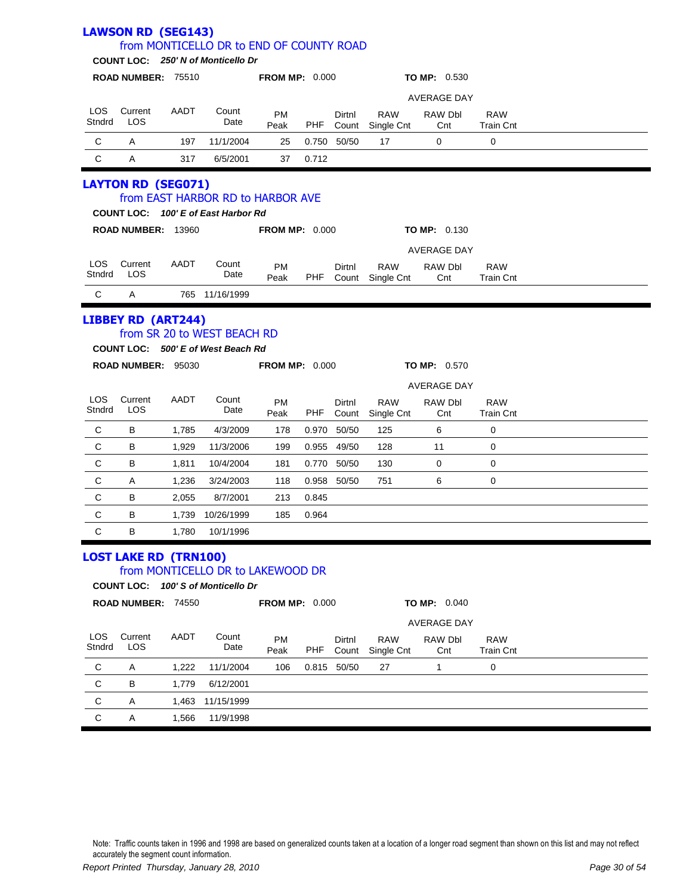## LAWSON RD (SEG143)

### from MONTICELLO DR to END OF COUNTY ROAD

**COUNT LOC:** ***250' N of Monticello Dr***

**ROAD NUMBER:** 75510 **FROM MP:** 0.000 **TO MP:** 0.530

| LOS Stndrd | Current LOS | AADT | Count Date | PM Peak | PHF | Dirtnl Count | AVERAGE DAY RAW Single Cnt | RAW Dbl Cnt | RAW Train Cnt |
|---|---|---|---|---|---|---|---|---|---|
| C | A | 197 | 11/1/2004 | 25 | 0.750 | 50/50 | 17 | 0 | 0 |
| C | A | 317 | 6/5/2001 | 37 | 0.712 | | | | |

## LAYTON RD (SEG071)

### from EAST HARBOR RD to HARBOR AVE

**COUNT LOC:** ***100' E of East Harbor Rd***

**ROAD NUMBER:** 13960 **FROM MP:** 0.000 **TO MP:** 0.130

| LOS Stndrd | Current LOS | AADT | Count Date | PM Peak | PHF | Dirtnl Count | AVERAGE DAY RAW Single Cnt | RAW Dbl Cnt | RAW Train Cnt |
|---|---|---|---|---|---|---|---|---|---|
| C | A | 765 | 11/16/1999 | | | | | | |

## LIBBEY RD (ART244)

### from SR 20 to WEST BEACH RD

**COUNT LOC:** ***500' E of West Beach Rd***

**ROAD NUMBER:** 95030 **FROM MP:** 0.000 **TO MP:** 0.570

| LOS Stndrd | Current LOS | AADT | Count Date | PM Peak | PHF | Dirtnl Count | AVERAGE DAY RAW Single Cnt | RAW Dbl Cnt | RAW Train Cnt |
|---|---|---|---|---|---|---|---|---|---|
| C | B | 1,785 | 4/3/2009 | 178 | 0.970 | 50/50 | 125 | 6 | 0 |
| C | B | 1,929 | 11/3/2006 | 199 | 0.955 | 49/50 | 128 | 11 | 0 |
| C | B | 1,811 | 10/4/2004 | 181 | 0.770 | 50/50 | 130 | 0 | 0 |
| C | A | 1,236 | 3/24/2003 | 118 | 0.958 | 50/50 | 751 | 6 | 0 |
| C | B | 2,055 | 8/7/2001 | 213 | 0.845 | | | | |
| C | B | 1,739 | 10/26/1999 | 185 | 0.964 | | | | |
| C | B | 1,780 | 10/1/1996 | | | | | | |

## LOST LAKE RD (TRN100)

### from MONTICELLO DR to LAKEWOOD DR

**COUNT LOC:** ***100' S of Monticello Dr***

**ROAD NUMBER:** 74550 **FROM MP:** 0.000 **TO MP:** 0.040

| LOS Stndrd | Current LOS | AADT | Count Date | PM Peak | PHF | Dirtnl Count | AVERAGE DAY RAW Single Cnt | RAW Dbl Cnt | RAW Train Cnt |
|---|---|---|---|---|---|---|---|---|---|
| C | A | 1,222 | 11/1/2004 | 106 | 0.815 | 50/50 | 27 | 1 | 0 |
| C | B | 1,779 | 6/12/2001 | | | | | | |
| C | A | 1,463 | 11/15/1999 | | | | | | |
| C | A | 1,566 | 11/9/1998 | | | | | | |

Note: Traffic counts taken in 1996 and 1998 are based on generalized counts taken at a location of a longer road segment than shown on this list and may not reflect accurately the segment count information.

*Report Printed Thursday, January 28, 2010*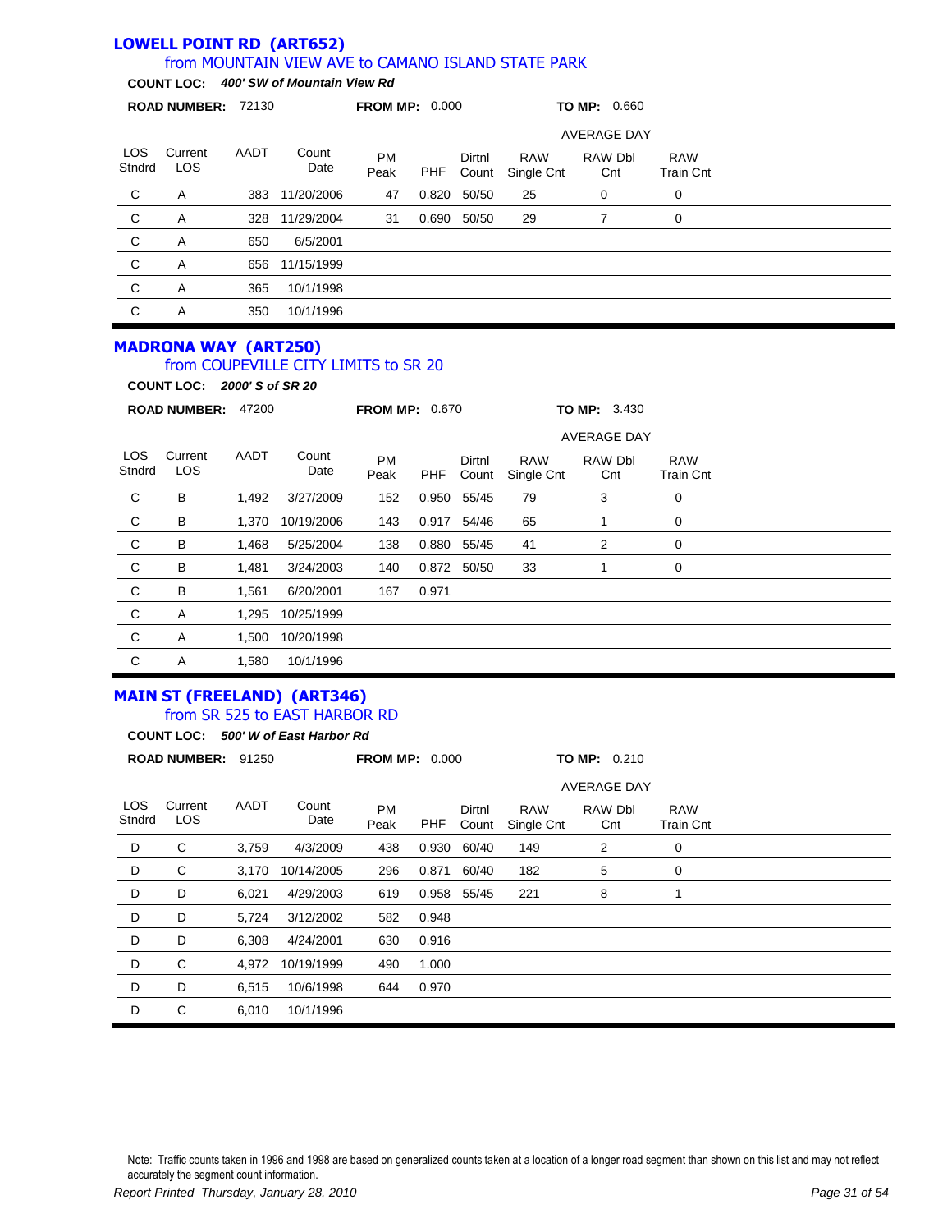## LOWELL POINT RD (ART652)

### from MOUNTAIN VIEW AVE to CAMANO ISLAND STATE PARK

**COUNT LOC:** ***400' SW of Mountain View Rd***

**ROAD NUMBER:** 72130 **FROM MP:** 0.000 **TO MP:** 0.660

| LOS Stndrd | Current LOS | AADT | Count Date | PM Peak | PHF | Dirtnl Count | AVERAGE DAY RAW Single Cnt | RAW Dbl Cnt | RAW Train Cnt |
|---|---|---|---|---|---|---|---|---|---|
| C | A | 383 | 11/20/2006 | 47 | 0.820 | 50/50 | 25 | 0 | 0 |
| C | A | 328 | 11/29/2004 | 31 | 0.690 | 50/50 | 29 | 7 | 0 |
| C | A | 650 | 6/5/2001 | | | | | | |
| C | A | 656 | 11/15/1999 | | | | | | |
| C | A | 365 | 10/1/1998 | | | | | | |
| C | A | 350 | 10/1/1996 | | | | | | |

## MADRONA WAY (ART250)

### from COUPEVILLE CITY LIMITS to SR 20

**COUNT LOC:** ***2000' S of SR 20***

**ROAD NUMBER:** 47200 **FROM MP:** 0.670 **TO MP:** 3.430

| LOS Stndrd | Current LOS | AADT | Count Date | PM Peak | PHF | Dirtnl Count | AVERAGE DAY RAW Single Cnt | RAW Dbl Cnt | RAW Train Cnt |
|---|---|---|---|---|---|---|---|---|---|
| C | B | 1,492 | 3/27/2009 | 152 | 0.950 | 55/45 | 79 | 3 | 0 |
| C | B | 1,370 | 10/19/2006 | 143 | 0.917 | 54/46 | 65 | 1 | 0 |
| C | B | 1,468 | 5/25/2004 | 138 | 0.880 | 55/45 | 41 | 2 | 0 |
| C | B | 1,481 | 3/24/2003 | 140 | 0.872 | 50/50 | 33 | 1 | 0 |
| C | B | 1,561 | 6/20/2001 | 167 | 0.971 | | | | |
| C | A | 1,295 | 10/25/1999 | | | | | | |
| C | A | 1,500 | 10/20/1998 | | | | | | |
| C | A | 1,580 | 10/1/1996 | | | | | | |

## MAIN ST (FREELAND) (ART346)

### from SR 525 to EAST HARBOR RD

**COUNT LOC:** ***500' W of East Harbor Rd***

**ROAD NUMBER:** 91250 **FROM MP:** 0.000 **TO MP:** 0.210

| LOS Stndrd | Current LOS | AADT | Count Date | PM Peak | PHF | Dirtnl Count | AVERAGE DAY RAW Single Cnt | RAW Dbl Cnt | RAW Train Cnt |
|---|---|---|---|---|---|---|---|---|---|
| D | C | 3,759 | 4/3/2009 | 438 | 0.930 | 60/40 | 149 | 2 | 0 |
| D | C | 3,170 | 10/14/2005 | 296 | 0.871 | 60/40 | 182 | 5 | 0 |
| D | D | 6,021 | 4/29/2003 | 619 | 0.958 | 55/45 | 221 | 8 | 1 |
| D | D | 5,724 | 3/12/2002 | 582 | 0.948 | | | | |
| D | D | 6,308 | 4/24/2001 | 630 | 0.916 | | | | |
| D | C | 4,972 | 10/19/1999 | 490 | 1.000 | | | | |
| D | D | 6,515 | 10/6/1998 | 644 | 0.970 | | | | |
| D | C | 6,010 | 10/1/1996 | | | | | | |

Note: Traffic counts taken in 1996 and 1998 are based on generalized counts taken at a location of a longer road segment than shown on this list and may not reflect accurately the segment count information.

*Report Printed Thursday, January 28, 2010*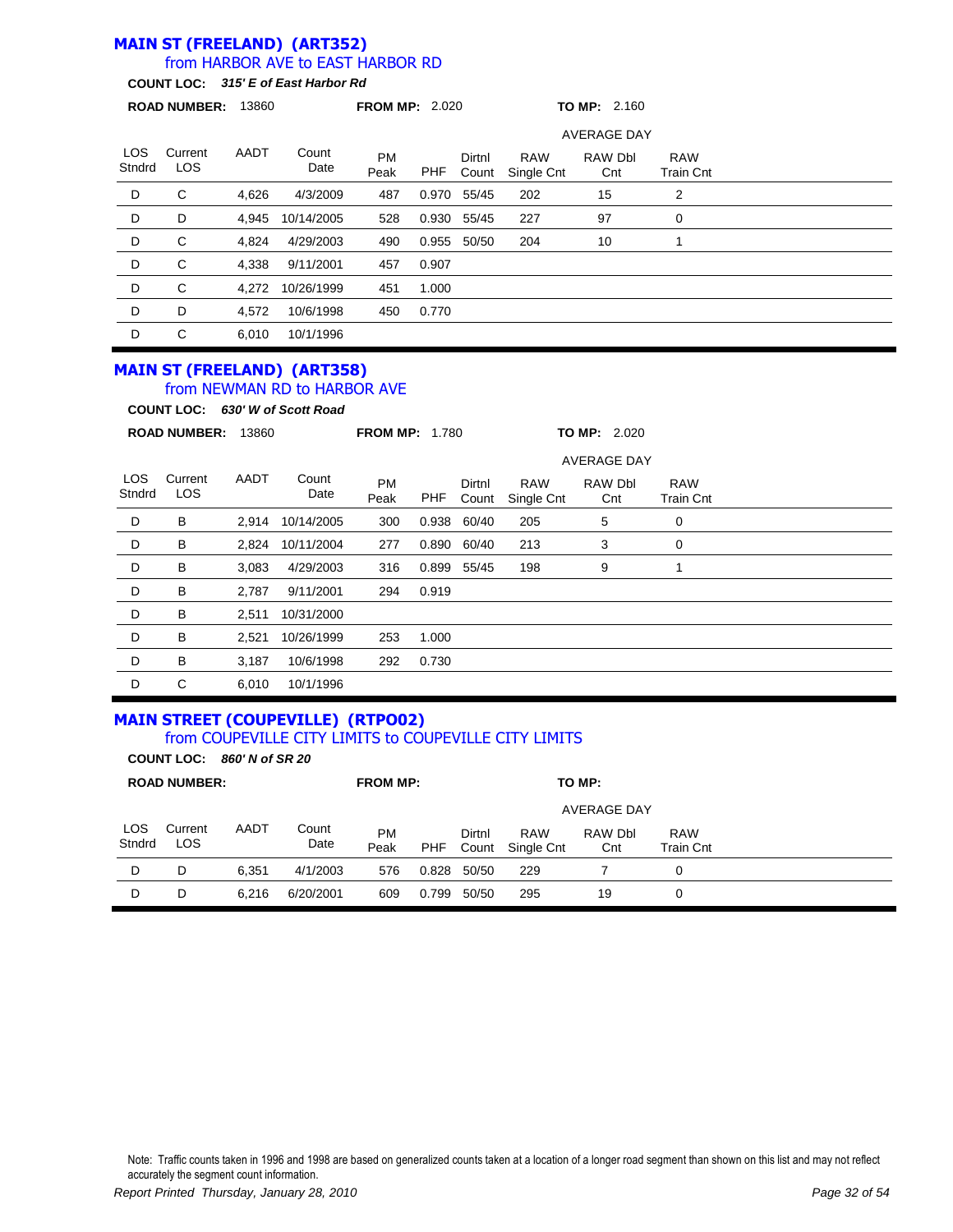## MAIN ST (FREELAND) (ART352)

### from HARBOR AVE to EAST HARBOR RD

**COUNT LOC:** ***315' E of East Harbor Rd***

**ROAD NUMBER:** 13860 **FROM MP:** 2.020 **TO MP:** 2.160

| LOS Stndrd | Current LOS | AADT | Count Date | PM Peak | PHF | Dirtnl Count | RAW Single Cnt (AVERAGE DAY) | RAW Dbl Cnt (AVERAGE DAY) | RAW Train Cnt (AVERAGE DAY) |
|---|---|---|---|---|---|---|---|---|---|
| D | C | 4,626 | 4/3/2009 | 487 | 0.970 | 55/45 | 202 | 15 | 2 |
| D | D | 4,945 | 10/14/2005 | 528 | 0.930 | 55/45 | 227 | 97 | 0 |
| D | C | 4,824 | 4/29/2003 | 490 | 0.955 | 50/50 | 204 | 10 | 1 |
| D | C | 4,338 | 9/11/2001 | 457 | 0.907 | | | | |
| D | C | 4,272 | 10/26/1999 | 451 | 1.000 | | | | |
| D | D | 4,572 | 10/6/1998 | 450 | 0.770 | | | | |
| D | C | 6,010 | 10/1/1996 | | | | | | |

## MAIN ST (FREELAND) (ART358)

### from NEWMAN RD to HARBOR AVE

**COUNT LOC:** ***630' W of Scott Road***

**ROAD NUMBER:** 13860 **FROM MP:** 1.780 **TO MP:** 2.020

| LOS Stndrd | Current LOS | AADT | Count Date | PM Peak | PHF | Dirtnl Count | RAW Single Cnt (AVERAGE DAY) | RAW Dbl Cnt (AVERAGE DAY) | RAW Train Cnt (AVERAGE DAY) |
|---|---|---|---|---|---|---|---|---|---|
| D | B | 2,914 | 10/14/2005 | 300 | 0.938 | 60/40 | 205 | 5 | 0 |
| D | B | 2,824 | 10/11/2004 | 277 | 0.890 | 60/40 | 213 | 3 | 0 |
| D | B | 3,083 | 4/29/2003 | 316 | 0.899 | 55/45 | 198 | 9 | 1 |
| D | B | 2,787 | 9/11/2001 | 294 | 0.919 | | | | |
| D | B | 2,511 | 10/31/2000 | | | | | | |
| D | B | 2,521 | 10/26/1999 | 253 | 1.000 | | | | |
| D | B | 3,187 | 10/6/1998 | 292 | 0.730 | | | | |
| D | C | 6,010 | 10/1/1996 | | | | | | |

## MAIN STREET (COUPEVILLE) (RTPO02)

### from COUPEVILLE CITY LIMITS to COUPEVILLE CITY LIMITS

**COUNT LOC:** ***860' N of SR 20***

**ROAD NUMBER:** **FROM MP:** **TO MP:**

| LOS Stndrd | Current LOS | AADT | Count Date | PM Peak | PHF | Dirtnl Count | RAW Single Cnt (AVERAGE DAY) | RAW Dbl Cnt (AVERAGE DAY) | RAW Train Cnt (AVERAGE DAY) |
|---|---|---|---|---|---|---|---|---|---|
| D | D | 6,351 | 4/1/2003 | 576 | 0.828 | 50/50 | 229 | 7 | 0 |
| D | D | 6,216 | 6/20/2001 | 609 | 0.799 | 50/50 | 295 | 19 | 0 |

Note: Traffic counts taken in 1996 and 1998 are based on generalized counts taken at a location of a longer road segment than shown on this list and may not reflect accurately the segment count information.

*Report Printed Thursday, January 28, 2010*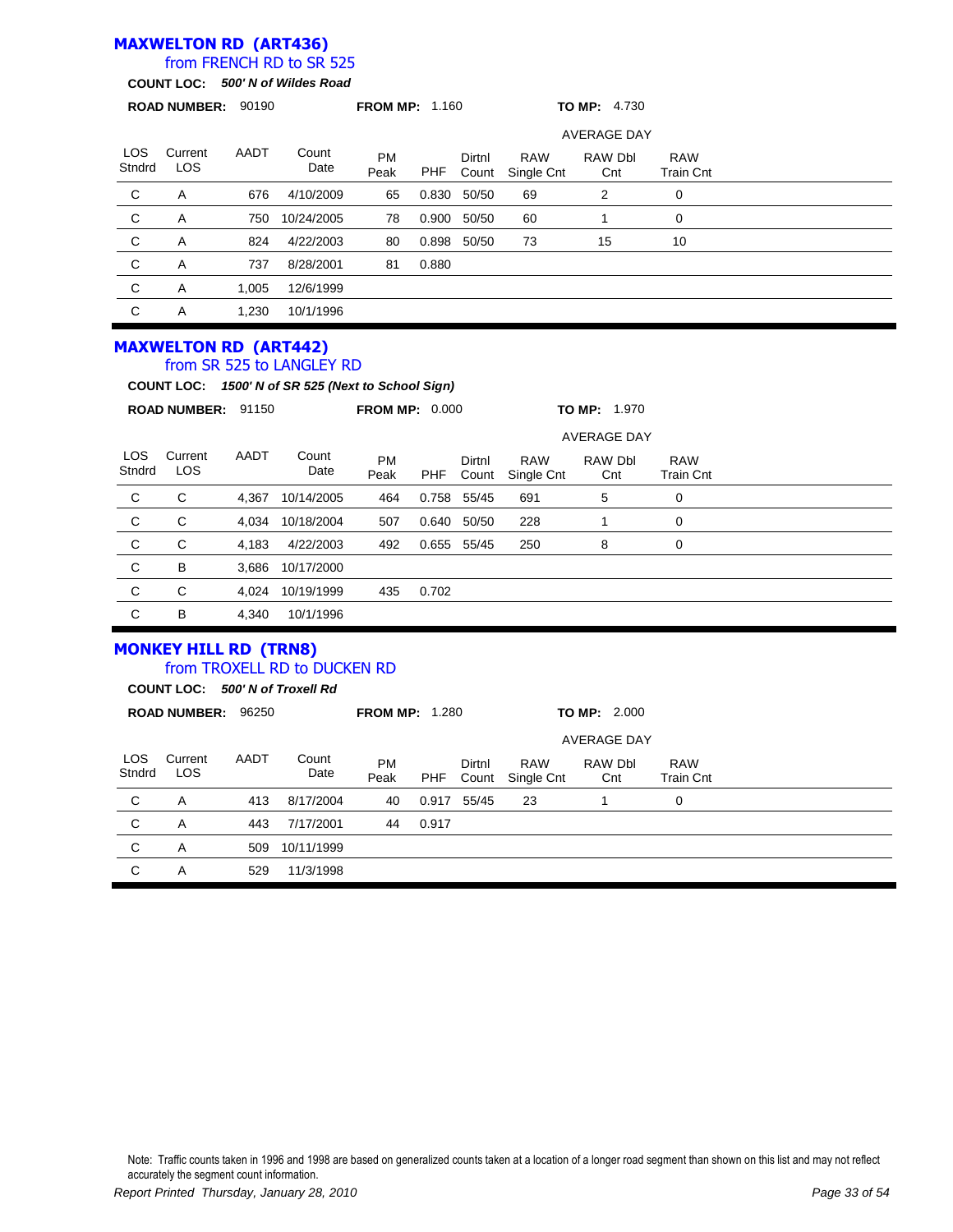## MAXWELTON RD (ART436)

from FRENCH RD to SR 525

**COUNT LOC:** ***500' N of Wildes Road***

**ROAD NUMBER:** 90190 **FROM MP:** 1.160 **TO MP:** 4.730

| LOS Stndrd | Current LOS | AADT | Count Date | PM Peak | PHF | Dirtnl Count | RAW Single Cnt | RAW Dbl Cnt | RAW Train Cnt |
|---|---|---|---|---|---|---|---|---|---|
| | | | | | | | AVERAGE DAY | | |
| C | A | 676 | 4/10/2009 | 65 | 0.830 | 50/50 | 69 | 2 | 0 |
| C | A | 750 | 10/24/2005 | 78 | 0.900 | 50/50 | 60 | 1 | 0 |
| C | A | 824 | 4/22/2003 | 80 | 0.898 | 50/50 | 73 | 15 | 10 |
| C | A | 737 | 8/28/2001 | 81 | 0.880 | | | | |
| C | A | 1,005 | 12/6/1999 | | | | | | |
| C | A | 1,230 | 10/1/1996 | | | | | | |

## MAXWELTON RD (ART442)

from SR 525 to LANGLEY RD

**COUNT LOC:** ***1500' N of SR 525 (Next to School Sign)***

**ROAD NUMBER:** 91150 **FROM MP:** 0.000 **TO MP:** 1.970

| LOS Stndrd | Current LOS | AADT | Count Date | PM Peak | PHF | Dirtnl Count | RAW Single Cnt | RAW Dbl Cnt | RAW Train Cnt |
|---|---|---|---|---|---|---|---|---|---|
| | | | | | | | AVERAGE DAY | | |
| C | C | 4,367 | 10/14/2005 | 464 | 0.758 | 55/45 | 691 | 5 | 0 |
| C | C | 4,034 | 10/18/2004 | 507 | 0.640 | 50/50 | 228 | 1 | 0 |
| C | C | 4,183 | 4/22/2003 | 492 | 0.655 | 55/45 | 250 | 8 | 0 |
| C | B | 3,686 | 10/17/2000 | | | | | | |
| C | C | 4,024 | 10/19/1999 | 435 | 0.702 | | | | |
| C | B | 4,340 | 10/1/1996 | | | | | | |

## MONKEY HILL RD (TRN8)

from TROXELL RD to DUCKEN RD

**COUNT LOC:** ***500' N of Troxell Rd***

**ROAD NUMBER:** 96250 **FROM MP:** 1.280 **TO MP:** 2.000

| LOS Stndrd | Current LOS | AADT | Count Date | PM Peak | PHF | Dirtnl Count | RAW Single Cnt | RAW Dbl Cnt | RAW Train Cnt |
|---|---|---|---|---|---|---|---|---|---|
| | | | | | | | AVERAGE DAY | | |
| C | A | 413 | 8/17/2004 | 40 | 0.917 | 55/45 | 23 | 1 | 0 |
| C | A | 443 | 7/17/2001 | 44 | 0.917 | | | | |
| C | A | 509 | 10/11/1999 | | | | | | |
| C | A | 529 | 11/3/1998 | | | | | | |

Note: Traffic counts taken in 1996 and 1998 are based on generalized counts taken at a location of a longer road segment than shown on this list and may not reflect accurately the segment count information.

*Report Printed Thursday, January 28, 2010*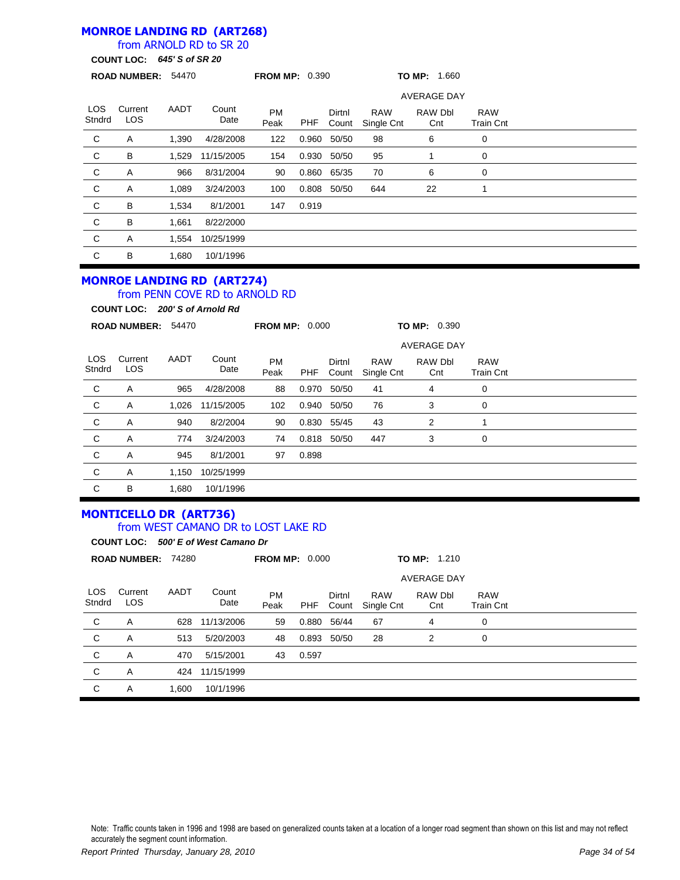## MONROE LANDING RD (ART268)

from ARNOLD RD to SR 20

**COUNT LOC:** ***645' S of SR 20***

**ROAD NUMBER:** 54470 **FROM MP:** 0.390 **TO MP:** 1.660

| LOS Stndrd | Current LOS | AADT | Count Date | PM Peak | PHF | Dirtnl Count | RAW Single Cnt (AVERAGE DAY) | RAW Dbl Cnt (AVERAGE DAY) | RAW Train Cnt (AVERAGE DAY) |
|---|---|---|---|---|---|---|---|---|---|
| C | A | 1,390 | 4/28/2008 | 122 | 0.960 | 50/50 | 98 | 6 | 0 |
| C | B | 1,529 | 11/15/2005 | 154 | 0.930 | 50/50 | 95 | 1 | 0 |
| C | A | 966 | 8/31/2004 | 90 | 0.860 | 65/35 | 70 | 6 | 0 |
| C | A | 1,089 | 3/24/2003 | 100 | 0.808 | 50/50 | 644 | 22 | 1 |
| C | B | 1,534 | 8/1/2001 | 147 | 0.919 | | | | |
| C | B | 1,661 | 8/22/2000 | | | | | | |
| C | A | 1,554 | 10/25/1999 | | | | | | |
| C | B | 1,680 | 10/1/1996 | | | | | | |

## MONROE LANDING RD (ART274)

from PENN COVE RD to ARNOLD RD

**COUNT LOC:** ***200' S of Arnold Rd***

**ROAD NUMBER:** 54470 **FROM MP:** 0.000 **TO MP:** 0.390

| LOS Stndrd | Current LOS | AADT | Count Date | PM Peak | PHF | Dirtnl Count | RAW Single Cnt (AVERAGE DAY) | RAW Dbl Cnt (AVERAGE DAY) | RAW Train Cnt (AVERAGE DAY) |
|---|---|---|---|---|---|---|---|---|---|
| C | A | 965 | 4/28/2008 | 88 | 0.970 | 50/50 | 41 | 4 | 0 |
| C | A | 1,026 | 11/15/2005 | 102 | 0.940 | 50/50 | 76 | 3 | 0 |
| C | A | 940 | 8/2/2004 | 90 | 0.830 | 55/45 | 43 | 2 | 1 |
| C | A | 774 | 3/24/2003 | 74 | 0.818 | 50/50 | 447 | 3 | 0 |
| C | A | 945 | 8/1/2001 | 97 | 0.898 | | | | |
| C | A | 1,150 | 10/25/1999 | | | | | | |
| C | B | 1,680 | 10/1/1996 | | | | | | |

## MONTICELLO DR (ART736)

from WEST CAMANO DR to LOST LAKE RD

**COUNT LOC:** ***500' E of West Camano Dr***

**ROAD NUMBER:** 74280 **FROM MP:** 0.000 **TO MP:** 1.210

| LOS Stndrd | Current LOS | AADT | Count Date | PM Peak | PHF | Dirtnl Count | RAW Single Cnt (AVERAGE DAY) | RAW Dbl Cnt (AVERAGE DAY) | RAW Train Cnt (AVERAGE DAY) |
|---|---|---|---|---|---|---|---|---|---|
| C | A | 628 | 11/13/2006 | 59 | 0.880 | 56/44 | 67 | 4 | 0 |
| C | A | 513 | 5/20/2003 | 48 | 0.893 | 50/50 | 28 | 2 | 0 |
| C | A | 470 | 5/15/2001 | 43 | 0.597 | | | | |
| C | A | 424 | 11/15/1999 | | | | | | |
| C | A | 1,600 | 10/1/1996 | | | | | | |

Note: Traffic counts taken in 1996 and 1998 are based on generalized counts taken at a location of a longer road segment than shown on this list and may not reflect accurately the segment count information.

*Report Printed Thursday, January 28, 2010*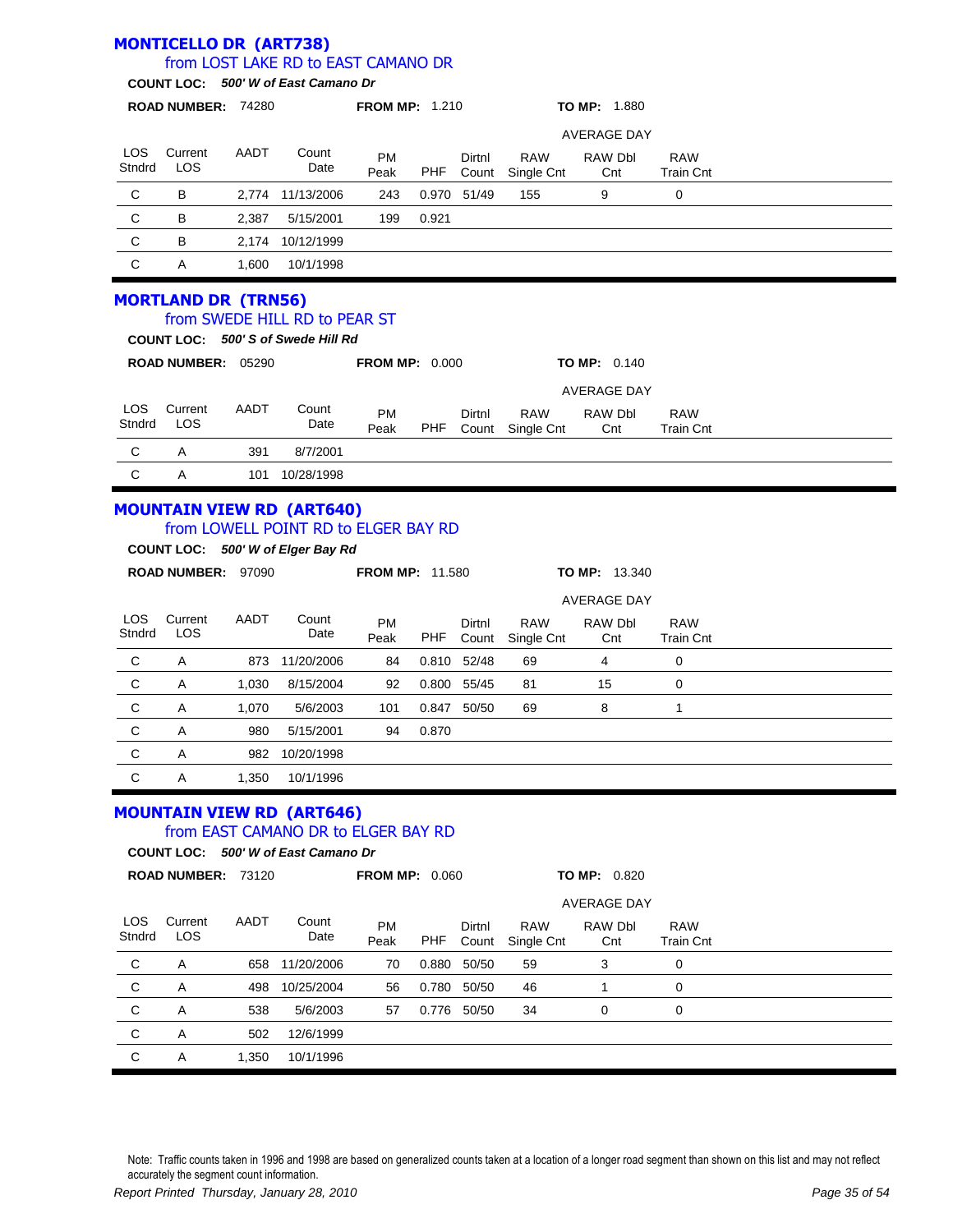## MONTICELLO DR (ART738)

### from LOST LAKE RD to EAST CAMANO DR

**COUNT LOC:** ***500' W of East Camano Dr***

**ROAD NUMBER:** 74280 **FROM MP:** 1.210 **TO MP:** 1.880

| LOS Stndrd | Current LOS | AADT | Count Date | PM Peak | PHF | Dirtnl Count | RAW Single Cnt | RAW Dbl Cnt | RAW Train Cnt |
|---|---|---|---|---|---|---|---|---|---|
| | | | | | | | AVERAGE DAY | | |
| C | B | 2,774 | 11/13/2006 | 243 | 0.970 | 51/49 | 155 | 9 | 0 |
| C | B | 2,387 | 5/15/2001 | 199 | 0.921 | | | | |
| C | B | 2,174 | 10/12/1999 | | | | | | |
| C | A | 1,600 | 10/1/1998 | | | | | | |

## MORTLAND DR (TRN56)

### from SWEDE HILL RD to PEAR ST

**COUNT LOC:** ***500' S of Swede Hill Rd***

**ROAD NUMBER:** 05290 **FROM MP:** 0.000 **TO MP:** 0.140

| LOS Stndrd | Current LOS | AADT | Count Date | PM Peak | PHF | Dirtnl Count | RAW Single Cnt | RAW Dbl Cnt | RAW Train Cnt |
|---|---|---|---|---|---|---|---|---|---|
| | | | | | | | AVERAGE DAY | | |
| C | A | 391 | 8/7/2001 | | | | | | |
| C | A | 101 | 10/28/1998 | | | | | | |

## MOUNTAIN VIEW RD (ART640)

### from LOWELL POINT RD to ELGER BAY RD

**COUNT LOC:** ***500' W of Elger Bay Rd***

**ROAD NUMBER:** 97090 **FROM MP:** 11.580 **TO MP:** 13.340

| LOS Stndrd | Current LOS | AADT | Count Date | PM Peak | PHF | Dirtnl Count | RAW Single Cnt | RAW Dbl Cnt | RAW Train Cnt |
|---|---|---|---|---|---|---|---|---|---|
| | | | | | | | AVERAGE DAY | | |
| C | A | 873 | 11/20/2006 | 84 | 0.810 | 52/48 | 69 | 4 | 0 |
| C | A | 1,030 | 8/15/2004 | 92 | 0.800 | 55/45 | 81 | 15 | 0 |
| C | A | 1,070 | 5/6/2003 | 101 | 0.847 | 50/50 | 69 | 8 | 1 |
| C | A | 980 | 5/15/2001 | 94 | 0.870 | | | | |
| C | A | 982 | 10/20/1998 | | | | | | |
| C | A | 1,350 | 10/1/1996 | | | | | | |

## MOUNTAIN VIEW RD (ART646)

### from EAST CAMANO DR to ELGER BAY RD

**COUNT LOC:** ***500' W of East Camano Dr***

**ROAD NUMBER:** 73120 **FROM MP:** 0.060 **TO MP:** 0.820

| LOS Stndrd | Current LOS | AADT | Count Date | PM Peak | PHF | Dirtnl Count | RAW Single Cnt | RAW Dbl Cnt | RAW Train Cnt |
|---|---|---|---|---|---|---|---|---|---|
| | | | | | | | AVERAGE DAY | | |
| C | A | 658 | 11/20/2006 | 70 | 0.880 | 50/50 | 59 | 3 | 0 |
| C | A | 498 | 10/25/2004 | 56 | 0.780 | 50/50 | 46 | 1 | 0 |
| C | A | 538 | 5/6/2003 | 57 | 0.776 | 50/50 | 34 | 0 | 0 |
| C | A | 502 | 12/6/1999 | | | | | | |
| C | A | 1,350 | 10/1/1996 | | | | | | |

Note: Traffic counts taken in 1996 and 1998 are based on generalized counts taken at a location of a longer road segment than shown on this list and may not reflect accurately the segment count information.

*Report Printed Thursday, January 28, 2010*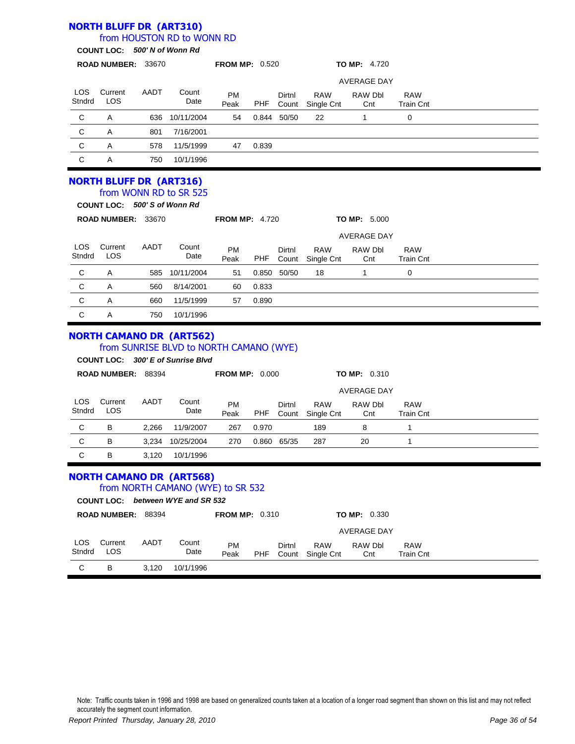## NORTH BLUFF DR (ART310)

from HOUSTON RD to WONN RD

**COUNT LOC:** ***500' N of Wonn Rd***

**ROAD NUMBER:** 33670 **FROM MP:** 0.520 **TO MP:** 4.720

| LOS Stndrd | Current LOS | AADT | Count Date | PM Peak | PHF | Dirtnl Count | AVERAGE DAY RAW Single Cnt | RAW Dbl Cnt | RAW Train Cnt |
|---|---|---|---|---|---|---|---|---|---|
| C | A | 636 | 10/11/2004 | 54 | 0.844 | 50/50 | 22 | 1 | 0 |
| C | A | 801 | 7/16/2001 | | | | | | |
| C | A | 578 | 11/5/1999 | 47 | 0.839 | | | | |
| C | A | 750 | 10/1/1996 | | | | | | |

## NORTH BLUFF DR (ART316)

from WONN RD to SR 525

**COUNT LOC:** ***500' S of Wonn Rd***

**ROAD NUMBER:** 33670 **FROM MP:** 4.720 **TO MP:** 5.000

| LOS Stndrd | Current LOS | AADT | Count Date | PM Peak | PHF | Dirtnl Count | AVERAGE DAY RAW Single Cnt | RAW Dbl Cnt | RAW Train Cnt |
|---|---|---|---|---|---|---|---|---|---|
| C | A | 585 | 10/11/2004 | 51 | 0.850 | 50/50 | 18 | 1 | 0 |
| C | A | 560 | 8/14/2001 | 60 | 0.833 | | | | |
| C | A | 660 | 11/5/1999 | 57 | 0.890 | | | | |
| C | A | 750 | 10/1/1996 | | | | | | |

## NORTH CAMANO DR (ART562)

from SUNRISE BLVD to NORTH CAMANO (WYE)

**COUNT LOC:** ***300' E of Sunrise Blvd***

**ROAD NUMBER:** 88394 **FROM MP:** 0.000 **TO MP:** 0.310

| LOS Stndrd | Current LOS | AADT | Count Date | PM Peak | PHF | Dirtnl Count | AVERAGE DAY RAW Single Cnt | RAW Dbl Cnt | RAW Train Cnt |
|---|---|---|---|---|---|---|---|---|---|
| C | B | 2,266 | 11/9/2007 | 267 | 0.970 | | 189 | 8 | 1 |
| C | B | 3,234 | 10/25/2004 | 270 | 0.860 | 65/35 | 287 | 20 | 1 |
| C | B | 3,120 | 10/1/1996 | | | | | | |

## NORTH CAMANO DR (ART568)

from NORTH CAMANO (WYE) to SR 532

**COUNT LOC:** ***between WYE and SR 532***

**ROAD NUMBER:** 88394 **FROM MP:** 0.310 **TO MP:** 0.330

| LOS Stndrd | Current LOS | AADT | Count Date | PM Peak | PHF | Dirtnl Count | AVERAGE DAY RAW Single Cnt | RAW Dbl Cnt | RAW Train Cnt |
|---|---|---|---|---|---|---|---|---|---|
| C | B | 3,120 | 10/1/1996 | | | | | | |

Note: Traffic counts taken in 1996 and 1998 are based on generalized counts taken at a location of a longer road segment than shown on this list and may not reflect accurately the segment count information.

*Report Printed Thursday, January 28, 2010*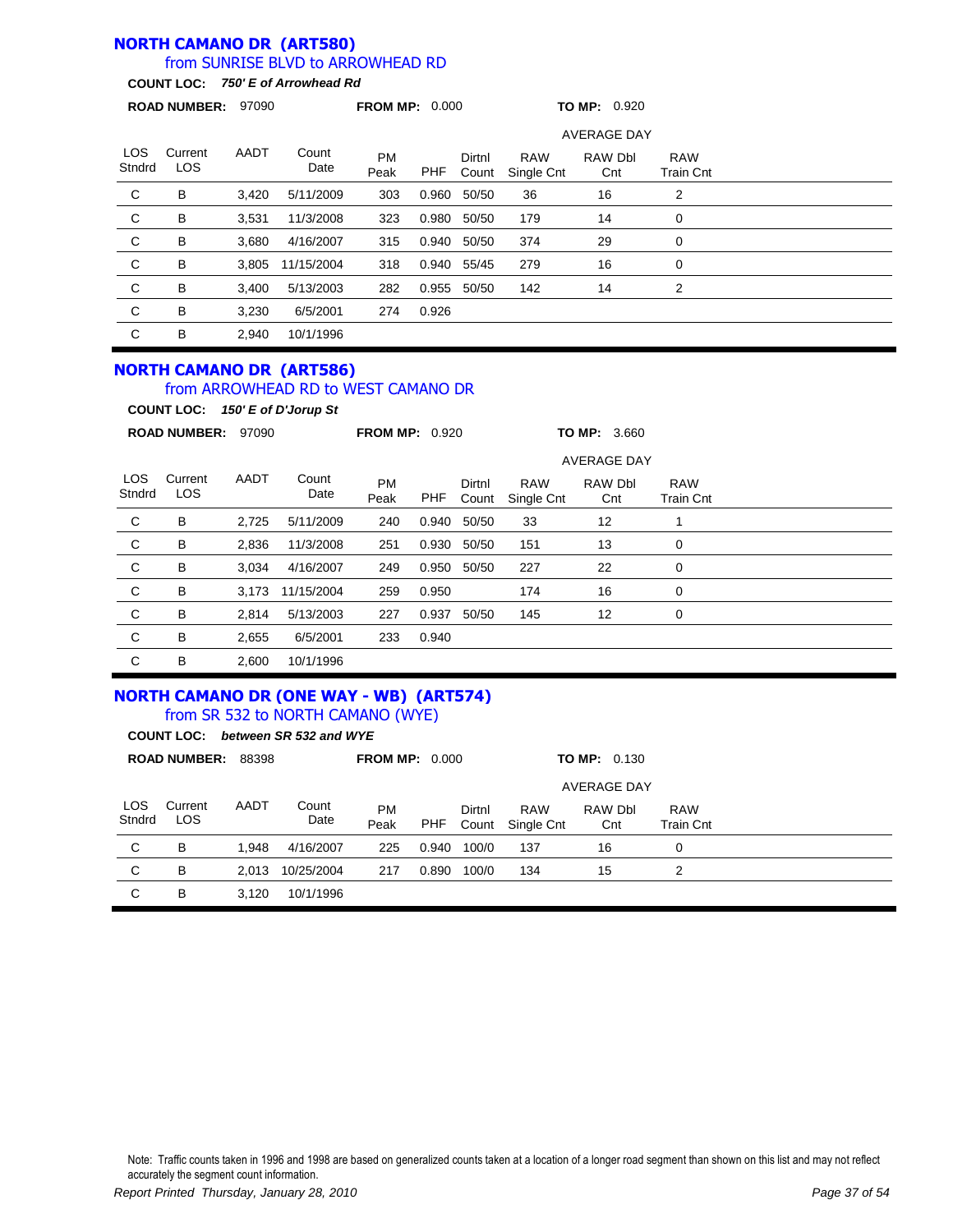## NORTH CAMANO DR (ART580)

### from SUNRISE BLVD to ARROWHEAD RD

**COUNT LOC:** ***750' E of Arrowhead Rd***

**ROAD NUMBER:** 97090 **FROM MP:** 0.000 **TO MP:** 0.920

| LOS Stndrd | Current LOS | AADT | Count Date | PM Peak | PHF | Dirtnl Count | RAW Single Cnt (AVERAGE DAY) | RAW Dbl Cnt (AVERAGE DAY) | RAW Train Cnt (AVERAGE DAY) |
|---|---|---|---|---|---|---|---|---|---|
| C | B | 3,420 | 5/11/2009 | 303 | 0.960 | 50/50 | 36 | 16 | 2 |
| C | B | 3,531 | 11/3/2008 | 323 | 0.980 | 50/50 | 179 | 14 | 0 |
| C | B | 3,680 | 4/16/2007 | 315 | 0.940 | 50/50 | 374 | 29 | 0 |
| C | B | 3,805 | 11/15/2004 | 318 | 0.940 | 55/45 | 279 | 16 | 0 |
| C | B | 3,400 | 5/13/2003 | 282 | 0.955 | 50/50 | 142 | 14 | 2 |
| C | B | 3,230 | 6/5/2001 | 274 | 0.926 | | | | |
| C | B | 2,940 | 10/1/1996 | | | | | | |

## NORTH CAMANO DR (ART586)

### from ARROWHEAD RD to WEST CAMANO DR

**COUNT LOC:** ***150' E of D'Jorup St***

**ROAD NUMBER:** 97090 **FROM MP:** 0.920 **TO MP:** 3.660

| LOS Stndrd | Current LOS | AADT | Count Date | PM Peak | PHF | Dirtnl Count | RAW Single Cnt (AVERAGE DAY) | RAW Dbl Cnt (AVERAGE DAY) | RAW Train Cnt (AVERAGE DAY) |
|---|---|---|---|---|---|---|---|---|---|
| C | B | 2,725 | 5/11/2009 | 240 | 0.940 | 50/50 | 33 | 12 | 1 |
| C | B | 2,836 | 11/3/2008 | 251 | 0.930 | 50/50 | 151 | 13 | 0 |
| C | B | 3,034 | 4/16/2007 | 249 | 0.950 | 50/50 | 227 | 22 | 0 |
| C | B | 3,173 | 11/15/2004 | 259 | 0.950 | | 174 | 16 | 0 |
| C | B | 2,814 | 5/13/2003 | 227 | 0.937 | 50/50 | 145 | 12 | 0 |
| C | B | 2,655 | 6/5/2001 | 233 | 0.940 | | | | |
| C | B | 2,600 | 10/1/1996 | | | | | | |

## NORTH CAMANO DR (ONE WAY - WB) (ART574)

### from SR 532 to NORTH CAMANO (WYE)

**COUNT LOC:** ***between SR 532 and WYE***

**ROAD NUMBER:** 88398 **FROM MP:** 0.000 **TO MP:** 0.130

| LOS Stndrd | Current LOS | AADT | Count Date | PM Peak | PHF | Dirtnl Count | RAW Single Cnt (AVERAGE DAY) | RAW Dbl Cnt (AVERAGE DAY) | RAW Train Cnt (AVERAGE DAY) |
|---|---|---|---|---|---|---|---|---|---|
| C | B | 1,948 | 4/16/2007 | 225 | 0.940 | 100/0 | 137 | 16 | 0 |
| C | B | 2,013 | 10/25/2004 | 217 | 0.890 | 100/0 | 134 | 15 | 2 |
| C | B | 3,120 | 10/1/1996 | | | | | | |

Note: Traffic counts taken in 1996 and 1998 are based on generalized counts taken at a location of a longer road segment than shown on this list and may not reflect accurately the segment count information.

*Report Printed Thursday, January 28, 2010*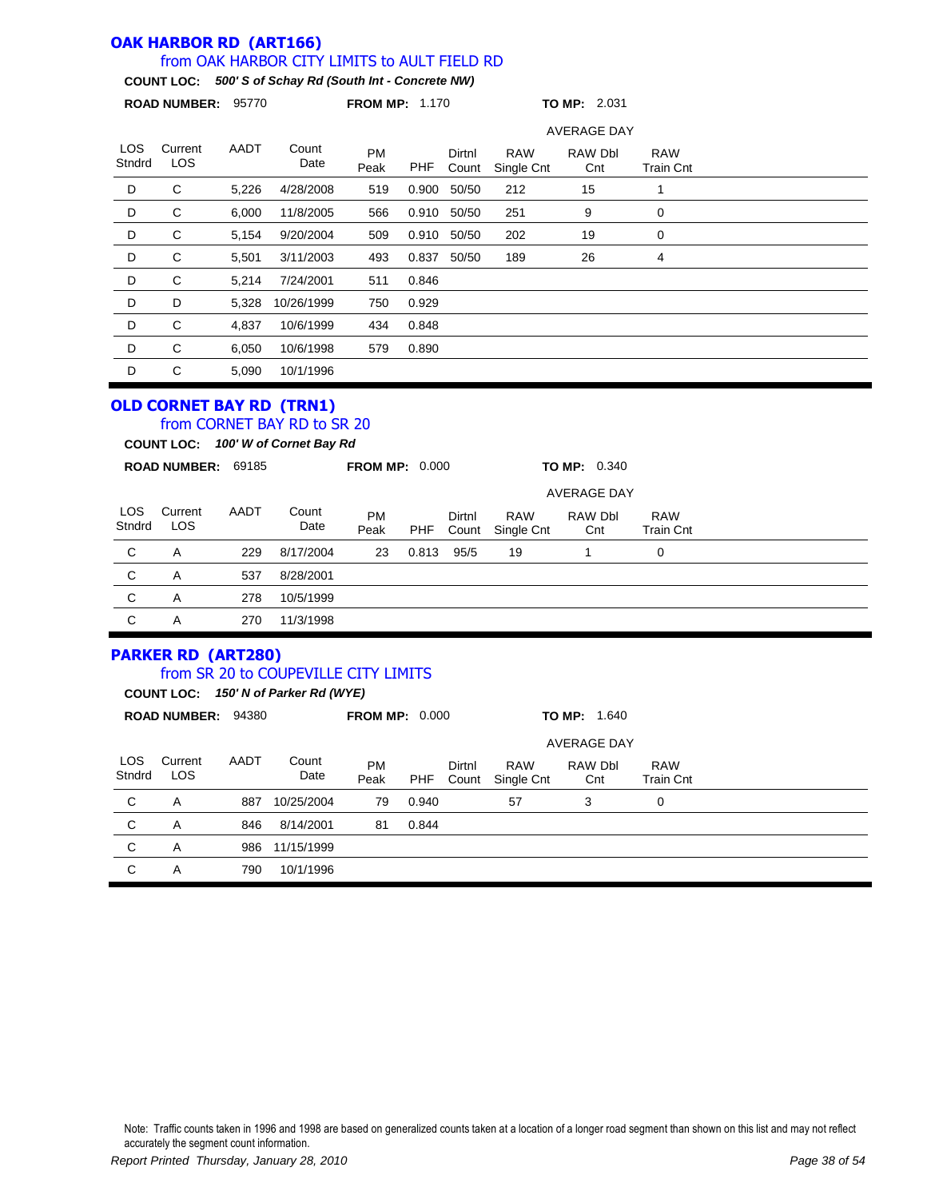## OAK HARBOR RD (ART166)

### from OAK HARBOR CITY LIMITS to AULT FIELD RD

**COUNT LOC:** ***500' S of Schay Rd (South Int - Concrete NW)***

**ROAD NUMBER:** 95770 **FROM MP:** 1.170 **TO MP:** 2.031

| LOS Stndrd | Current LOS | AADT | Count Date | PM Peak | PHF | Dirtnl Count | AVERAGE DAY RAW Single Cnt | RAW Dbl Cnt | RAW Train Cnt |
|---|---|---|---|---|---|---|---|---|---|
| D | C | 5,226 | 4/28/2008 | 519 | 0.900 | 50/50 | 212 | 15 | 1 |
| D | C | 6,000 | 11/8/2005 | 566 | 0.910 | 50/50 | 251 | 9 | 0 |
| D | C | 5,154 | 9/20/2004 | 509 | 0.910 | 50/50 | 202 | 19 | 0 |
| D | C | 5,501 | 3/11/2003 | 493 | 0.837 | 50/50 | 189 | 26 | 4 |
| D | C | 5,214 | 7/24/2001 | 511 | 0.846 | | | | |
| D | D | 5,328 | 10/26/1999 | 750 | 0.929 | | | | |
| D | C | 4,837 | 10/6/1999 | 434 | 0.848 | | | | |
| D | C | 6,050 | 10/6/1998 | 579 | 0.890 | | | | |
| D | C | 5,090 | 10/1/1996 | | | | | | |

## OLD CORNET BAY RD (TRN1)

### from CORNET BAY RD to SR 20

**COUNT LOC:** ***100' W of Cornet Bay Rd***

**ROAD NUMBER:** 69185 **FROM MP:** 0.000 **TO MP:** 0.340

| LOS Stndrd | Current LOS | AADT | Count Date | PM Peak | PHF | Dirtnl Count | AVERAGE DAY RAW Single Cnt | RAW Dbl Cnt | RAW Train Cnt |
|---|---|---|---|---|---|---|---|---|---|
| C | A | 229 | 8/17/2004 | 23 | 0.813 | 95/5 | 19 | 1 | 0 |
| C | A | 537 | 8/28/2001 | | | | | | |
| C | A | 278 | 10/5/1999 | | | | | | |
| C | A | 270 | 11/3/1998 | | | | | | |

## PARKER RD (ART280)

### from SR 20 to COUPEVILLE CITY LIMITS

**COUNT LOC:** ***150' N of Parker Rd (WYE)***

**ROAD NUMBER:** 94380 **FROM MP:** 0.000 **TO MP:** 1.640

| LOS Stndrd | Current LOS | AADT | Count Date | PM Peak | PHF | Dirtnl Count | AVERAGE DAY RAW Single Cnt | RAW Dbl Cnt | RAW Train Cnt |
|---|---|---|---|---|---|---|---|---|---|
| C | A | 887 | 10/25/2004 | 79 | 0.940 | | 57 | 3 | 0 |
| C | A | 846 | 8/14/2001 | 81 | 0.844 | | | | |
| C | A | 986 | 11/15/1999 | | | | | | |
| C | A | 790 | 10/1/1996 | | | | | | |

Note: Traffic counts taken in 1996 and 1998 are based on generalized counts taken at a location of a longer road segment than shown on this list and may not reflect accurately the segment count information.

*Report Printed Thursday, January 28, 2010*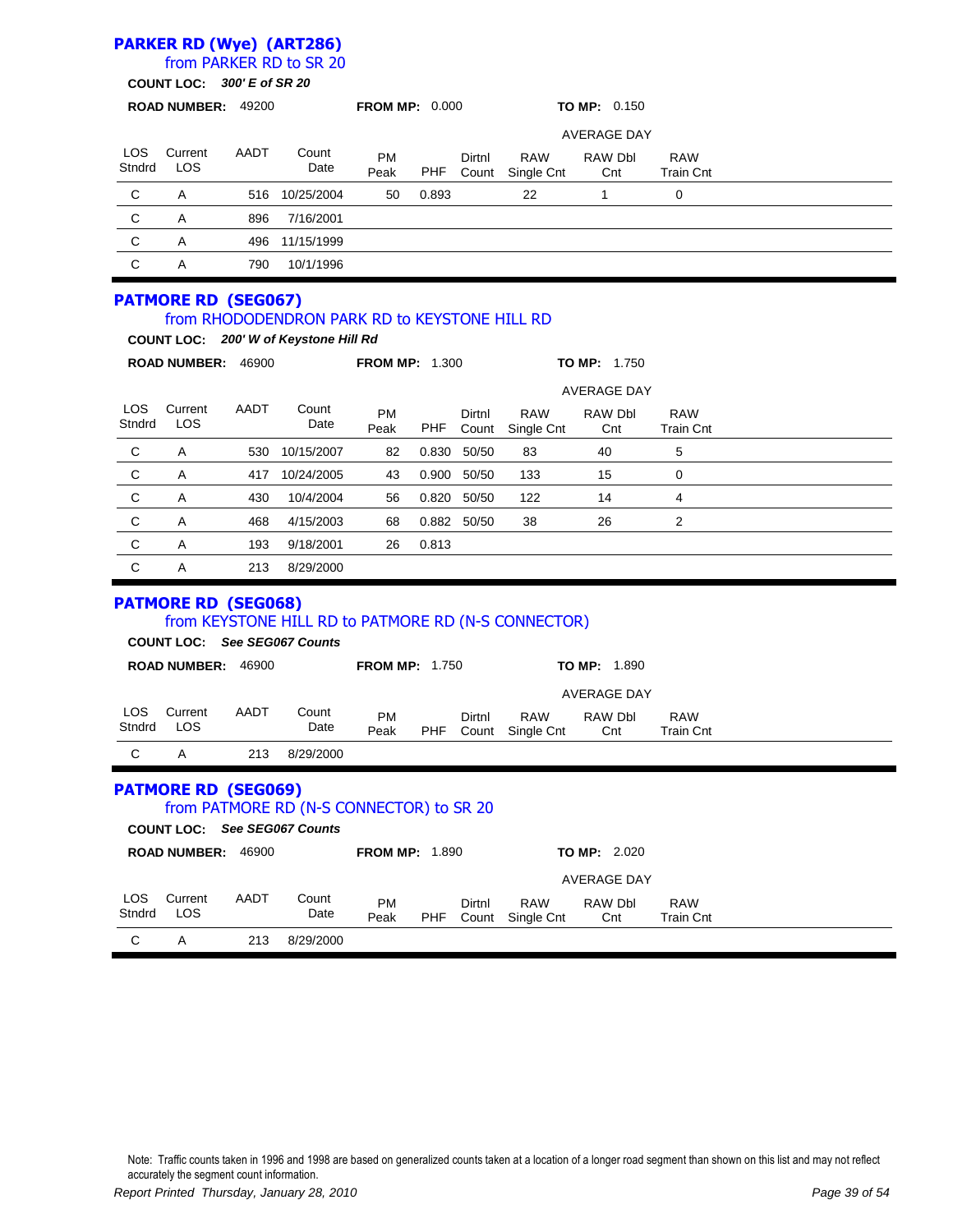## PARKER RD (Wye) (ART286)

### from PARKER RD to SR 20

**COUNT LOC:** ***300' E of SR 20***

**ROAD NUMBER:** 49200 **FROM MP:** 0.000 **TO MP:** 0.150

| LOS Stndrd | Current LOS | AADT | Count Date | PM Peak | PHF | Dirtnl Count | RAW Single Cnt (AVERAGE DAY) | RAW Dbl Cnt (AVERAGE DAY) | RAW Train Cnt (AVERAGE DAY) |
|---|---|---|---|---|---|---|---|---|---|
| C | A | 516 | 10/25/2004 | 50 | 0.893 | | 22 | 1 | 0 |
| C | A | 896 | 7/16/2001 | | | | | | |
| C | A | 496 | 11/15/1999 | | | | | | |
| C | A | 790 | 10/1/1996 | | | | | | |

## PATMORE RD (SEG067)

### from RHODODENDRON PARK RD to KEYSTONE HILL RD

**COUNT LOC:** ***200' W of Keystone Hill Rd***

**ROAD NUMBER:** 46900 **FROM MP:** 1.300 **TO MP:** 1.750

| LOS Stndrd | Current LOS | AADT | Count Date | PM Peak | PHF | Dirtnl Count | RAW Single Cnt (AVERAGE DAY) | RAW Dbl Cnt (AVERAGE DAY) | RAW Train Cnt (AVERAGE DAY) |
|---|---|---|---|---|---|---|---|---|---|
| C | A | 530 | 10/15/2007 | 82 | 0.830 | 50/50 | 83 | 40 | 5 |
| C | A | 417 | 10/24/2005 | 43 | 0.900 | 50/50 | 133 | 15 | 0 |
| C | A | 430 | 10/4/2004 | 56 | 0.820 | 50/50 | 122 | 14 | 4 |
| C | A | 468 | 4/15/2003 | 68 | 0.882 | 50/50 | 38 | 26 | 2 |
| C | A | 193 | 9/18/2001 | 26 | 0.813 | | | | |
| C | A | 213 | 8/29/2000 | | | | | | |

## PATMORE RD (SEG068)

### from KEYSTONE HILL RD to PATMORE RD (N-S CONNECTOR)

**COUNT LOC:** ***See SEG067 Counts***

**ROAD NUMBER:** 46900 **FROM MP:** 1.750 **TO MP:** 1.890

| LOS Stndrd | Current LOS | AADT | Count Date | PM Peak | PHF | Dirtnl Count | RAW Single Cnt (AVERAGE DAY) | RAW Dbl Cnt (AVERAGE DAY) | RAW Train Cnt (AVERAGE DAY) |
|---|---|---|---|---|---|---|---|---|---|
| C | A | 213 | 8/29/2000 | | | | | | |

## PATMORE RD (SEG069)

### from PATMORE RD (N-S CONNECTOR) to SR 20

**COUNT LOC:** ***See SEG067 Counts***

**ROAD NUMBER:** 46900 **FROM MP:** 1.890 **TO MP:** 2.020

| LOS Stndrd | Current LOS | AADT | Count Date | PM Peak | PHF | Dirtnl Count | RAW Single Cnt (AVERAGE DAY) | RAW Dbl Cnt (AVERAGE DAY) | RAW Train Cnt (AVERAGE DAY) |
|---|---|---|---|---|---|---|---|---|---|
| C | A | 213 | 8/29/2000 | | | | | | |

Note: Traffic counts taken in 1996 and 1998 are based on generalized counts taken at a location of a longer road segment than shown on this list and may not reflect accurately the segment count information.

*Report Printed Thursday, January 28, 2010*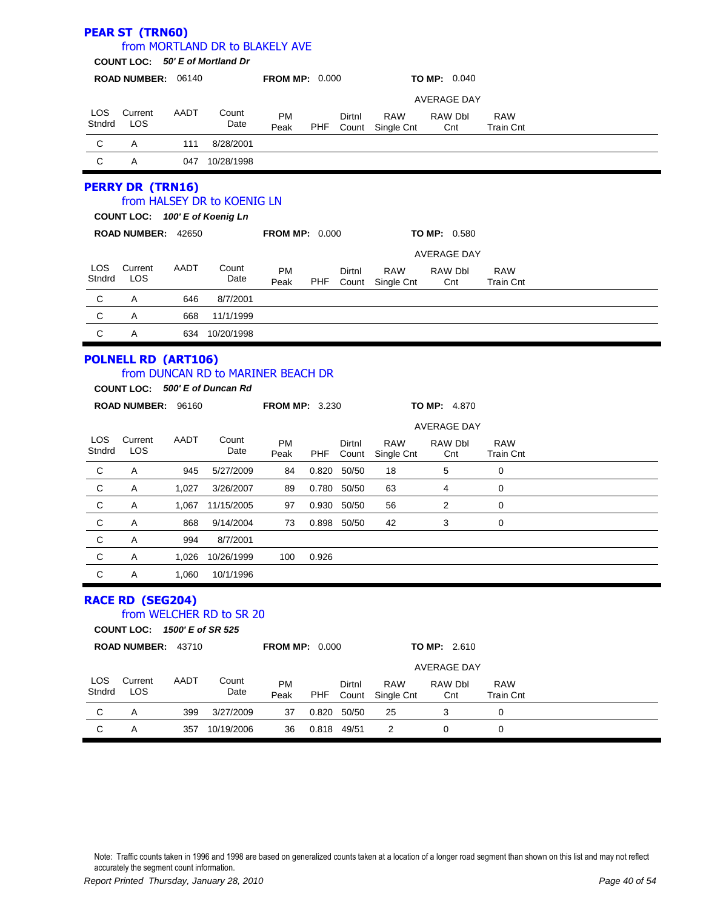## PEAR ST (TRN60)

### from MORTLAND DR to BLAKELY AVE

**COUNT LOC:** *50' E of Mortland Dr*

**ROAD NUMBER:** 06140 **FROM MP:** 0.000 **TO MP:** 0.040

| LOS Stndrd | Current LOS | AADT | Count Date | PM Peak | PHF | Dirtnl Count | RAW Single Cnt | RAW Dbl Cnt | RAW Train Cnt |
|---|---|---|---|---|---|---|---|---|---|
| | | | | | | | AVERAGE DAY | | |
| C | A | 111 | 8/28/2001 | | | | | | |
| C | A | 047 | 10/28/1998 | | | | | | |

## PERRY DR (TRN16)

### from HALSEY DR to KOENIG LN

**COUNT LOC:** *100' E of Koenig Ln*

**ROAD NUMBER:** 42650 **FROM MP:** 0.000 **TO MP:** 0.580

| LOS Stndrd | Current LOS | AADT | Count Date | PM Peak | PHF | Dirtnl Count | RAW Single Cnt | RAW Dbl Cnt | RAW Train Cnt |
|---|---|---|---|---|---|---|---|---|---|
| | | | | | | | AVERAGE DAY | | |
| C | A | 646 | 8/7/2001 | | | | | | |
| C | A | 668 | 11/1/1999 | | | | | | |
| C | A | 634 | 10/20/1998 | | | | | | |

## POLNELL RD (ART106)

### from DUNCAN RD to MARINER BEACH DR

**COUNT LOC:** *500' E of Duncan Rd*

**ROAD NUMBER:** 96160 **FROM MP:** 3.230 **TO MP:** 4.870

| LOS Stndrd | Current LOS | AADT | Count Date | PM Peak | PHF | Dirtnl Count | RAW Single Cnt | RAW Dbl Cnt | RAW Train Cnt |
|---|---|---|---|---|---|---|---|---|---|
| | | | | | | | AVERAGE DAY | | |
| C | A | 945 | 5/27/2009 | 84 | 0.820 | 50/50 | 18 | 5 | 0 |
| C | A | 1,027 | 3/26/2007 | 89 | 0.780 | 50/50 | 63 | 4 | 0 |
| C | A | 1,067 | 11/15/2005 | 97 | 0.930 | 50/50 | 56 | 2 | 0 |
| C | A | 868 | 9/14/2004 | 73 | 0.898 | 50/50 | 42 | 3 | 0 |
| C | A | 994 | 8/7/2001 | | | | | | |
| C | A | 1,026 | 10/26/1999 | 100 | 0.926 | | | | |
| C | A | 1,060 | 10/1/1996 | | | | | | |

## RACE RD (SEG204)

### from WELCHER RD to SR 20

**COUNT LOC:** *1500' E of SR 525*

**ROAD NUMBER:** 43710 **FROM MP:** 0.000 **TO MP:** 2.610

| LOS Stndrd | Current LOS | AADT | Count Date | PM Peak | PHF | Dirtnl Count | RAW Single Cnt | RAW Dbl Cnt | RAW Train Cnt |
|---|---|---|---|---|---|---|---|---|---|
| | | | | | | | AVERAGE DAY | | |
| C | A | 399 | 3/27/2009 | 37 | 0.820 | 50/50 | 25 | 3 | 0 |
| C | A | 357 | 10/19/2006 | 36 | 0.818 | 49/51 | 2 | 0 | 0 |

Note: Traffic counts taken in 1996 and 1998 are based on generalized counts taken at a location of a longer road segment than shown on this list and may not reflect accurately the segment count information.

*Report Printed Thursday, January 28, 2010*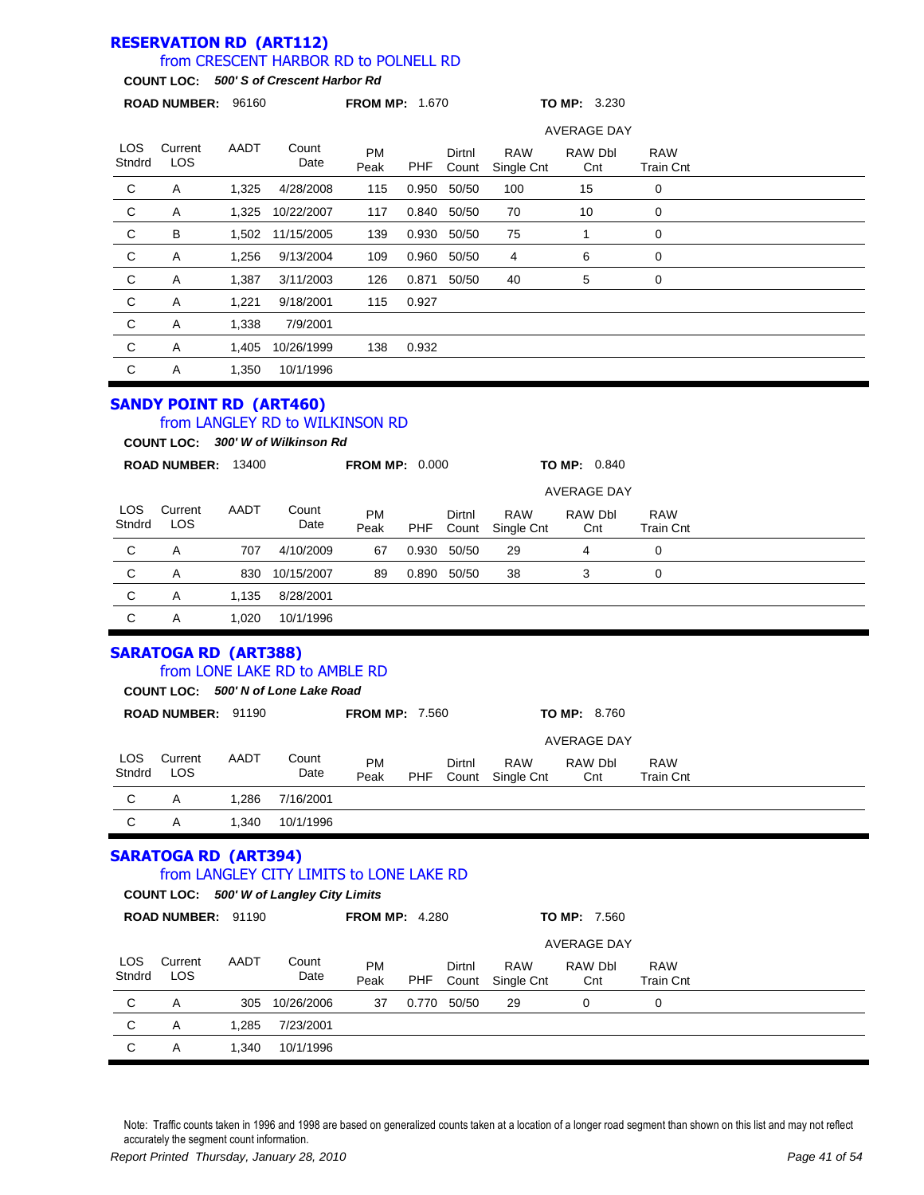## RESERVATION RD (ART112)

### from CRESCENT HARBOR RD to POLNELL RD

**COUNT LOC:** ***500' S of Crescent Harbor Rd***

**ROAD NUMBER:** 96160 **FROM MP:** 1.670 **TO MP:** 3.230

| LOS Stndrd | Current LOS | AADT | Count Date | PM Peak | PHF | Dirtnl Count | RAW Single Cnt | RAW Dbl Cnt | RAW Train Cnt |
|---|---|---|---|---|---|---|---|---|---|
| | | | | | | | AVERAGE DAY | | |
| C | A | 1,325 | 4/28/2008 | 115 | 0.950 | 50/50 | 100 | 15 | 0 |
| C | A | 1,325 | 10/22/2007 | 117 | 0.840 | 50/50 | 70 | 10 | 0 |
| C | B | 1,502 | 11/15/2005 | 139 | 0.930 | 50/50 | 75 | 1 | 0 |
| C | A | 1,256 | 9/13/2004 | 109 | 0.960 | 50/50 | 4 | 6 | 0 |
| C | A | 1,387 | 3/11/2003 | 126 | 0.871 | 50/50 | 40 | 5 | 0 |
| C | A | 1,221 | 9/18/2001 | 115 | 0.927 | | | | |
| C | A | 1,338 | 7/9/2001 | | | | | | |
| C | A | 1,405 | 10/26/1999 | 138 | 0.932 | | | | |
| C | A | 1,350 | 10/1/1996 | | | | | | |

## SANDY POINT RD (ART460)

### from LANGLEY RD to WILKINSON RD

**COUNT LOC:** ***300' W of Wilkinson Rd***

**ROAD NUMBER:** 13400 **FROM MP:** 0.000 **TO MP:** 0.840

| LOS Stndrd | Current LOS | AADT | Count Date | PM Peak | PHF | Dirtnl Count | RAW Single Cnt | RAW Dbl Cnt | RAW Train Cnt |
|---|---|---|---|---|---|---|---|---|---|
| | | | | | | | AVERAGE DAY | | |
| C | A | 707 | 4/10/2009 | 67 | 0.930 | 50/50 | 29 | 4 | 0 |
| C | A | 830 | 10/15/2007 | 89 | 0.890 | 50/50 | 38 | 3 | 0 |
| C | A | 1,135 | 8/28/2001 | | | | | | |
| C | A | 1,020 | 10/1/1996 | | | | | | |

## SARATOGA RD (ART388)

### from LONE LAKE RD to AMBLE RD

**COUNT LOC:** ***500' N of Lone Lake Road***

**ROAD NUMBER:** 91190 **FROM MP:** 7.560 **TO MP:** 8.760

| LOS Stndrd | Current LOS | AADT | Count Date | PM Peak | PHF | Dirtnl Count | RAW Single Cnt | RAW Dbl Cnt | RAW Train Cnt |
|---|---|---|---|---|---|---|---|---|---|
| | | | | | | | AVERAGE DAY | | |
| C | A | 1,286 | 7/16/2001 | | | | | | |
| C | A | 1,340 | 10/1/1996 | | | | | | |

## SARATOGA RD (ART394)

### from LANGLEY CITY LIMITS to LONE LAKE RD

**COUNT LOC:** ***500' W of Langley City Limits***

**ROAD NUMBER:** 91190 **FROM MP:** 4.280 **TO MP:** 7.560

| LOS Stndrd | Current LOS | AADT | Count Date | PM Peak | PHF | Dirtnl Count | RAW Single Cnt | RAW Dbl Cnt | RAW Train Cnt |
|---|---|---|---|---|---|---|---|---|---|
| | | | | | | | AVERAGE DAY | | |
| C | A | 305 | 10/26/2006 | 37 | 0.770 | 50/50 | 29 | 0 | 0 |
| C | A | 1,285 | 7/23/2001 | | | | | | |
| C | A | 1,340 | 10/1/1996 | | | | | | |

Note: Traffic counts taken in 1996 and 1998 are based on generalized counts taken at a location of a longer road segment than shown on this list and may not reflect accurately the segment count information.

*Report Printed Thursday, January 28, 2010*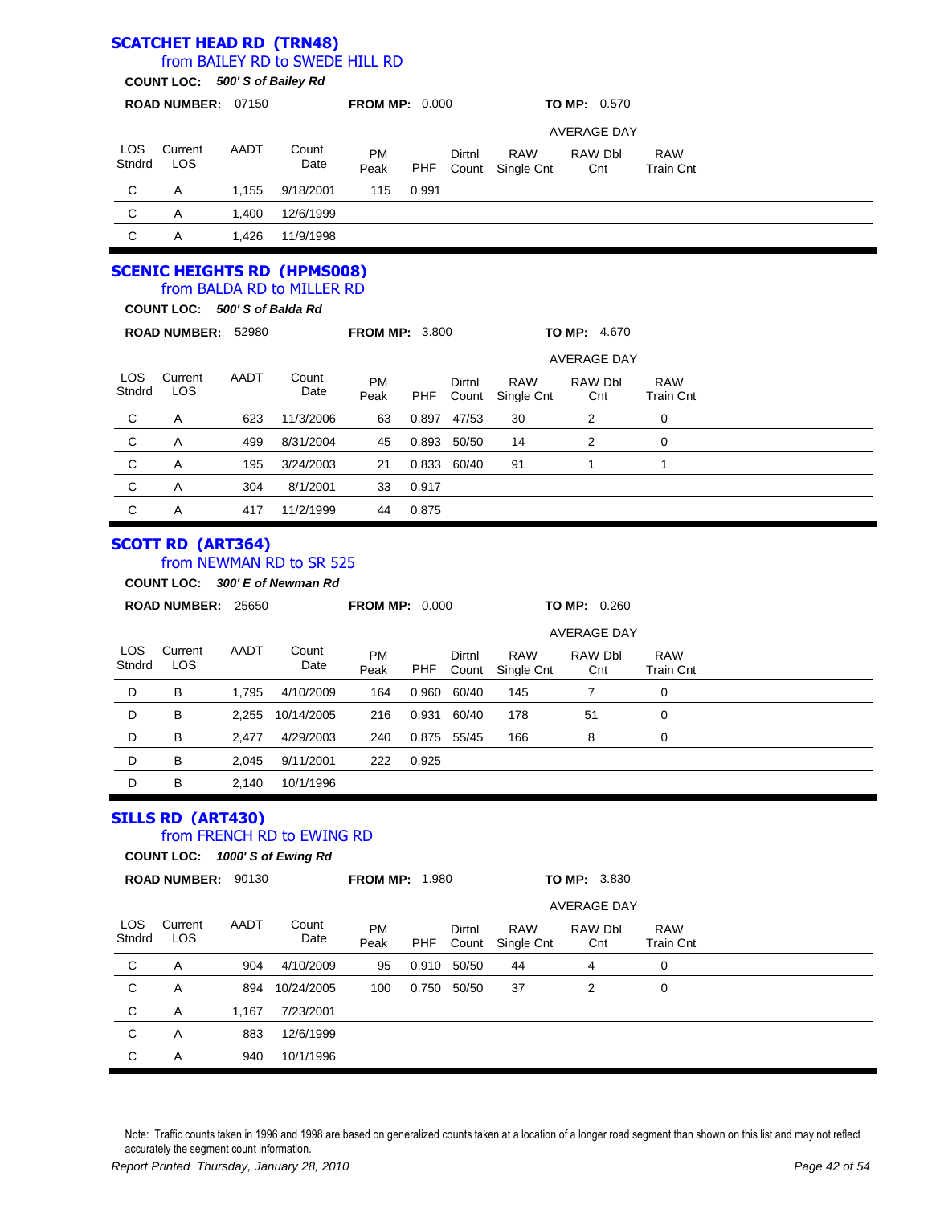## SCATCHET HEAD RD (TRN48)

### from BAILEY RD to SWEDE HILL RD

**COUNT LOC:** ***500' S of Bailey Rd***

**ROAD NUMBER:** 07150 **FROM MP:** 0.000 **TO MP:** 0.570

| LOS Stndrd | Current LOS | AADT | Count Date | PM Peak | PHF | Dirtnl Count | RAW Single Cnt | RAW Dbl Cnt | RAW Train Cnt |
|---|---|---|---|---|---|---|---|---|---|
| | | | | | | | AVERAGE DAY | | |
| C | A | 1,155 | 9/18/2001 | 115 | 0.991 | | | | |
| C | A | 1,400 | 12/6/1999 | | | | | | |
| C | A | 1,426 | 11/9/1998 | | | | | | |

## SCENIC HEIGHTS RD (HPMS008)

### from BALDA RD to MILLER RD

**COUNT LOC:** ***500' S of Balda Rd***

**ROAD NUMBER:** 52980 **FROM MP:** 3.800 **TO MP:** 4.670

| LOS Stndrd | Current LOS | AADT | Count Date | PM Peak | PHF | Dirtnl Count | RAW Single Cnt | RAW Dbl Cnt | RAW Train Cnt |
|---|---|---|---|---|---|---|---|---|---|
| | | | | | | | AVERAGE DAY | | |
| C | A | 623 | 11/3/2006 | 63 | 0.897 | 47/53 | 30 | 2 | 0 |
| C | A | 499 | 8/31/2004 | 45 | 0.893 | 50/50 | 14 | 2 | 0 |
| C | A | 195 | 3/24/2003 | 21 | 0.833 | 60/40 | 91 | 1 | 1 |
| C | A | 304 | 8/1/2001 | 33 | 0.917 | | | | |
| C | A | 417 | 11/2/1999 | 44 | 0.875 | | | | |

## SCOTT RD (ART364)

### from NEWMAN RD to SR 525

**COUNT LOC:** ***300' E of Newman Rd***

**ROAD NUMBER:** 25650 **FROM MP:** 0.000 **TO MP:** 0.260

| LOS Stndrd | Current LOS | AADT | Count Date | PM Peak | PHF | Dirtnl Count | RAW Single Cnt | RAW Dbl Cnt | RAW Train Cnt |
|---|---|---|---|---|---|---|---|---|---|
| | | | | | | | AVERAGE DAY | | |
| D | B | 1,795 | 4/10/2009 | 164 | 0.960 | 60/40 | 145 | 7 | 0 |
| D | B | 2,255 | 10/14/2005 | 216 | 0.931 | 60/40 | 178 | 51 | 0 |
| D | B | 2,477 | 4/29/2003 | 240 | 0.875 | 55/45 | 166 | 8 | 0 |
| D | B | 2,045 | 9/11/2001 | 222 | 0.925 | | | | |
| D | B | 2,140 | 10/1/1996 | | | | | | |

## SILLS RD (ART430)

### from FRENCH RD to EWING RD

**COUNT LOC:** ***1000' S of Ewing Rd***

**ROAD NUMBER:** 90130 **FROM MP:** 1.980 **TO MP:** 3.830

| LOS Stndrd | Current LOS | AADT | Count Date | PM Peak | PHF | Dirtnl Count | RAW Single Cnt | RAW Dbl Cnt | RAW Train Cnt |
|---|---|---|---|---|---|---|---|---|---|
| | | | | | | | AVERAGE DAY | | |
| C | A | 904 | 4/10/2009 | 95 | 0.910 | 50/50 | 44 | 4 | 0 |
| C | A | 894 | 10/24/2005 | 100 | 0.750 | 50/50 | 37 | 2 | 0 |
| C | A | 1,167 | 7/23/2001 | | | | | | |
| C | A | 883 | 12/6/1999 | | | | | | |
| C | A | 940 | 10/1/1996 | | | | | | |

Note: Traffic counts taken in 1996 and 1998 are based on generalized counts taken at a location of a longer road segment than shown on this list and may not reflect accurately the segment count information.

*Report Printed Thursday, January 28, 2010*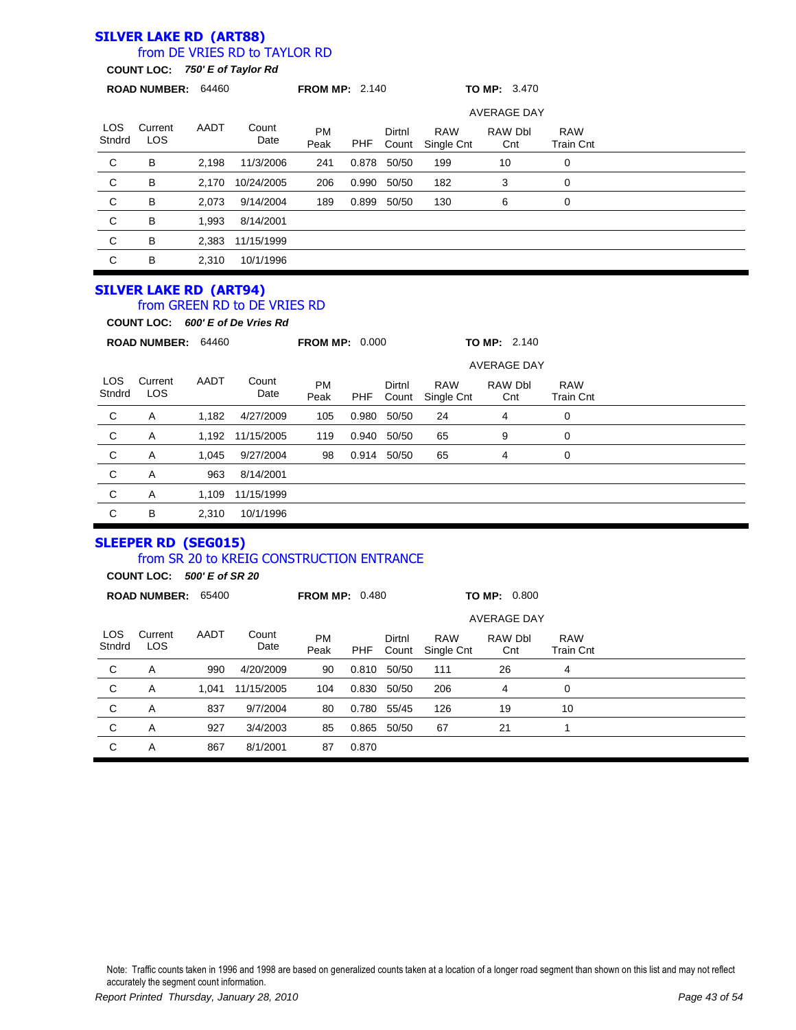## SILVER LAKE RD (ART88)

from DE VRIES RD to TAYLOR RD

**COUNT LOC:** ***750' E of Taylor Rd***

**ROAD NUMBER:** 64460 **FROM MP:** 2.140 **TO MP:** 3.470

| LOS Stndrd | Current LOS | AADT | Count Date | PM Peak | PHF | Dirtnl Count | RAW Single Cnt | RAW Dbl Cnt | RAW Train Cnt |
|---|---|---|---|---|---|---|---|---|---|
| | | | | | | | AVERAGE DAY | | |
| C | B | 2,198 | 11/3/2006 | 241 | 0.878 | 50/50 | 199 | 10 | 0 |
| C | B | 2,170 | 10/24/2005 | 206 | 0.990 | 50/50 | 182 | 3 | 0 |
| C | B | 2,073 | 9/14/2004 | 189 | 0.899 | 50/50 | 130 | 6 | 0 |
| C | B | 1,993 | 8/14/2001 | | | | | | |
| C | B | 2,383 | 11/15/1999 | | | | | | |
| C | B | 2,310 | 10/1/1996 | | | | | | |

## SILVER LAKE RD (ART94)

from GREEN RD to DE VRIES RD

**COUNT LOC:** ***600' E of De Vries Rd***

**ROAD NUMBER:** 64460 **FROM MP:** 0.000 **TO MP:** 2.140

| LOS Stndrd | Current LOS | AADT | Count Date | PM Peak | PHF | Dirtnl Count | RAW Single Cnt | RAW Dbl Cnt | RAW Train Cnt |
|---|---|---|---|---|---|---|---|---|---|
| | | | | | | | AVERAGE DAY | | |
| C | A | 1,182 | 4/27/2009 | 105 | 0.980 | 50/50 | 24 | 4 | 0 |
| C | A | 1,192 | 11/15/2005 | 119 | 0.940 | 50/50 | 65 | 9 | 0 |
| C | A | 1,045 | 9/27/2004 | 98 | 0.914 | 50/50 | 65 | 4 | 0 |
| C | A | 963 | 8/14/2001 | | | | | | |
| C | A | 1,109 | 11/15/1999 | | | | | | |
| C | B | 2,310 | 10/1/1996 | | | | | | |

## SLEEPER RD (SEG015)

from SR 20 to KREIG CONSTRUCTION ENTRANCE

**COUNT LOC:** ***500' E of SR 20***

**ROAD NUMBER:** 65400 **FROM MP:** 0.480 **TO MP:** 0.800

| LOS Stndrd | Current LOS | AADT | Count Date | PM Peak | PHF | Dirtnl Count | RAW Single Cnt | RAW Dbl Cnt | RAW Train Cnt |
|---|---|---|---|---|---|---|---|---|---|
| | | | | | | | AVERAGE DAY | | |
| C | A | 990 | 4/20/2009 | 90 | 0.810 | 50/50 | 111 | 26 | 4 |
| C | A | 1,041 | 11/15/2005 | 104 | 0.830 | 50/50 | 206 | 4 | 0 |
| C | A | 837 | 9/7/2004 | 80 | 0.780 | 55/45 | 126 | 19 | 10 |
| C | A | 927 | 3/4/2003 | 85 | 0.865 | 50/50 | 67 | 21 | 1 |
| C | A | 867 | 8/1/2001 | 87 | 0.870 | | | | |

Note: Traffic counts taken in 1996 and 1998 are based on generalized counts taken at a location of a longer road segment than shown on this list and may not reflect accurately the segment count information.

*Report Printed Thursday, January 28, 2010*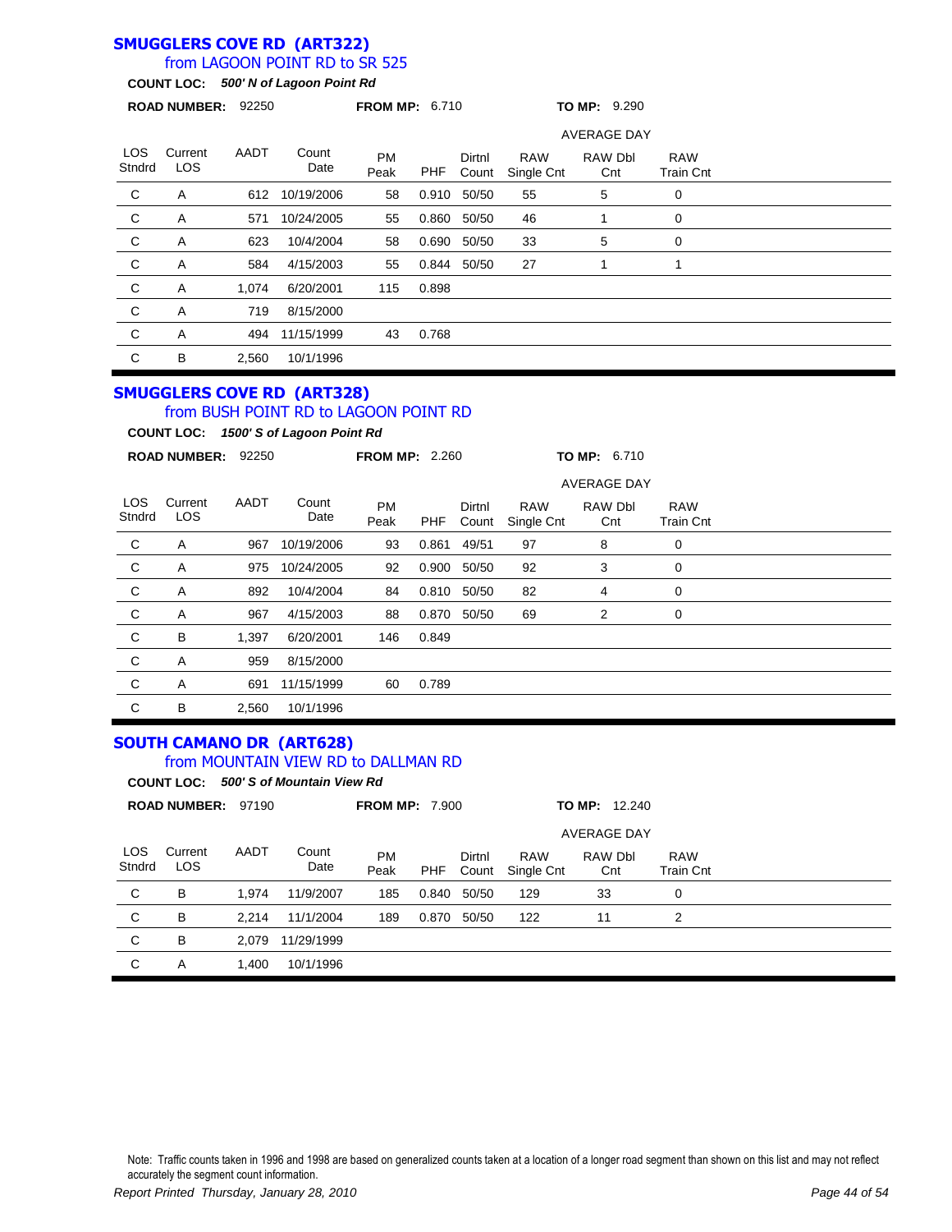## SMUGGLERS COVE RD (ART322)

### from LAGOON POINT RD to SR 525

**COUNT LOC:** ***500' N of Lagoon Point Rd***

**ROAD NUMBER:** 92250 **FROM MP:** 6.710 **TO MP:** 9.290

| LOS Stndrd | Current LOS | AADT | Count Date | PM Peak | PHF | Dirtnl Count | AVERAGE DAY RAW Single Cnt | RAW Dbl Cnt | RAW Train Cnt |
|---|---|---|---|---|---|---|---|---|---|
| C | A | 612 | 10/19/2006 | 58 | 0.910 | 50/50 | 55 | 5 | 0 |
| C | A | 571 | 10/24/2005 | 55 | 0.860 | 50/50 | 46 | 1 | 0 |
| C | A | 623 | 10/4/2004 | 58 | 0.690 | 50/50 | 33 | 5 | 0 |
| C | A | 584 | 4/15/2003 | 55 | 0.844 | 50/50 | 27 | 1 | 1 |
| C | A | 1,074 | 6/20/2001 | 115 | 0.898 | | | | |
| C | A | 719 | 8/15/2000 | | | | | | |
| C | A | 494 | 11/15/1999 | 43 | 0.768 | | | | |
| C | B | 2,560 | 10/1/1996 | | | | | | |

## SMUGGLERS COVE RD (ART328)

### from BUSH POINT RD to LAGOON POINT RD

**COUNT LOC:** ***1500' S of Lagoon Point Rd***

**ROAD NUMBER:** 92250 **FROM MP:** 2.260 **TO MP:** 6.710

| LOS Stndrd | Current LOS | AADT | Count Date | PM Peak | PHF | Dirtnl Count | AVERAGE DAY RAW Single Cnt | RAW Dbl Cnt | RAW Train Cnt |
|---|---|---|---|---|---|---|---|---|---|
| C | A | 967 | 10/19/2006 | 93 | 0.861 | 49/51 | 97 | 8 | 0 |
| C | A | 975 | 10/24/2005 | 92 | 0.900 | 50/50 | 92 | 3 | 0 |
| C | A | 892 | 10/4/2004 | 84 | 0.810 | 50/50 | 82 | 4 | 0 |
| C | A | 967 | 4/15/2003 | 88 | 0.870 | 50/50 | 69 | 2 | 0 |
| C | B | 1,397 | 6/20/2001 | 146 | 0.849 | | | | |
| C | A | 959 | 8/15/2000 | | | | | | |
| C | A | 691 | 11/15/1999 | 60 | 0.789 | | | | |
| C | B | 2,560 | 10/1/1996 | | | | | | |

## SOUTH CAMANO DR (ART628)

### from MOUNTAIN VIEW RD to DALLMAN RD

**COUNT LOC:** ***500' S of Mountain View Rd***

**ROAD NUMBER:** 97190 **FROM MP:** 7.900 **TO MP:** 12.240

| LOS Stndrd | Current LOS | AADT | Count Date | PM Peak | PHF | Dirtnl Count | AVERAGE DAY RAW Single Cnt | RAW Dbl Cnt | RAW Train Cnt |
|---|---|---|---|---|---|---|---|---|---|
| C | B | 1,974 | 11/9/2007 | 185 | 0.840 | 50/50 | 129 | 33 | 0 |
| C | B | 2,214 | 11/1/2004 | 189 | 0.870 | 50/50 | 122 | 11 | 2 |
| C | B | 2,079 | 11/29/1999 | | | | | | |
| C | A | 1,400 | 10/1/1996 | | | | | | |

Note: Traffic counts taken in 1996 and 1998 are based on generalized counts taken at a location of a longer road segment than shown on this list and may not reflect accurately the segment count information.

*Report Printed Thursday, January 28, 2010*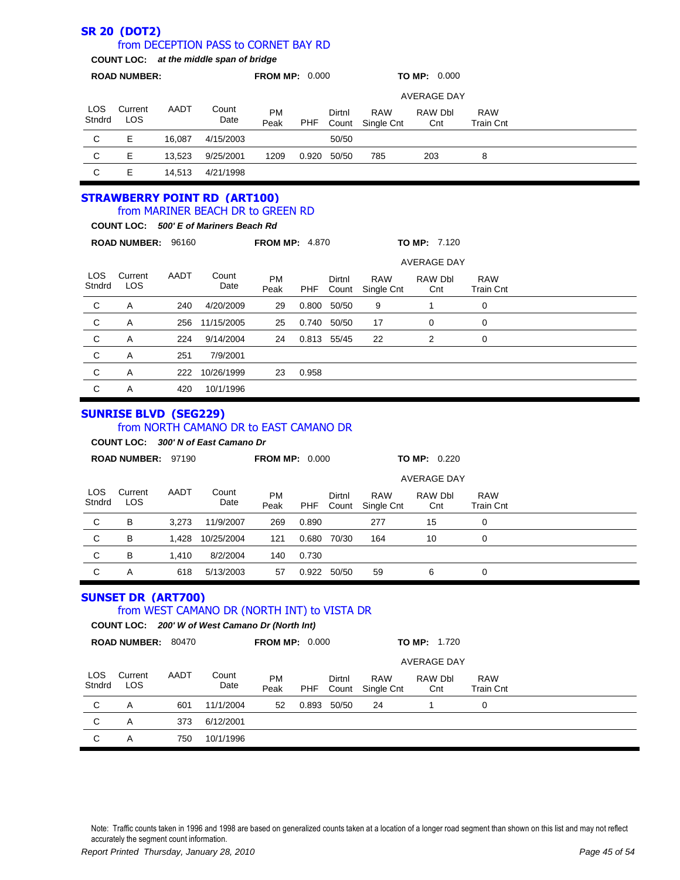## SR 20 (DOT2)

### from DECEPTION PASS to CORNET BAY RD

**COUNT LOC:** ***at the middle span of bridge***

**ROAD NUMBER:** **FROM MP:** 0.000 **TO MP:** 0.000

| LOS Stndrd | Current LOS | AADT | Count Date | PM Peak | PHF | Dirtnl Count | AVERAGE DAY RAW Single Cnt | RAW Dbl Cnt | RAW Train Cnt |
|---|---|---|---|---|---|---|---|---|---|
| C | E | 16,087 | 4/15/2003 | | | 50/50 | | | |
| C | E | 13,523 | 9/25/2001 | 1209 | 0.920 | 50/50 | 785 | 203 | 8 |
| C | E | 14,513 | 4/21/1998 | | | | | | |

## STRAWBERRY POINT RD (ART100)

### from MARINER BEACH DR to GREEN RD

**COUNT LOC:** ***500' E of Mariners Beach Rd***

**ROAD NUMBER:** 96160 **FROM MP:** 4.870 **TO MP:** 7.120

| LOS Stndrd | Current LOS | AADT | Count Date | PM Peak | PHF | Dirtnl Count | AVERAGE DAY RAW Single Cnt | RAW Dbl Cnt | RAW Train Cnt |
|---|---|---|---|---|---|---|---|---|---|
| C | A | 240 | 4/20/2009 | 29 | 0.800 | 50/50 | 9 | 1 | 0 |
| C | A | 256 | 11/15/2005 | 25 | 0.740 | 50/50 | 17 | 0 | 0 |
| C | A | 224 | 9/14/2004 | 24 | 0.813 | 55/45 | 22 | 2 | 0 |
| C | A | 251 | 7/9/2001 | | | | | | |
| C | A | 222 | 10/26/1999 | 23 | 0.958 | | | | |
| C | A | 420 | 10/1/1996 | | | | | | |

## SUNRISE BLVD (SEG229)

### from NORTH CAMANO DR to EAST CAMANO DR

**COUNT LOC:** ***300' N of East Camano Dr***

**ROAD NUMBER:** 97190 **FROM MP:** 0.000 **TO MP:** 0.220

| LOS Stndrd | Current LOS | AADT | Count Date | PM Peak | PHF | Dirtnl Count | AVERAGE DAY RAW Single Cnt | RAW Dbl Cnt | RAW Train Cnt |
|---|---|---|---|---|---|---|---|---|---|
| C | B | 3,273 | 11/9/2007 | 269 | 0.890 | | 277 | 15 | 0 |
| C | B | 1,428 | 10/25/2004 | 121 | 0.680 | 70/30 | 164 | 10 | 0 |
| C | B | 1,410 | 8/2/2004 | 140 | 0.730 | | | | |
| C | A | 618 | 5/13/2003 | 57 | 0.922 | 50/50 | 59 | 6 | 0 |

## SUNSET DR (ART700)

### from WEST CAMANO DR (NORTH INT) to VISTA DR

**COUNT LOC:** ***200' W of West Camano Dr (North Int)***

**ROAD NUMBER:** 80470 **FROM MP:** 0.000 **TO MP:** 1.720

| LOS Stndrd | Current LOS | AADT | Count Date | PM Peak | PHF | Dirtnl Count | AVERAGE DAY RAW Single Cnt | RAW Dbl Cnt | RAW Train Cnt |
|---|---|---|---|---|---|---|---|---|---|
| C | A | 601 | 11/1/2004 | 52 | 0.893 | 50/50 | 24 | 1 | 0 |
| C | A | 373 | 6/12/2001 | | | | | | |
| C | A | 750 | 10/1/1996 | | | | | | |

Note: Traffic counts taken in 1996 and 1998 are based on generalized counts taken at a location of a longer road segment than shown on this list and may not reflect accurately the segment count information.

*Report Printed Thursday, January 28, 2010*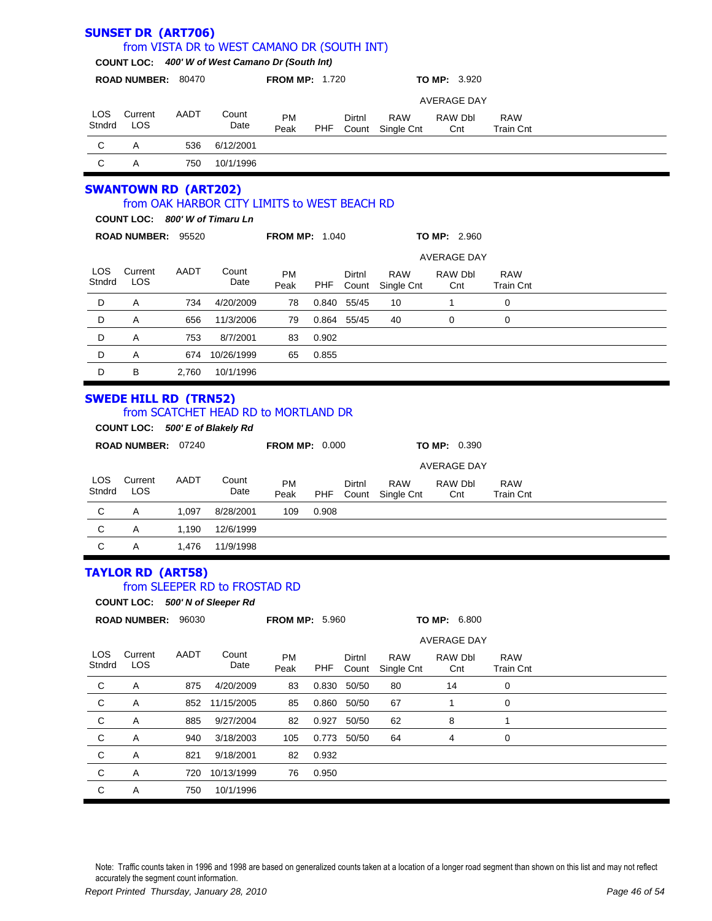## SUNSET DR (ART706)

### from VISTA DR to WEST CAMANO DR (SOUTH INT)

**COUNT LOC:** ***400' W of West Camano Dr (South Int)***

**ROAD NUMBER:** 80470 **FROM MP:** 1.720 **TO MP:** 3.920

| LOS Stndrd | Current LOS | AADT | Count Date | PM Peak | PHF | Dirtnl Count | AVERAGE DAY RAW Single Cnt | RAW Dbl Cnt | RAW Train Cnt |
|---|---|---|---|---|---|---|---|---|---|
| C | A | 536 | 6/12/2001 | | | | | | |
| C | A | 750 | 10/1/1996 | | | | | | |

## SWANTOWN RD (ART202)

### from OAK HARBOR CITY LIMITS to WEST BEACH RD

**COUNT LOC:** ***800' W of Timaru Ln***

**ROAD NUMBER:** 95520 **FROM MP:** 1.040 **TO MP:** 2.960

| LOS Stndrd | Current LOS | AADT | Count Date | PM Peak | PHF | Dirtnl Count | AVERAGE DAY RAW Single Cnt | RAW Dbl Cnt | RAW Train Cnt |
|---|---|---|---|---|---|---|---|---|---|
| D | A | 734 | 4/20/2009 | 78 | 0.840 | 55/45 | 10 | 1 | 0 |
| D | A | 656 | 11/3/2006 | 79 | 0.864 | 55/45 | 40 | 0 | 0 |
| D | A | 753 | 8/7/2001 | 83 | 0.902 | | | | |
| D | A | 674 | 10/26/1999 | 65 | 0.855 | | | | |
| D | B | 2,760 | 10/1/1996 | | | | | | |

## SWEDE HILL RD (TRN52)

### from SCATCHET HEAD RD to MORTLAND DR

**COUNT LOC:** ***500' E of Blakely Rd***

**ROAD NUMBER:** 07240 **FROM MP:** 0.000 **TO MP:** 0.390

| LOS Stndrd | Current LOS | AADT | Count Date | PM Peak | PHF | Dirtnl Count | AVERAGE DAY RAW Single Cnt | RAW Dbl Cnt | RAW Train Cnt |
|---|---|---|---|---|---|---|---|---|---|
| C | A | 1,097 | 8/28/2001 | 109 | 0.908 | | | | |
| C | A | 1,190 | 12/6/1999 | | | | | | |
| C | A | 1,476 | 11/9/1998 | | | | | | |

## TAYLOR RD (ART58)

### from SLEEPER RD to FROSTAD RD

**COUNT LOC:** ***500' N of Sleeper Rd***

**ROAD NUMBER:** 96030 **FROM MP:** 5.960 **TO MP:** 6.800

| LOS Stndrd | Current LOS | AADT | Count Date | PM Peak | PHF | Dirtnl Count | AVERAGE DAY RAW Single Cnt | RAW Dbl Cnt | RAW Train Cnt |
|---|---|---|---|---|---|---|---|---|---|
| C | A | 875 | 4/20/2009 | 83 | 0.830 | 50/50 | 80 | 14 | 0 |
| C | A | 852 | 11/15/2005 | 85 | 0.860 | 50/50 | 67 | 1 | 0 |
| C | A | 885 | 9/27/2004 | 82 | 0.927 | 50/50 | 62 | 8 | 1 |
| C | A | 940 | 3/18/2003 | 105 | 0.773 | 50/50 | 64 | 4 | 0 |
| C | A | 821 | 9/18/2001 | 82 | 0.932 | | | | |
| C | A | 720 | 10/13/1999 | 76 | 0.950 | | | | |
| C | A | 750 | 10/1/1996 | | | | | | |

Note: Traffic counts taken in 1996 and 1998 are based on generalized counts taken at a location of a longer road segment than shown on this list and may not reflect accurately the segment count information.

*Report Printed Thursday, January 28, 2010*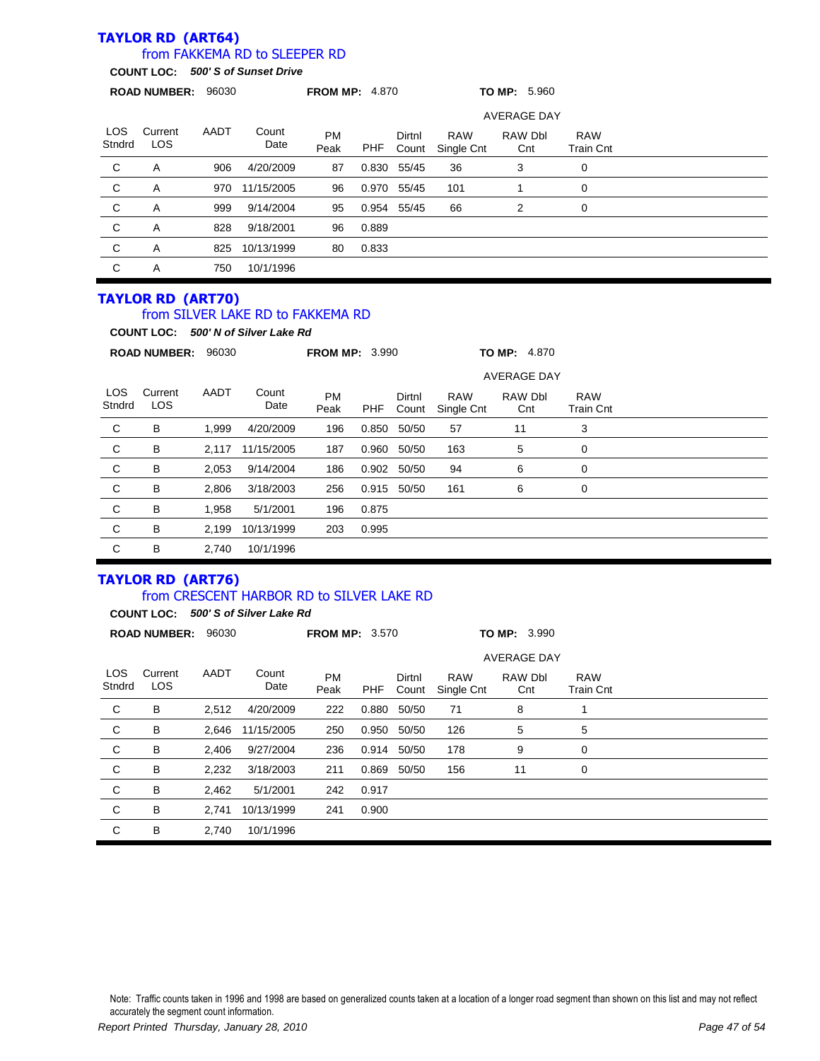## TAYLOR RD (ART64)

### from FAKKEMA RD to SLEEPER RD

**COUNT LOC:** ***500' S of Sunset Drive***

**ROAD NUMBER:** 96030 **FROM MP:** 4.870 **TO MP:** 5.960

| LOS Stndrd | Current LOS | AADT | Count Date | PM Peak | PHF | Dirtnl Count | RAW Single Cnt | RAW Dbl Cnt | RAW Train Cnt |
|---|---|---|---|---|---|---|---|---|---|
| | | | | | | | AVERAGE DAY | | |
| C | A | 906 | 4/20/2009 | 87 | 0.830 | 55/45 | 36 | 3 | 0 |
| C | A | 970 | 11/15/2005 | 96 | 0.970 | 55/45 | 101 | 1 | 0 |
| C | A | 999 | 9/14/2004 | 95 | 0.954 | 55/45 | 66 | 2 | 0 |
| C | A | 828 | 9/18/2001 | 96 | 0.889 | | | | |
| C | A | 825 | 10/13/1999 | 80 | 0.833 | | | | |
| C | A | 750 | 10/1/1996 | | | | | | |

## TAYLOR RD (ART70)

### from SILVER LAKE RD to FAKKEMA RD

**COUNT LOC:** ***500' N of Silver Lake Rd***

**ROAD NUMBER:** 96030 **FROM MP:** 3.990 **TO MP:** 4.870

| LOS Stndrd | Current LOS | AADT | Count Date | PM Peak | PHF | Dirtnl Count | RAW Single Cnt | RAW Dbl Cnt | RAW Train Cnt |
|---|---|---|---|---|---|---|---|---|---|
| | | | | | | | AVERAGE DAY | | |
| C | B | 1,999 | 4/20/2009 | 196 | 0.850 | 50/50 | 57 | 11 | 3 |
| C | B | 2,117 | 11/15/2005 | 187 | 0.960 | 50/50 | 163 | 5 | 0 |
| C | B | 2,053 | 9/14/2004 | 186 | 0.902 | 50/50 | 94 | 6 | 0 |
| C | B | 2,806 | 3/18/2003 | 256 | 0.915 | 50/50 | 161 | 6 | 0 |
| C | B | 1,958 | 5/1/2001 | 196 | 0.875 | | | | |
| C | B | 2,199 | 10/13/1999 | 203 | 0.995 | | | | |
| C | B | 2,740 | 10/1/1996 | | | | | | |

## TAYLOR RD (ART76)

### from CRESCENT HARBOR RD to SILVER LAKE RD

**COUNT LOC:** ***500' S of Silver Lake Rd***

**ROAD NUMBER:** 96030 **FROM MP:** 3.570 **TO MP:** 3.990

| LOS Stndrd | Current LOS | AADT | Count Date | PM Peak | PHF | Dirtnl Count | RAW Single Cnt | RAW Dbl Cnt | RAW Train Cnt |
|---|---|---|---|---|---|---|---|---|---|
| | | | | | | | AVERAGE DAY | | |
| C | B | 2,512 | 4/20/2009 | 222 | 0.880 | 50/50 | 71 | 8 | 1 |
| C | B | 2,646 | 11/15/2005 | 250 | 0.950 | 50/50 | 126 | 5 | 5 |
| C | B | 2,406 | 9/27/2004 | 236 | 0.914 | 50/50 | 178 | 9 | 0 |
| C | B | 2,232 | 3/18/2003 | 211 | 0.869 | 50/50 | 156 | 11 | 0 |
| C | B | 2,462 | 5/1/2001 | 242 | 0.917 | | | | |
| C | B | 2,741 | 10/13/1999 | 241 | 0.900 | | | | |
| C | B | 2,740 | 10/1/1996 | | | | | | |

Note: Traffic counts taken in 1996 and 1998 are based on generalized counts taken at a location of a longer road segment than shown on this list and may not reflect accurately the segment count information.

*Report Printed Thursday, January 28, 2010*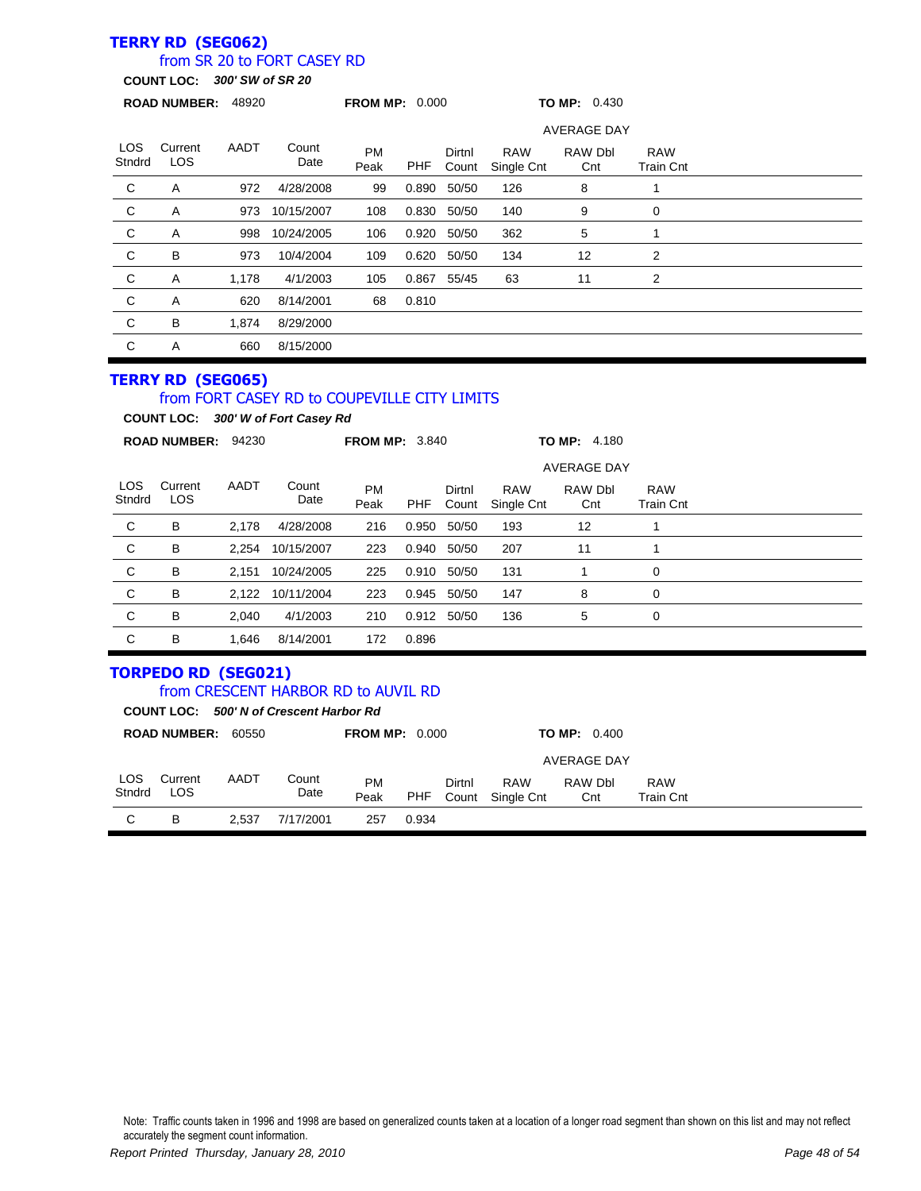## TERRY RD (SEG062)

### from SR 20 to FORT CASEY RD

**COUNT LOC:** *300' SW of SR 20*

**ROAD NUMBER:** 48920 **FROM MP:** 0.000 **TO MP:** 0.430

| LOS Stndrd | Current LOS | AADT | Count Date | PM Peak | PHF | Dirtnl Count | AVERAGE DAY RAW Single Cnt | AVERAGE DAY RAW Dbl Cnt | AVERAGE DAY RAW Train Cnt |
|---|---|---|---|---|---|---|---|---|---|
| C | A | 972 | 4/28/2008 | 99 | 0.890 | 50/50 | 126 | 8 | 1 |
| C | A | 973 | 10/15/2007 | 108 | 0.830 | 50/50 | 140 | 9 | 0 |
| C | A | 998 | 10/24/2005 | 106 | 0.920 | 50/50 | 362 | 5 | 1 |
| C | B | 973 | 10/4/2004 | 109 | 0.620 | 50/50 | 134 | 12 | 2 |
| C | A | 1,178 | 4/1/2003 | 105 | 0.867 | 55/45 | 63 | 11 | 2 |
| C | A | 620 | 8/14/2001 | 68 | 0.810 | | | | |
| C | B | 1,874 | 8/29/2000 | | | | | | |
| C | A | 660 | 8/15/2000 | | | | | | |

## TERRY RD (SEG065)

### from FORT CASEY RD to COUPEVILLE CITY LIMITS

**COUNT LOC:** *300' W of Fort Casey Rd*

**ROAD NUMBER:** 94230 **FROM MP:** 3.840 **TO MP:** 4.180

| LOS Stndrd | Current LOS | AADT | Count Date | PM Peak | PHF | Dirtnl Count | AVERAGE DAY RAW Single Cnt | AVERAGE DAY RAW Dbl Cnt | AVERAGE DAY RAW Train Cnt |
|---|---|---|---|---|---|---|---|---|---|
| C | B | 2,178 | 4/28/2008 | 216 | 0.950 | 50/50 | 193 | 12 | 1 |
| C | B | 2,254 | 10/15/2007 | 223 | 0.940 | 50/50 | 207 | 11 | 1 |
| C | B | 2,151 | 10/24/2005 | 225 | 0.910 | 50/50 | 131 | 1 | 0 |
| C | B | 2,122 | 10/11/2004 | 223 | 0.945 | 50/50 | 147 | 8 | 0 |
| C | B | 2,040 | 4/1/2003 | 210 | 0.912 | 50/50 | 136 | 5 | 0 |
| C | B | 1,646 | 8/14/2001 | 172 | 0.896 | | | | |

## TORPEDO RD (SEG021)

### from CRESCENT HARBOR RD to AUVIL RD

**COUNT LOC:** *500' N of Crescent Harbor Rd*

**ROAD NUMBER:** 60550 **FROM MP:** 0.000 **TO MP:** 0.400

| LOS Stndrd | Current LOS | AADT | Count Date | PM Peak | PHF | Dirtnl Count | AVERAGE DAY RAW Single Cnt | AVERAGE DAY RAW Dbl Cnt | AVERAGE DAY RAW Train Cnt |
|---|---|---|---|---|---|---|---|---|---|
| C | B | 2,537 | 7/17/2001 | 257 | 0.934 | | | | |

Note: Traffic counts taken in 1996 and 1998 are based on generalized counts taken at a location of a longer road segment than shown on this list and may not reflect accurately the segment count information.

*Report Printed Thursday, January 28, 2010*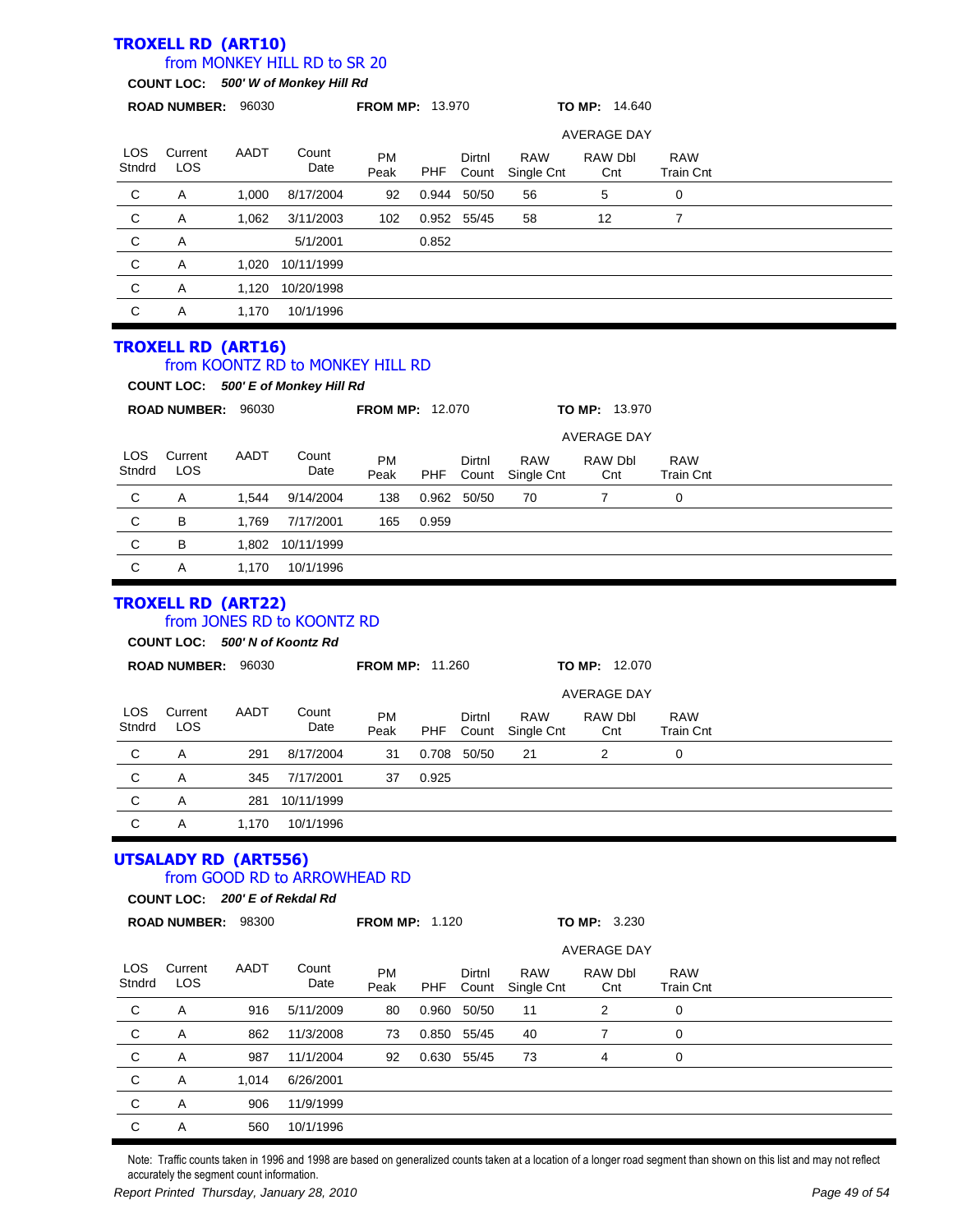## TROXELL RD (ART10)

### from MONKEY HILL RD to SR 20

**COUNT LOC:** ***500' W of Monkey Hill Rd***

**ROAD NUMBER:** 96030 **FROM MP:** 13.970 **TO MP:** 14.640

| LOS Stndrd | Current LOS | AADT | Count Date | PM Peak | PHF | Dirtnl Count | RAW Single Cnt | RAW Dbl Cnt | RAW Train Cnt |
|---|---|---|---|---|---|---|---|---|---|
| | | | | | | | | AVERAGE DAY | |
| C | A | 1,000 | 8/17/2004 | 92 | 0.944 | 50/50 | 56 | 5 | 0 |
| C | A | 1,062 | 3/11/2003 | 102 | 0.952 | 55/45 | 58 | 12 | 7 |
| C | A | | 5/1/2001 | | 0.852 | | | | |
| C | A | 1,020 | 10/11/1999 | | | | | | |
| C | A | 1,120 | 10/20/1998 | | | | | | |
| C | A | 1,170 | 10/1/1996 | | | | | | |

## TROXELL RD (ART16)

### from KOONTZ RD to MONKEY HILL RD

**COUNT LOC:** ***500' E of Monkey Hill Rd***

**ROAD NUMBER:** 96030 **FROM MP:** 12.070 **TO MP:** 13.970

| LOS Stndrd | Current LOS | AADT | Count Date | PM Peak | PHF | Dirtnl Count | RAW Single Cnt | RAW Dbl Cnt | RAW Train Cnt |
|---|---|---|---|---|---|---|---|---|---|
| | | | | | | | | AVERAGE DAY | |
| C | A | 1,544 | 9/14/2004 | 138 | 0.962 | 50/50 | 70 | 7 | 0 |
| C | B | 1,769 | 7/17/2001 | 165 | 0.959 | | | | |
| C | B | 1,802 | 10/11/1999 | | | | | | |
| C | A | 1,170 | 10/1/1996 | | | | | | |

## TROXELL RD (ART22)

### from JONES RD to KOONTZ RD

**COUNT LOC:** ***500' N of Koontz Rd***

**ROAD NUMBER:** 96030 **FROM MP:** 11.260 **TO MP:** 12.070

| LOS Stndrd | Current LOS | AADT | Count Date | PM Peak | PHF | Dirtnl Count | RAW Single Cnt | RAW Dbl Cnt | RAW Train Cnt |
|---|---|---|---|---|---|---|---|---|---|
| | | | | | | | | AVERAGE DAY | |
| C | A | 291 | 8/17/2004 | 31 | 0.708 | 50/50 | 21 | 2 | 0 |
| C | A | 345 | 7/17/2001 | 37 | 0.925 | | | | |
| C | A | 281 | 10/11/1999 | | | | | | |
| C | A | 1,170 | 10/1/1996 | | | | | | |

## UTSALADY RD (ART556)

### from GOOD RD to ARROWHEAD RD

**COUNT LOC:** ***200' E of Rekdal Rd***

**ROAD NUMBER:** 98300 **FROM MP:** 1.120 **TO MP:** 3.230

| LOS Stndrd | Current LOS | AADT | Count Date | PM Peak | PHF | Dirtnl Count | RAW Single Cnt | RAW Dbl Cnt | RAW Train Cnt |
|---|---|---|---|---|---|---|---|---|---|
| | | | | | | | | AVERAGE DAY | |
| C | A | 916 | 5/11/2009 | 80 | 0.960 | 50/50 | 11 | 2 | 0 |
| C | A | 862 | 11/3/2008 | 73 | 0.850 | 55/45 | 40 | 7 | 0 |
| C | A | 987 | 11/1/2004 | 92 | 0.630 | 55/45 | 73 | 4 | 0 |
| C | A | 1,014 | 6/26/2001 | | | | | | |
| C | A | 906 | 11/9/1999 | | | | | | |
| C | A | 560 | 10/1/1996 | | | | | | |

Note: Traffic counts taken in 1996 and 1998 are based on generalized counts taken at a location of a longer road segment than shown on this list and may not reflect accurately the segment count information.

*Report Printed Thursday, January 28, 2010*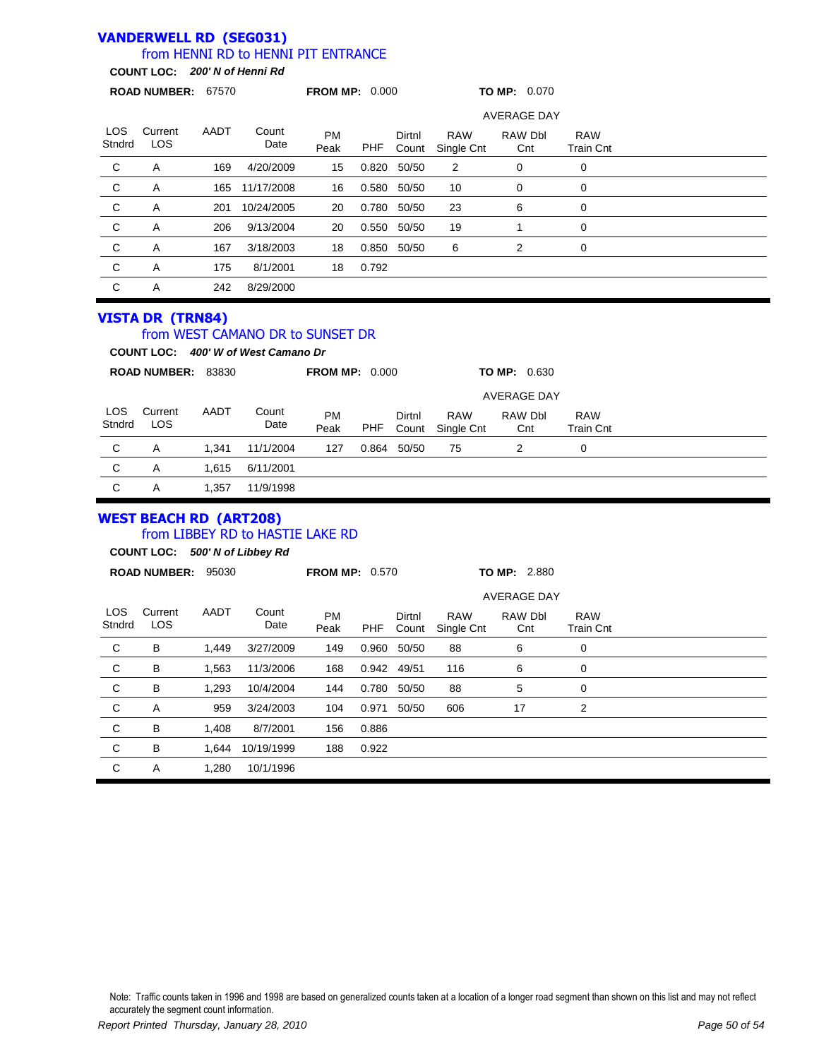## VANDERWELL RD (SEG031)

### from HENNI RD to HENNI PIT ENTRANCE

**COUNT LOC:** ***200' N of Henni Rd***

**ROAD NUMBER:** 67570 **FROM MP:** 0.000 **TO MP:** 0.070

| LOS Stndrd | Current LOS | AADT | Count Date | PM Peak | PHF | Dirtnl Count | AVERAGE DAY RAW Single Cnt | RAW Dbl Cnt | RAW Train Cnt |
|---|---|---|---|---|---|---|---|---|---|
| C | A | 169 | 4/20/2009 | 15 | 0.820 | 50/50 | 2 | 0 | 0 |
| C | A | 165 | 11/17/2008 | 16 | 0.580 | 50/50 | 10 | 0 | 0 |
| C | A | 201 | 10/24/2005 | 20 | 0.780 | 50/50 | 23 | 6 | 0 |
| C | A | 206 | 9/13/2004 | 20 | 0.550 | 50/50 | 19 | 1 | 0 |
| C | A | 167 | 3/18/2003 | 18 | 0.850 | 50/50 | 6 | 2 | 0 |
| C | A | 175 | 8/1/2001 | 18 | 0.792 | | | | |
| C | A | 242 | 8/29/2000 | | | | | | |

## VISTA DR (TRN84)

### from WEST CAMANO DR to SUNSET DR

**COUNT LOC:** ***400' W of West Camano Dr***

**ROAD NUMBER:** 83830 **FROM MP:** 0.000 **TO MP:** 0.630

| LOS Stndrd | Current LOS | AADT | Count Date | PM Peak | PHF | Dirtnl Count | AVERAGE DAY RAW Single Cnt | RAW Dbl Cnt | RAW Train Cnt |
|---|---|---|---|---|---|---|---|---|---|
| C | A | 1,341 | 11/1/2004 | 127 | 0.864 | 50/50 | 75 | 2 | 0 |
| C | A | 1,615 | 6/11/2001 | | | | | | |
| C | A | 1,357 | 11/9/1998 | | | | | | |

## WEST BEACH RD (ART208)

### from LIBBEY RD to HASTIE LAKE RD

**COUNT LOC:** ***500' N of Libbey Rd***

**ROAD NUMBER:** 95030 **FROM MP:** 0.570 **TO MP:** 2.880

| LOS Stndrd | Current LOS | AADT | Count Date | PM Peak | PHF | Dirtnl Count | AVERAGE DAY RAW Single Cnt | RAW Dbl Cnt | RAW Train Cnt |
|---|---|---|---|---|---|---|---|---|---|
| C | B | 1,449 | 3/27/2009 | 149 | 0.960 | 50/50 | 88 | 6 | 0 |
| C | B | 1,563 | 11/3/2006 | 168 | 0.942 | 49/51 | 116 | 6 | 0 |
| C | B | 1,293 | 10/4/2004 | 144 | 0.780 | 50/50 | 88 | 5 | 0 |
| C | A | 959 | 3/24/2003 | 104 | 0.971 | 50/50 | 606 | 17 | 2 |
| C | B | 1,408 | 8/7/2001 | 156 | 0.886 | | | | |
| C | B | 1,644 | 10/19/1999 | 188 | 0.922 | | | | |
| C | A | 1,280 | 10/1/1996 | | | | | | |

Note: Traffic counts taken in 1996 and 1998 are based on generalized counts taken at a location of a longer road segment than shown on this list and may not reflect accurately the segment count information.

*Report Printed Thursday, January 28, 2010*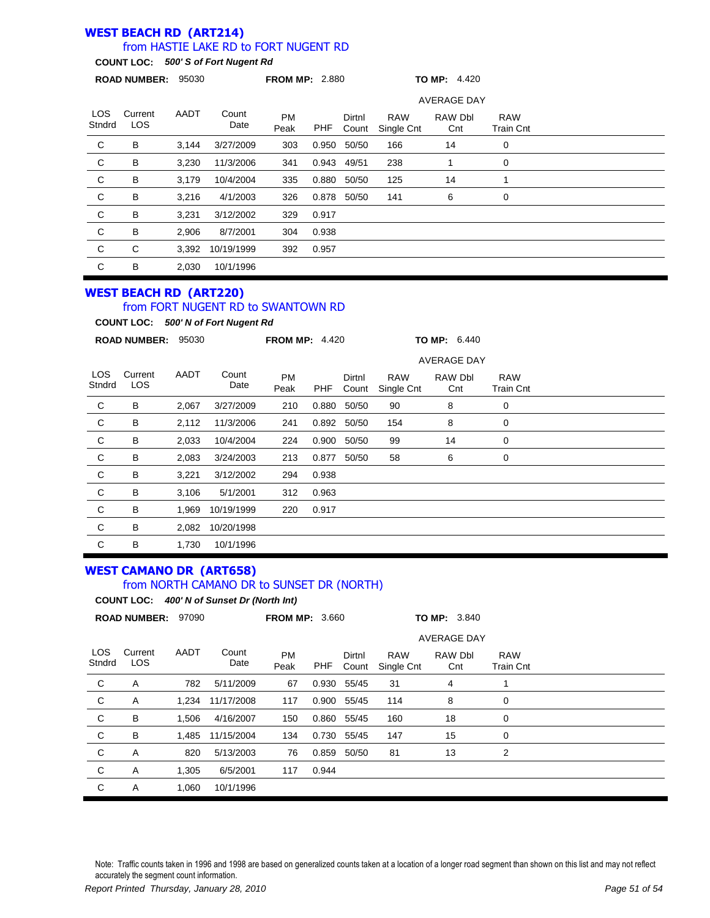## WEST BEACH RD (ART214)

### from HASTIE LAKE RD to FORT NUGENT RD

**COUNT LOC:** ***500' S of Fort Nugent Rd***

**ROAD NUMBER:** 95030 **FROM MP:** 2.880 **TO MP:** 4.420

| LOS Stndrd | Current LOS | AADT | Count Date | PM Peak | PHF | Dirtnl Count | AVERAGE DAY RAW Single Cnt | RAW Dbl Cnt | RAW Train Cnt |
|---|---|---|---|---|---|---|---|---|---|
| C | B | 3,144 | 3/27/2009 | 303 | 0.950 | 50/50 | 166 | 14 | 0 |
| C | B | 3,230 | 11/3/2006 | 341 | 0.943 | 49/51 | 238 | 1 | 0 |
| C | B | 3,179 | 10/4/2004 | 335 | 0.880 | 50/50 | 125 | 14 | 1 |
| C | B | 3,216 | 4/1/2003 | 326 | 0.878 | 50/50 | 141 | 6 | 0 |
| C | B | 3,231 | 3/12/2002 | 329 | 0.917 | | | | |
| C | B | 2,906 | 8/7/2001 | 304 | 0.938 | | | | |
| C | C | 3,392 | 10/19/1999 | 392 | 0.957 | | | | |
| C | B | 2,030 | 10/1/1996 | | | | | | |

## WEST BEACH RD (ART220)

### from FORT NUGENT RD to SWANTOWN RD

**COUNT LOC:** ***500' N of Fort Nugent Rd***

**ROAD NUMBER:** 95030 **FROM MP:** 4.420 **TO MP:** 6.440

| LOS Stndrd | Current LOS | AADT | Count Date | PM Peak | PHF | Dirtnl Count | AVERAGE DAY RAW Single Cnt | RAW Dbl Cnt | RAW Train Cnt |
|---|---|---|---|---|---|---|---|---|---|
| C | B | 2,067 | 3/27/2009 | 210 | 0.880 | 50/50 | 90 | 8 | 0 |
| C | B | 2,112 | 11/3/2006 | 241 | 0.892 | 50/50 | 154 | 8 | 0 |
| C | B | 2,033 | 10/4/2004 | 224 | 0.900 | 50/50 | 99 | 14 | 0 |
| C | B | 2,083 | 3/24/2003 | 213 | 0.877 | 50/50 | 58 | 6 | 0 |
| C | B | 3,221 | 3/12/2002 | 294 | 0.938 | | | | |
| C | B | 3,106 | 5/1/2001 | 312 | 0.963 | | | | |
| C | B | 1,969 | 10/19/1999 | 220 | 0.917 | | | | |
| C | B | 2,082 | 10/20/1998 | | | | | | |
| C | B | 1,730 | 10/1/1996 | | | | | | |

## WEST CAMANO DR (ART658)

### from NORTH CAMANO DR to SUNSET DR (NORTH)

**COUNT LOC:** ***400' N of Sunset Dr (North Int)***

**ROAD NUMBER:** 97090 **FROM MP:** 3.660 **TO MP:** 3.840

| LOS Stndrd | Current LOS | AADT | Count Date | PM Peak | PHF | Dirtnl Count | AVERAGE DAY RAW Single Cnt | RAW Dbl Cnt | RAW Train Cnt |
|---|---|---|---|---|---|---|---|---|---|
| C | A | 782 | 5/11/2009 | 67 | 0.930 | 55/45 | 31 | 4 | 1 |
| C | A | 1,234 | 11/17/2008 | 117 | 0.900 | 55/45 | 114 | 8 | 0 |
| C | B | 1,506 | 4/16/2007 | 150 | 0.860 | 55/45 | 160 | 18 | 0 |
| C | B | 1,485 | 11/15/2004 | 134 | 0.730 | 55/45 | 147 | 15 | 0 |
| C | A | 820 | 5/13/2003 | 76 | 0.859 | 50/50 | 81 | 13 | 2 |
| C | A | 1,305 | 6/5/2001 | 117 | 0.944 | | | | |
| C | A | 1,060 | 10/1/1996 | | | | | | |

Note: Traffic counts taken in 1996 and 1998 are based on generalized counts taken at a location of a longer road segment than shown on this list and may not reflect accurately the segment count information.

*Report Printed Thursday, January 28, 2010*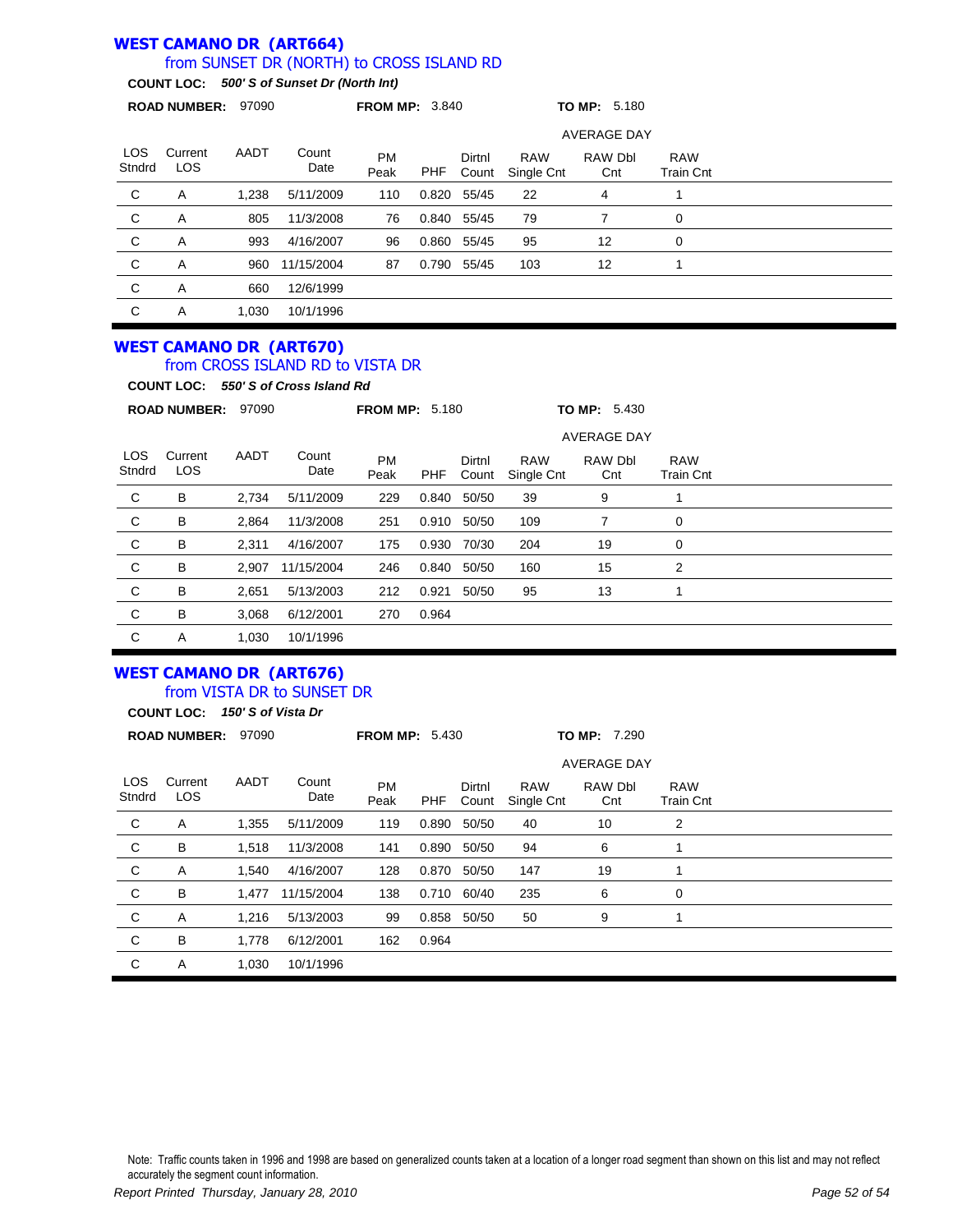## WEST CAMANO DR (ART664)

### from SUNSET DR (NORTH) to CROSS ISLAND RD

**COUNT LOC:** ***500' S of Sunset Dr (North Int)***

**ROAD NUMBER:** 97090 **FROM MP:** 3.840 **TO MP:** 5.180

| LOS Stndrd | Current LOS | AADT | Count Date | PM Peak | PHF | Dirtnl Count | AVERAGE DAY RAW Single Cnt | RAW Dbl Cnt | RAW Train Cnt |
|---|---|---|---|---|---|---|---|---|---|
| C | A | 1,238 | 5/11/2009 | 110 | 0.820 | 55/45 | 22 | 4 | 1 |
| C | A | 805 | 11/3/2008 | 76 | 0.840 | 55/45 | 79 | 7 | 0 |
| C | A | 993 | 4/16/2007 | 96 | 0.860 | 55/45 | 95 | 12 | 0 |
| C | A | 960 | 11/15/2004 | 87 | 0.790 | 55/45 | 103 | 12 | 1 |
| C | A | 660 | 12/6/1999 | | | | | | |
| C | A | 1,030 | 10/1/1996 | | | | | | |

## WEST CAMANO DR (ART670)

### from CROSS ISLAND RD to VISTA DR

**COUNT LOC:** ***550' S of Cross Island Rd***

**ROAD NUMBER:** 97090 **FROM MP:** 5.180 **TO MP:** 5.430

| LOS Stndrd | Current LOS | AADT | Count Date | PM Peak | PHF | Dirtnl Count | AVERAGE DAY RAW Single Cnt | RAW Dbl Cnt | RAW Train Cnt |
|---|---|---|---|---|---|---|---|---|---|
| C | B | 2,734 | 5/11/2009 | 229 | 0.840 | 50/50 | 39 | 9 | 1 |
| C | B | 2,864 | 11/3/2008 | 251 | 0.910 | 50/50 | 109 | 7 | 0 |
| C | B | 2,311 | 4/16/2007 | 175 | 0.930 | 70/30 | 204 | 19 | 0 |
| C | B | 2,907 | 11/15/2004 | 246 | 0.840 | 50/50 | 160 | 15 | 2 |
| C | B | 2,651 | 5/13/2003 | 212 | 0.921 | 50/50 | 95 | 13 | 1 |
| C | B | 3,068 | 6/12/2001 | 270 | 0.964 | | | | |
| C | A | 1,030 | 10/1/1996 | | | | | | |

## WEST CAMANO DR (ART676)

### from VISTA DR to SUNSET DR

**COUNT LOC:** ***150' S of Vista Dr***

**ROAD NUMBER:** 97090 **FROM MP:** 5.430 **TO MP:** 7.290

| LOS Stndrd | Current LOS | AADT | Count Date | PM Peak | PHF | Dirtnl Count | AVERAGE DAY RAW Single Cnt | RAW Dbl Cnt | RAW Train Cnt |
|---|---|---|---|---|---|---|---|---|---|
| C | A | 1,355 | 5/11/2009 | 119 | 0.890 | 50/50 | 40 | 10 | 2 |
| C | B | 1,518 | 11/3/2008 | 141 | 0.890 | 50/50 | 94 | 6 | 1 |
| C | A | 1,540 | 4/16/2007 | 128 | 0.870 | 50/50 | 147 | 19 | 1 |
| C | B | 1,477 | 11/15/2004 | 138 | 0.710 | 60/40 | 235 | 6 | 0 |
| C | A | 1,216 | 5/13/2003 | 99 | 0.858 | 50/50 | 50 | 9 | 1 |
| C | B | 1,778 | 6/12/2001 | 162 | 0.964 | | | | |
| C | A | 1,030 | 10/1/1996 | | | | | | |

Note: Traffic counts taken in 1996 and 1998 are based on generalized counts taken at a location of a longer road segment than shown on this list and may not reflect accurately the segment count information.

*Report Printed Thursday, January 28, 2010*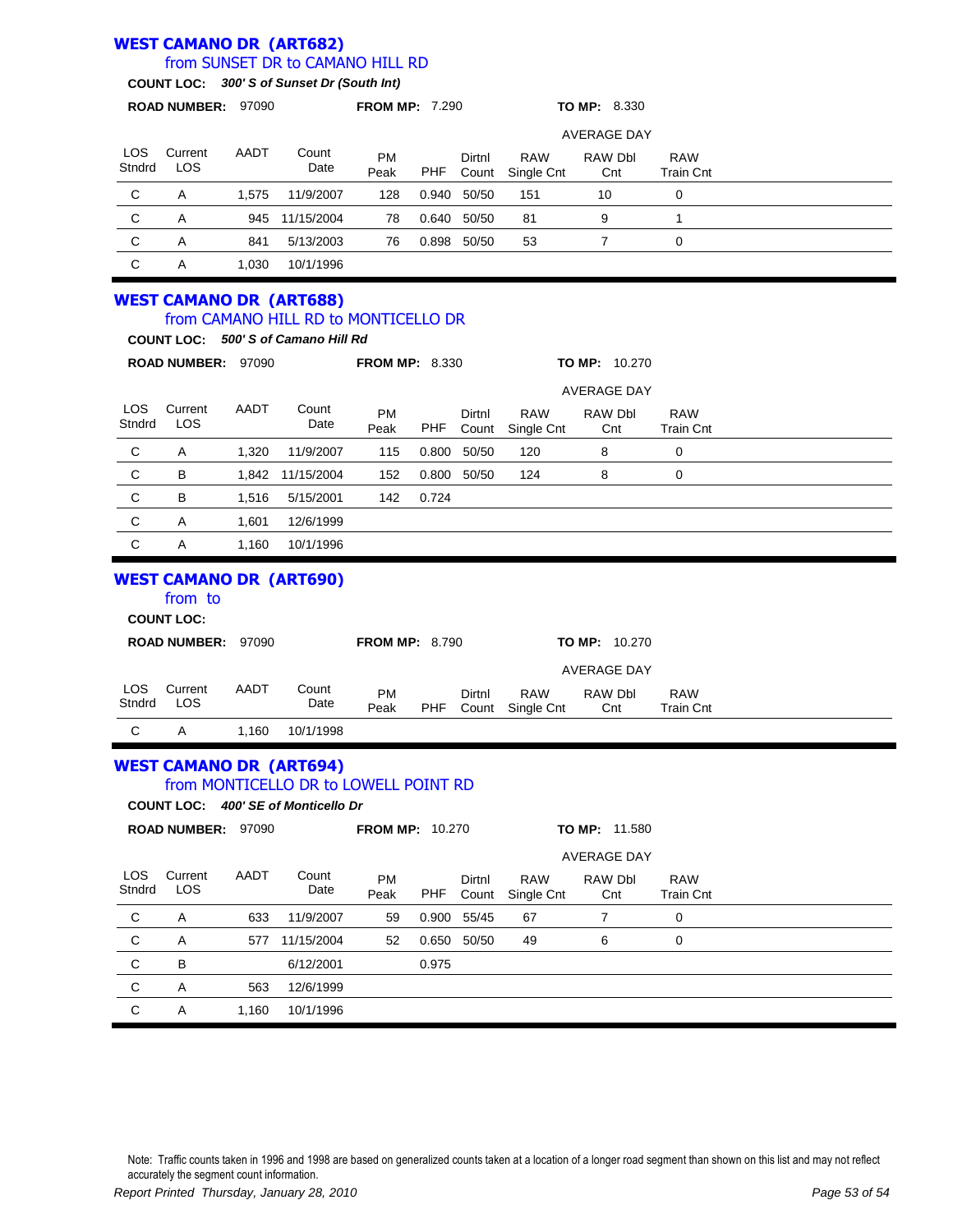## WEST CAMANO DR (ART682)

from SUNSET DR to CAMANO HILL RD

**COUNT LOC:** ***300' S of Sunset Dr (South Int)***

**ROAD NUMBER:** 97090 **FROM MP:** 7.290 **TO MP:** 8.330

| LOS Stndrd | Current LOS | AADT | Count Date | PM Peak | PHF | Dirtnl Count | RAW Single Cnt | RAW Dbl Cnt | RAW Train Cnt |
|---|---|---|---|---|---|---|---|---|---|
| | | | | | | | AVERAGE DAY | | |
| C | A | 1,575 | 11/9/2007 | 128 | 0.940 | 50/50 | 151 | 10 | 0 |
| C | A | 945 | 11/15/2004 | 78 | 0.640 | 50/50 | 81 | 9 | 1 |
| C | A | 841 | 5/13/2003 | 76 | 0.898 | 50/50 | 53 | 7 | 0 |
| C | A | 1,030 | 10/1/1996 | | | | | | |

## WEST CAMANO DR (ART688)

from CAMANO HILL RD to MONTICELLO DR

**COUNT LOC:** ***500' S of Camano Hill Rd***

**ROAD NUMBER:** 97090 **FROM MP:** 8.330 **TO MP:** 10.270

| LOS Stndrd | Current LOS | AADT | Count Date | PM Peak | PHF | Dirtnl Count | RAW Single Cnt | RAW Dbl Cnt | RAW Train Cnt |
|---|---|---|---|---|---|---|---|---|---|
| | | | | | | | AVERAGE DAY | | |
| C | A | 1,320 | 11/9/2007 | 115 | 0.800 | 50/50 | 120 | 8 | 0 |
| C | B | 1,842 | 11/15/2004 | 152 | 0.800 | 50/50 | 124 | 8 | 0 |
| C | B | 1,516 | 5/15/2001 | 142 | 0.724 | | | | |
| C | A | 1,601 | 12/6/1999 | | | | | | |
| C | A | 1,160 | 10/1/1996 | | | | | | |

## WEST CAMANO DR (ART690)

from to

**COUNT LOC:**

**ROAD NUMBER:** 97090 **FROM MP:** 8.790 **TO MP:** 10.270

| LOS Stndrd | Current LOS | AADT | Count Date | PM Peak | PHF | Dirtnl Count | RAW Single Cnt | RAW Dbl Cnt | RAW Train Cnt |
|---|---|---|---|---|---|---|---|---|---|
| | | | | | | | AVERAGE DAY | | |
| C | A | 1,160 | 10/1/1998 | | | | | | |

## WEST CAMANO DR (ART694)

from MONTICELLO DR to LOWELL POINT RD

**COUNT LOC:** ***400' SE of Monticello Dr***

**ROAD NUMBER:** 97090 **FROM MP:** 10.270 **TO MP:** 11.580

| LOS Stndrd | Current LOS | AADT | Count Date | PM Peak | PHF | Dirtnl Count | RAW Single Cnt | RAW Dbl Cnt | RAW Train Cnt |
|---|---|---|---|---|---|---|---|---|---|
| | | | | | | | AVERAGE DAY | | |
| C | A | 633 | 11/9/2007 | 59 | 0.900 | 55/45 | 67 | 7 | 0 |
| C | A | 577 | 11/15/2004 | 52 | 0.650 | 50/50 | 49 | 6 | 0 |
| C | B | | 6/12/2001 | | 0.975 | | | | |
| C | A | 563 | 12/6/1999 | | | | | | |
| C | A | 1,160 | 10/1/1996 | | | | | | |

Note: Traffic counts taken in 1996 and 1998 are based on generalized counts taken at a location of a longer road segment than shown on this list and may not reflect accurately the segment count information.

*Report Printed Thursday, January 28, 2010*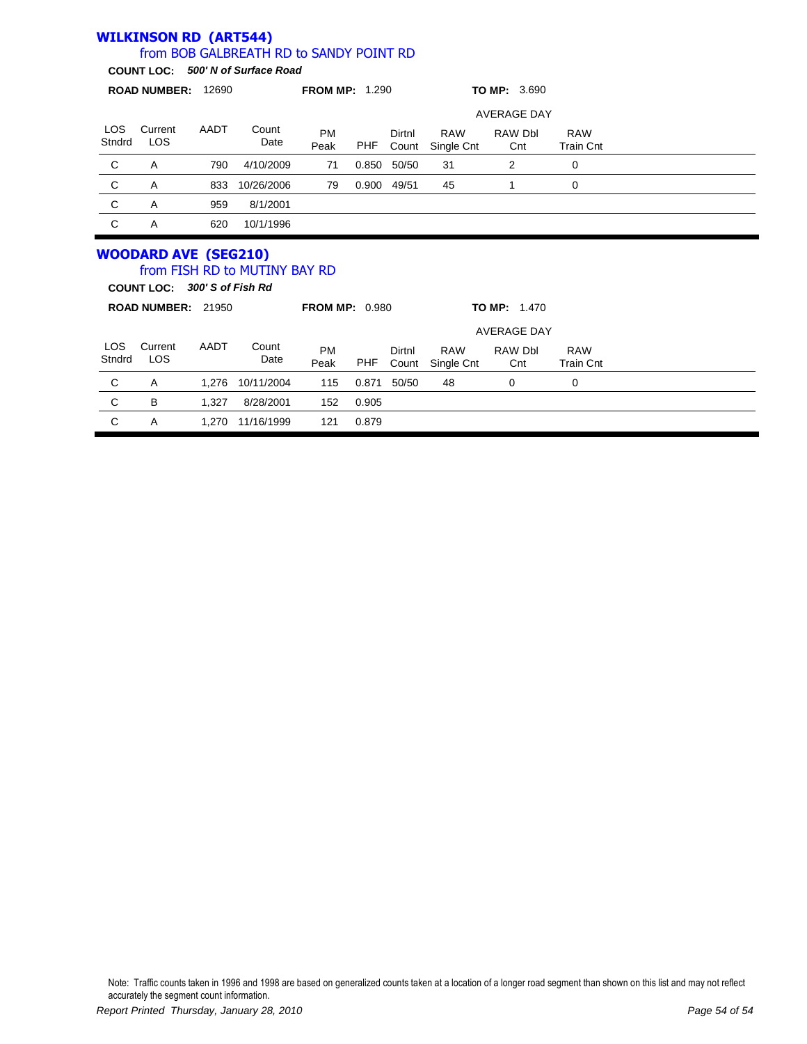## WILKINSON RD (ART544)

from BOB GALBREATH RD to SANDY POINT RD

**COUNT LOC:** ***500' N of Surface Road***

**ROAD NUMBER:** 12690 **FROM MP:** 1.290 **TO MP:** 3.690

| LOS Stndrd | Current LOS | AADT | Count Date | PM Peak | PHF | Dirtnl Count | AVERAGE DAY RAW Single Cnt | RAW Dbl Cnt | RAW Train Cnt |
|---|---|---|---|---|---|---|---|---|---|
| C | A | 790 | 4/10/2009 | 71 | 0.850 | 50/50 | 31 | 2 | 0 |
| C | A | 833 | 10/26/2006 | 79 | 0.900 | 49/51 | 45 | 1 | 0 |
| C | A | 959 | 8/1/2001 | | | | | | |
| C | A | 620 | 10/1/1996 | | | | | | |

## WOODARD AVE (SEG210)

from FISH RD to MUTINY BAY RD

**COUNT LOC:** ***300' S of Fish Rd***

**ROAD NUMBER:** 21950 **FROM MP:** 0.980 **TO MP:** 1.470

| LOS Stndrd | Current LOS | AADT | Count Date | PM Peak | PHF | Dirtnl Count | AVERAGE DAY RAW Single Cnt | RAW Dbl Cnt | RAW Train Cnt |
|---|---|---|---|---|---|---|---|---|---|
| C | A | 1,276 | 10/11/2004 | 115 | 0.871 | 50/50 | 48 | 0 | 0 |
| C | B | 1,327 | 8/28/2001 | 152 | 0.905 | | | | |
| C | A | 1,270 | 11/16/1999 | 121 | 0.879 | | | | |

Note: Traffic counts taken in 1996 and 1998 are based on generalized counts taken at a location of a longer road segment than shown on this list and may not reflect accurately the segment count information.

*Report Printed Thursday, January 28, 2010*